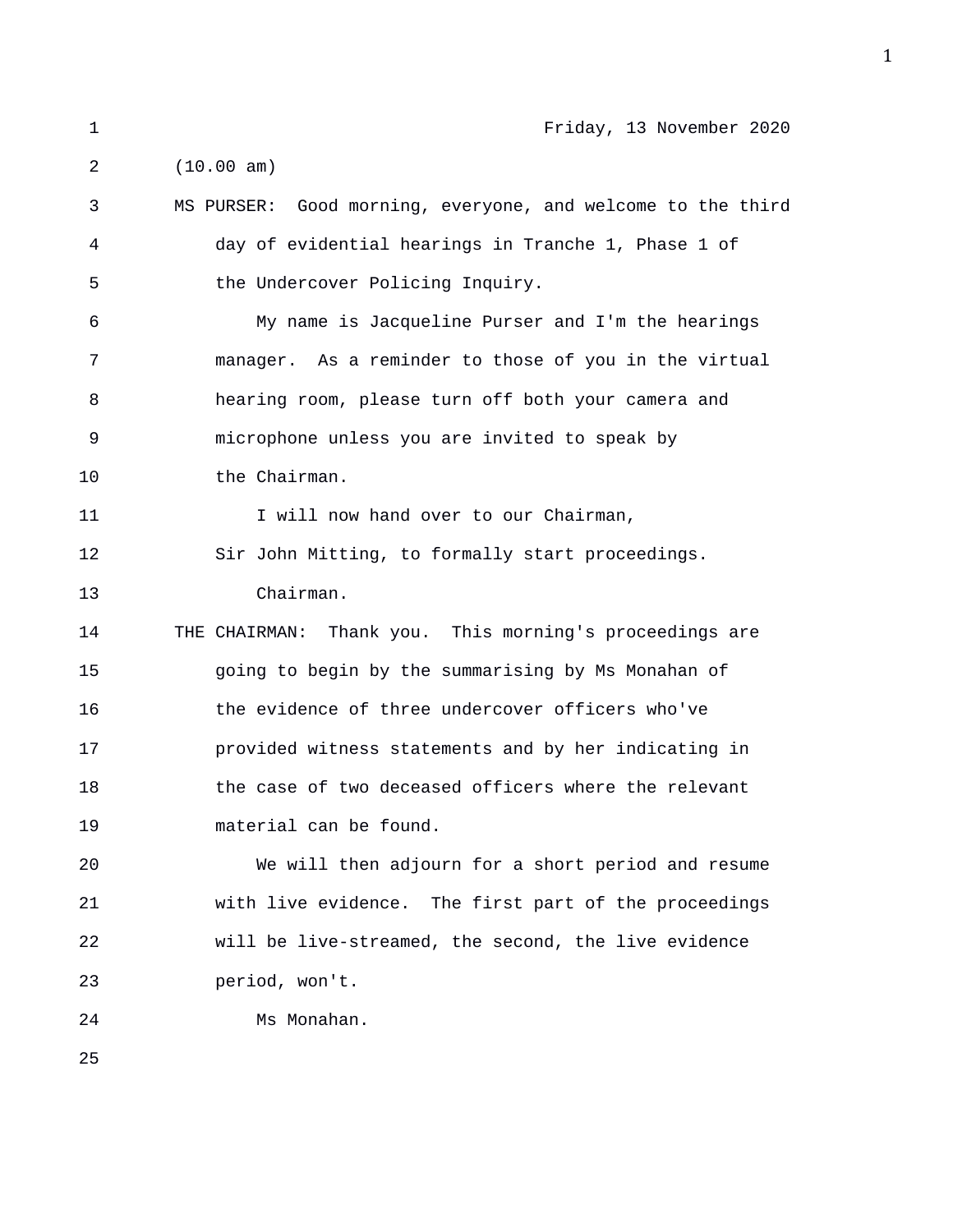Friday, 13 November 2020

(10.00 am)

MS PURSER: Good morning, everyone, and welcome to the third day of evidential hearings in Tranche 1, Phase 1 of the Undercover Policing Inquiry.

My name is Jacqueline Purser and I'm the hearings manager. As a reminder to those of you in the virtual hearing room, please turn off both your camera and microphone unless you are invited to speak by the Chairman.

I will now hand over to our Chairman, Sir John Mitting, to formally start proceedings.

Chairman.

THE CHAIRMAN: Thank you. This morning's proceedings are going to begin by the summarising by Ms Monahan of the evidence of three undercover officers who've provided witness statements and by her indicating in the case of two deceased officers where the relevant material can be found.

We will then adjourn for a short period and resume with live evidence. The first part of the proceedings will be live-streamed, the second, the live evidence period, won't.

Ms Monahan.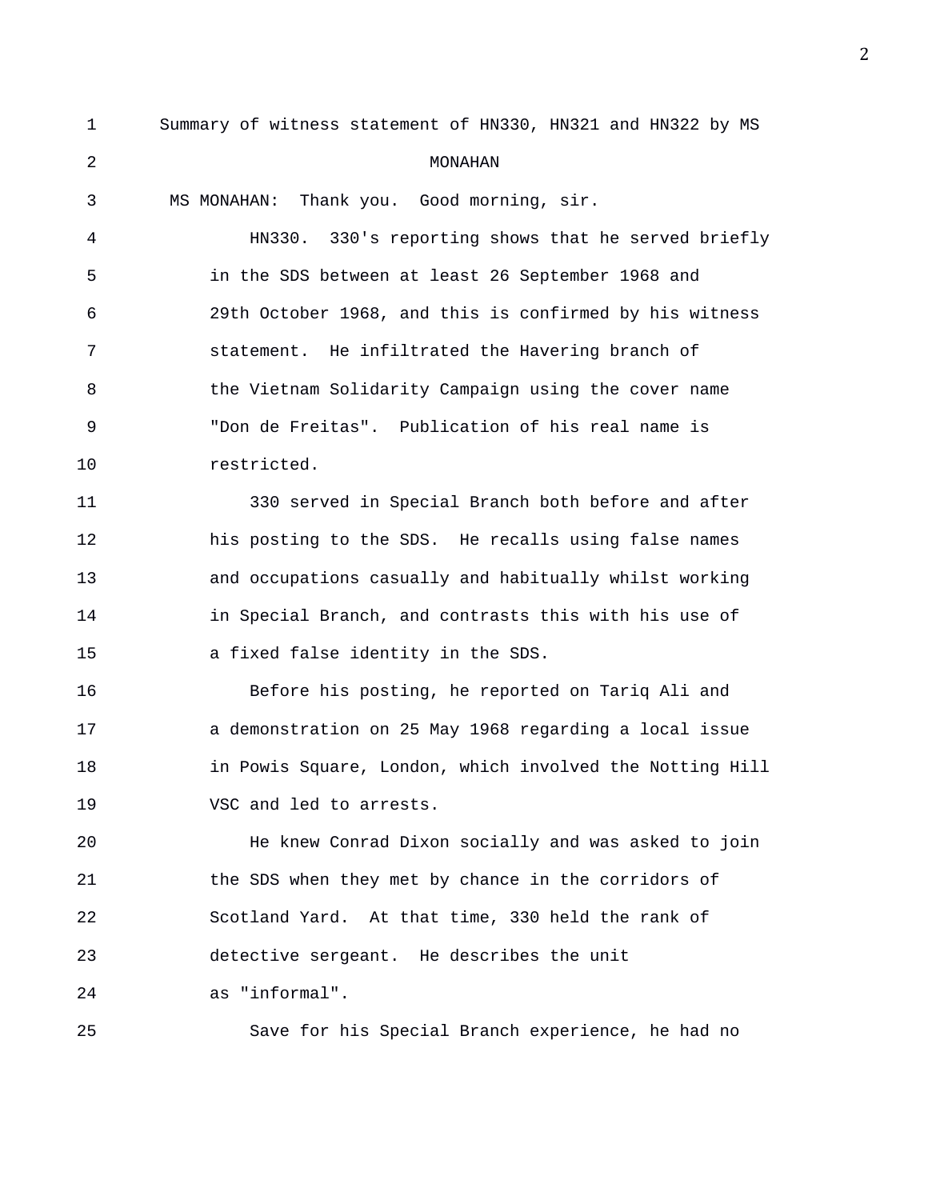Summary of witness statement of HN330, HN321 and HN322 by MS MONAHAN

MS MONAHAN: Thank you. Good morning, sir.

HN330. 330's reporting shows that he served briefly in the SDS between at least 26 September 1968 and 29th October 1968, and this is confirmed by his witness statement. He infiltrated the Havering branch of the Vietnam Solidarity Campaign using the cover name "Don de Freitas". Publication of his real name is restricted.

330 served in Special Branch both before and after his posting to the SDS. He recalls using false names and occupations casually and habitually whilst working in Special Branch, and contrasts this with his use of a fixed false identity in the SDS.

Before his posting, he reported on Tariq Ali and a demonstration on 25 May 1968 regarding a local issue in Powis Square, London, which involved the Notting Hill VSC and led to arrests.

He knew Conrad Dixon socially and was asked to join the SDS when they met by chance in the corridors of Scotland Yard. At that time, 330 held the rank of detective sergeant. He describes the unit as "informal".

Save for his Special Branch experience, he had no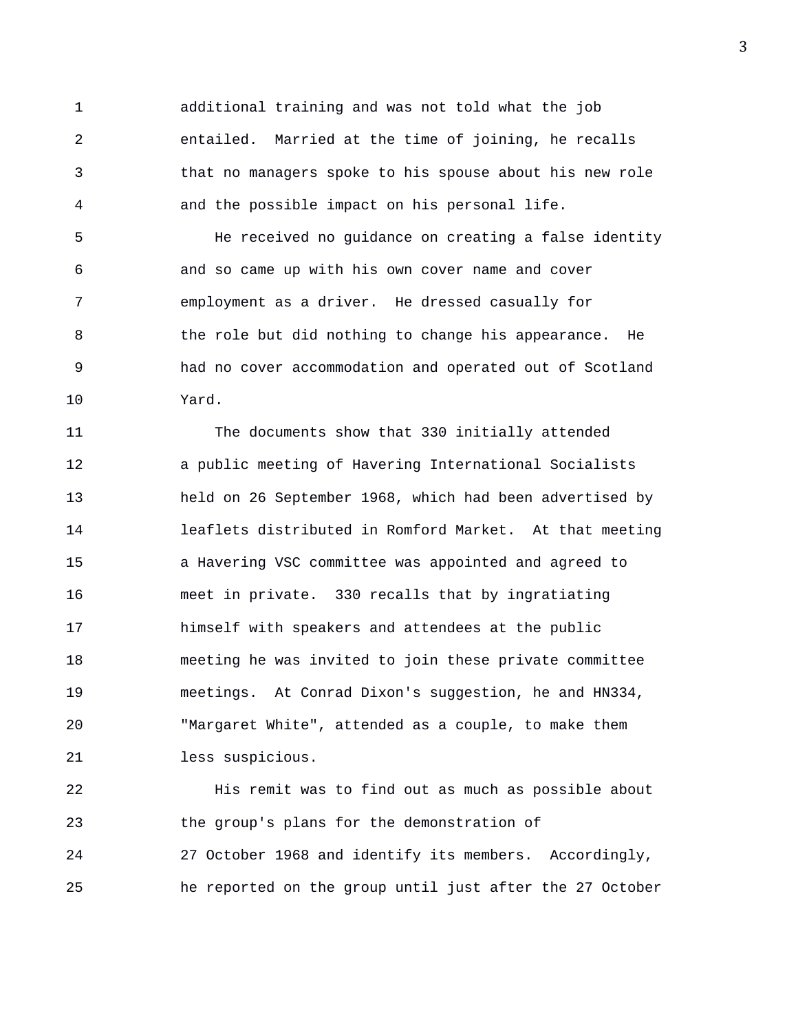additional training and was not told what the job entailed. Married at the time of joining, he recalls that no managers spoke to his spouse about his new role and the possible impact on his personal life.

He received no guidance on creating a false identity and so came up with his own cover name and cover employment as a driver. He dressed casually for the role but did nothing to change his appearance. He had no cover accommodation and operated out of Scotland Yard.

The documents show that 330 initially attended a public meeting of Havering International Socialists held on 26 September 1968, which had been advertised by leaflets distributed in Romford Market. At that meeting a Havering VSC committee was appointed and agreed to meet in private. 330 recalls that by ingratiating himself with speakers and attendees at the public meeting he was invited to join these private committee meetings. At Conrad Dixon's suggestion, he and HN334, "Margaret White", attended as a couple, to make them less suspicious.

His remit was to find out as much as possible about the group's plans for the demonstration of 27 October 1968 and identify its members. Accordingly, he reported on the group until just after the 27 October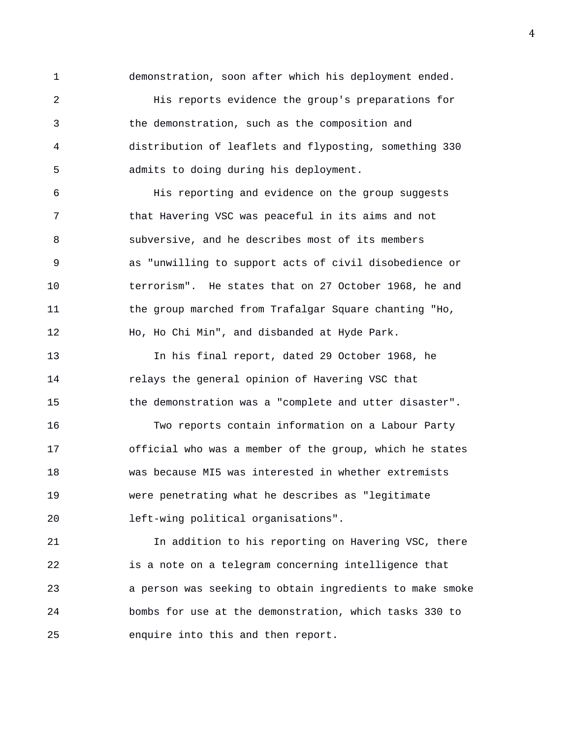demonstration, soon after which his deployment ended.

His reports evidence the group's preparations for the demonstration, such as the composition and distribution of leaflets and flyposting, something 330 admits to doing during his deployment.

His reporting and evidence on the group suggests that Havering VSC was peaceful in its aims and not subversive, and he describes most of its members as "unwilling to support acts of civil disobedience or terrorism". He states that on 27 October 1968, he and the group marched from Trafalgar Square chanting "Ho, Ho, Ho Chi Min", and disbanded at Hyde Park.

In his final report, dated 29 October 1968, he relays the general opinion of Havering VSC that the demonstration was a "complete and utter disaster".

Two reports contain information on a Labour Party official who was a member of the group, which he states was because MI5 was interested in whether extremists were penetrating what he describes as "legitimate left-wing political organisations".

In addition to his reporting on Havering VSC, there is a note on a telegram concerning intelligence that a person was seeking to obtain ingredients to make smoke bombs for use at the demonstration, which tasks 330 to enquire into this and then report.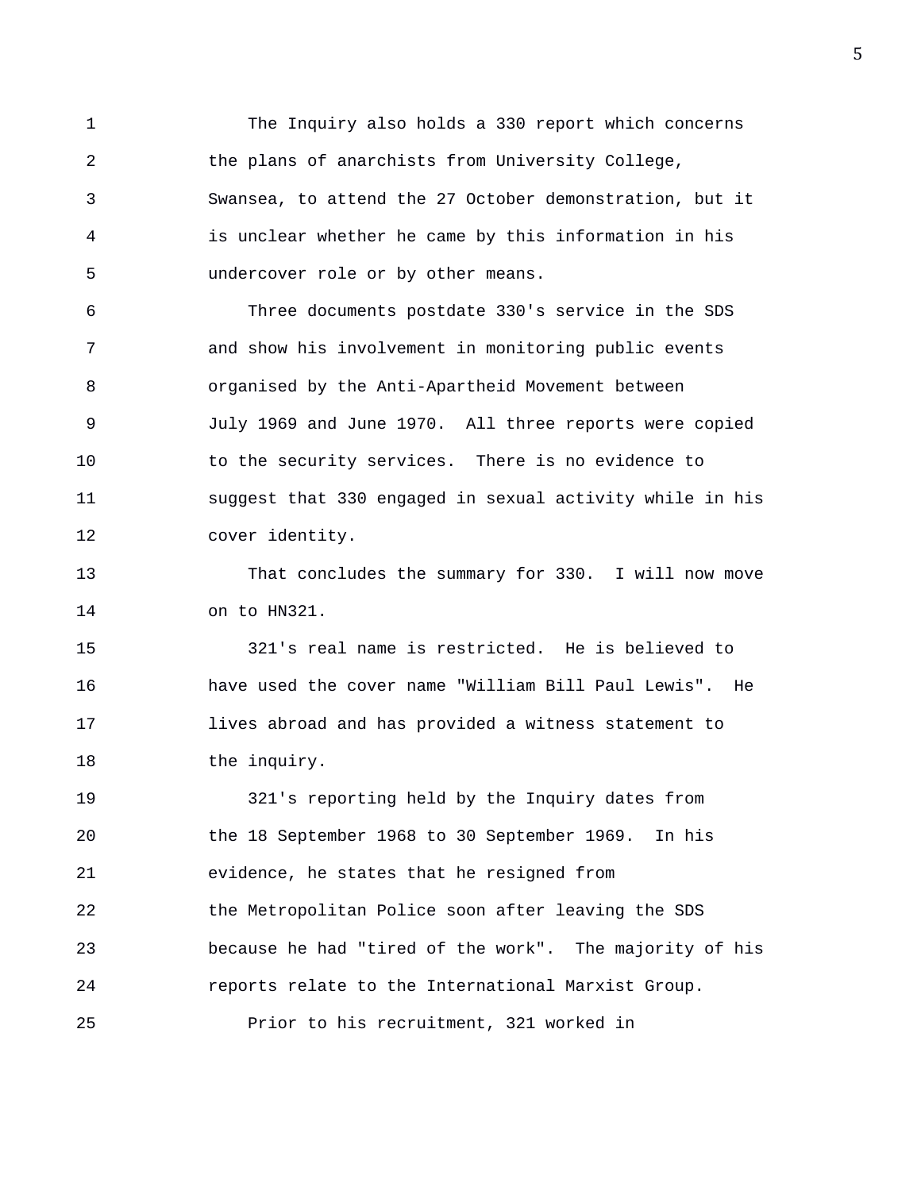The Inquiry also holds a 330 report which concerns the plans of anarchists from University College, Swansea, to attend the 27 October demonstration, but it is unclear whether he came by this information in his undercover role or by other means.

Three documents postdate 330's service in the SDS and show his involvement in monitoring public events organised by the Anti-Apartheid Movement between July 1969 and June 1970. All three reports were copied to the security services. There is no evidence to suggest that 330 engaged in sexual activity while in his cover identity.

That concludes the summary for 330. I will now move on to HN321.

321's real name is restricted. He is believed to have used the cover name "William Bill Paul Lewis". He lives abroad and has provided a witness statement to the inquiry.

321's reporting held by the Inquiry dates from the 18 September 1968 to 30 September 1969. In his evidence, he states that he resigned from the Metropolitan Police soon after leaving the SDS because he had "tired of the work". The majority of his reports relate to the International Marxist Group.

Prior to his recruitment, 321 worked in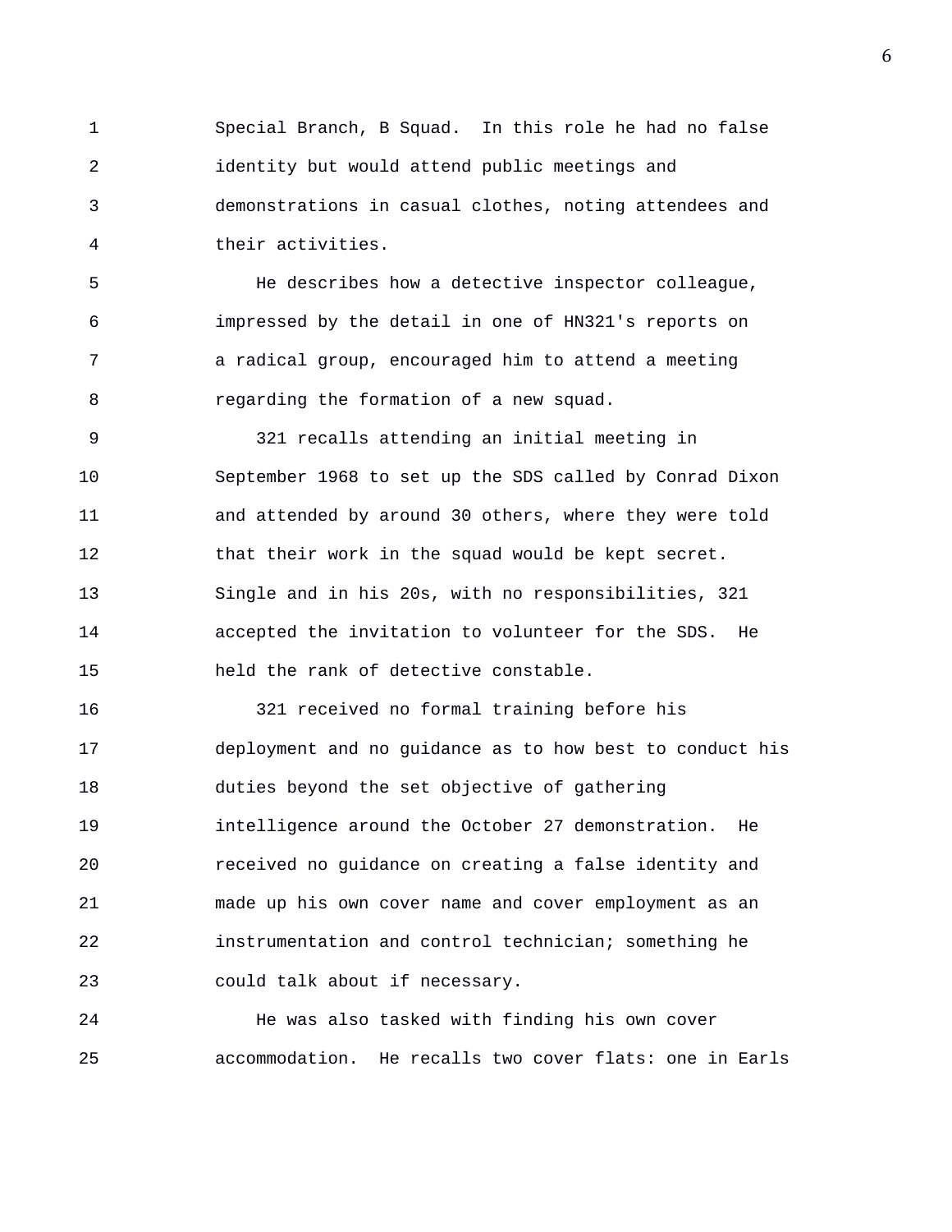Special Branch, B Squad. In this role he had no false identity but would attend public meetings and demonstrations in casual clothes, noting attendees and their activities.

He describes how a detective inspector colleague, impressed by the detail in one of HN321's reports on a radical group, encouraged him to attend a meeting regarding the formation of a new squad.

321 recalls attending an initial meeting in September 1968 to set up the SDS called by Conrad Dixon and attended by around 30 others, where they were told that their work in the squad would be kept secret. Single and in his 20s, with no responsibilities, 321 accepted the invitation to volunteer for the SDS. He held the rank of detective constable.

321 received no formal training before his deployment and no guidance as to how best to conduct his duties beyond the set objective of gathering intelligence around the October 27 demonstration. He received no guidance on creating a false identity and made up his own cover name and cover employment as an instrumentation and control technician; something he could talk about if necessary.

He was also tasked with finding his own cover accommodation. He recalls two cover flats: one in Earls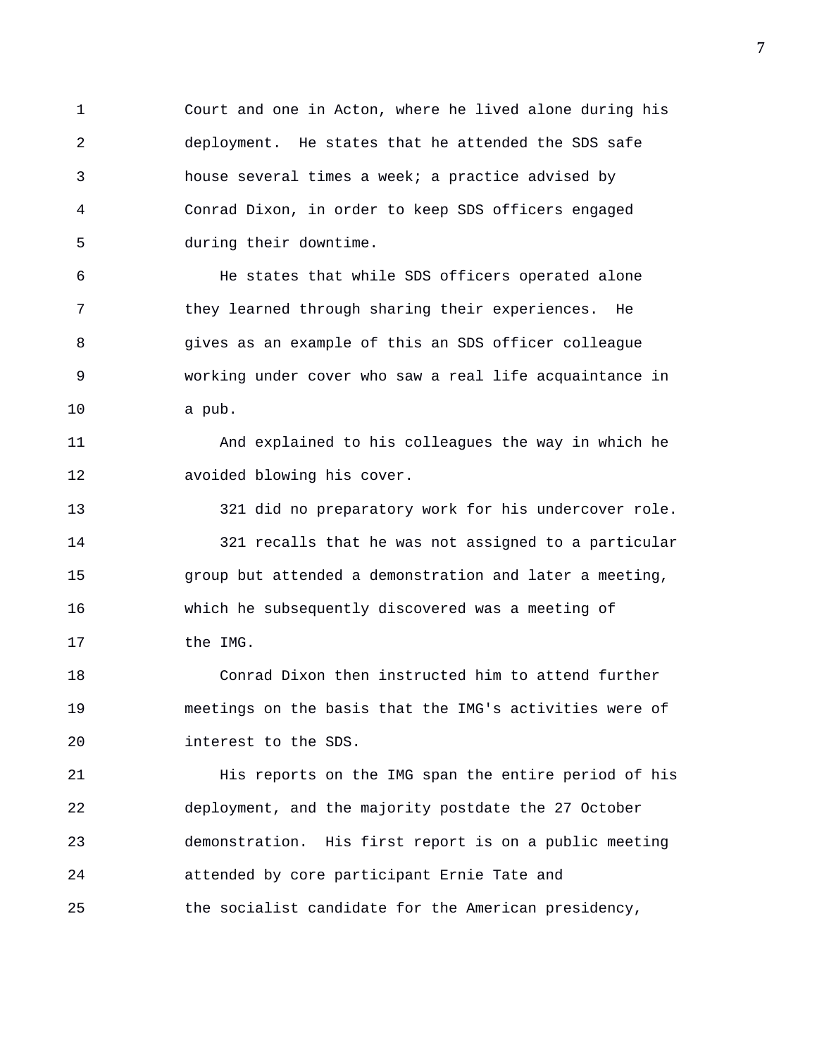Court and one in Acton, where he lived alone during his deployment. He states that he attended the SDS safe house several times a week; a practice advised by Conrad Dixon, in order to keep SDS officers engaged during their downtime.

He states that while SDS officers operated alone they learned through sharing their experiences. He gives as an example of this an SDS officer colleague working under cover who saw a real life acquaintance in a pub.

And explained to his colleagues the way in which he avoided blowing his cover.

321 did no preparatory work for his undercover role.

321 recalls that he was not assigned to a particular group but attended a demonstration and later a meeting, which he subsequently discovered was a meeting of the IMG.

Conrad Dixon then instructed him to attend further meetings on the basis that the IMG's activities were of interest to the SDS.

His reports on the IMG span the entire period of his deployment, and the majority postdate the 27 October demonstration. His first report is on a public meeting attended by core participant Ernie Tate and the socialist candidate for the American presidency,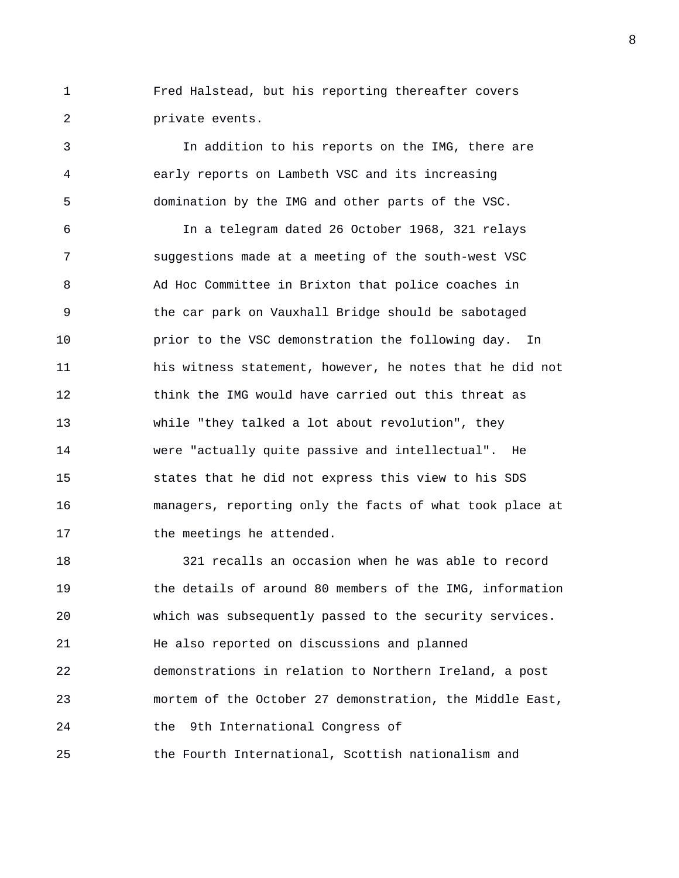Fred Halstead, but his reporting thereafter covers private events.

In addition to his reports on the IMG, there are early reports on Lambeth VSC and its increasing domination by the IMG and other parts of the VSC.

In a telegram dated 26 October 1968, 321 relays suggestions made at a meeting of the south-west VSC Ad Hoc Committee in Brixton that police coaches in the car park on Vauxhall Bridge should be sabotaged prior to the VSC demonstration the following day. In his witness statement, however, he notes that he did not think the IMG would have carried out this threat as while "they talked a lot about revolution", they were "actually quite passive and intellectual". He states that he did not express this view to his SDS managers, reporting only the facts of what took place at the meetings he attended.

321 recalls an occasion when he was able to record the details of around 80 members of the IMG, information which was subsequently passed to the security services. He also reported on discussions and planned demonstrations in relation to Northern Ireland, a post mortem of the October 27 demonstration, the Middle East, the 9th International Congress of the Fourth International, Scottish nationalism and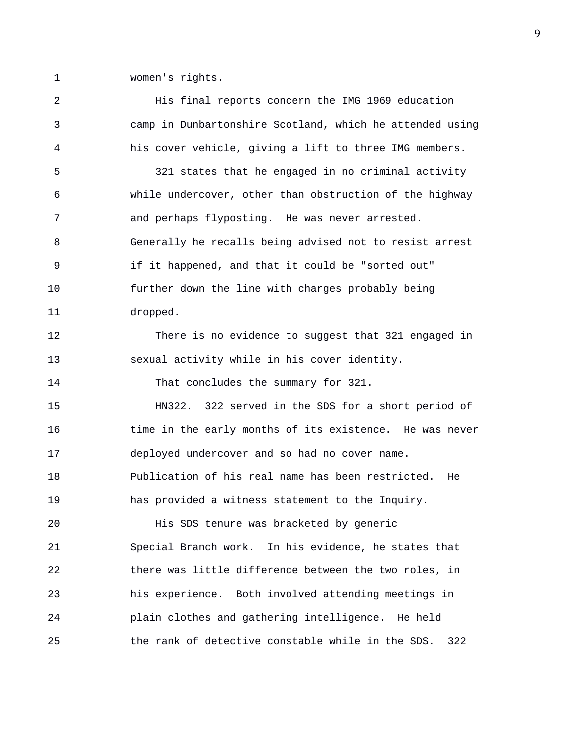women's rights.

His final reports concern the IMG 1969 education camp in Dunbartonshire Scotland, which he attended using his cover vehicle, giving a lift to three IMG members.

321 states that he engaged in no criminal activity while undercover, other than obstruction of the highway and perhaps flyposting. He was never arrested. Generally he recalls being advised not to resist arrest if it happened, and that it could be "sorted out" further down the line with charges probably being dropped.

There is no evidence to suggest that 321 engaged in sexual activity while in his cover identity.

That concludes the summary for 321.

HN322. 322 served in the SDS for a short period of time in the early months of its existence. He was never deployed undercover and so had no cover name. Publication of his real name has been restricted. He has provided a witness statement to the Inquiry.

His SDS tenure was bracketed by generic Special Branch work. In his evidence, he states that there was little difference between the two roles, in his experience. Both involved attending meetings in plain clothes and gathering intelligence. He held the rank of detective constable while in the SDS. 322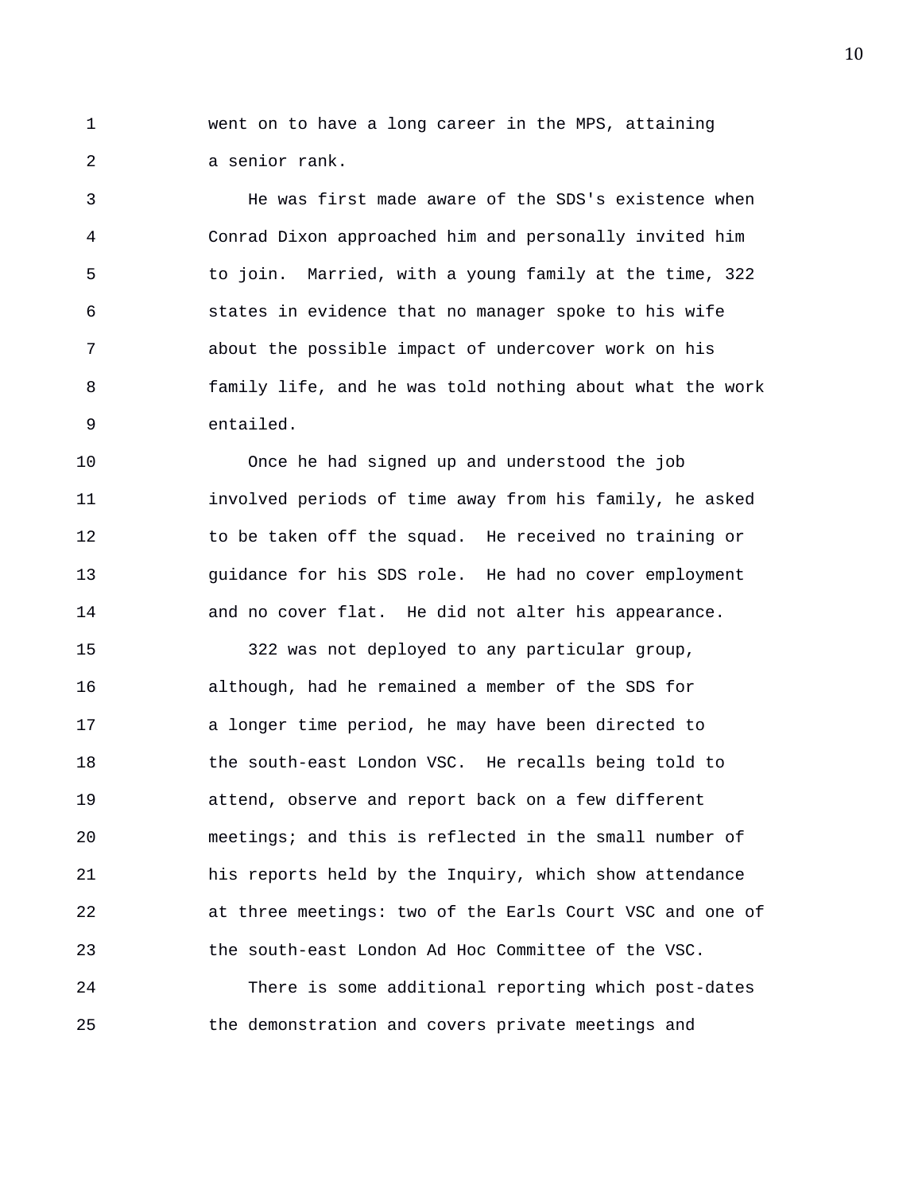went on to have a long career in the MPS, attaining a senior rank.

He was first made aware of the SDS's existence when Conrad Dixon approached him and personally invited him to join. Married, with a young family at the time, 322 states in evidence that no manager spoke to his wife about the possible impact of undercover work on his family life, and he was told nothing about what the work entailed.

Once he had signed up and understood the job involved periods of time away from his family, he asked to be taken off the squad. He received no training or guidance for his SDS role. He had no cover employment and no cover flat. He did not alter his appearance.

322 was not deployed to any particular group, although, had he remained a member of the SDS for a longer time period, he may have been directed to the south-east London VSC. He recalls being told to attend, observe and report back on a few different meetings; and this is reflected in the small number of his reports held by the Inquiry, which show attendance at three meetings: two of the Earls Court VSC and one of the south-east London Ad Hoc Committee of the VSC.

There is some additional reporting which post-dates the demonstration and covers private meetings and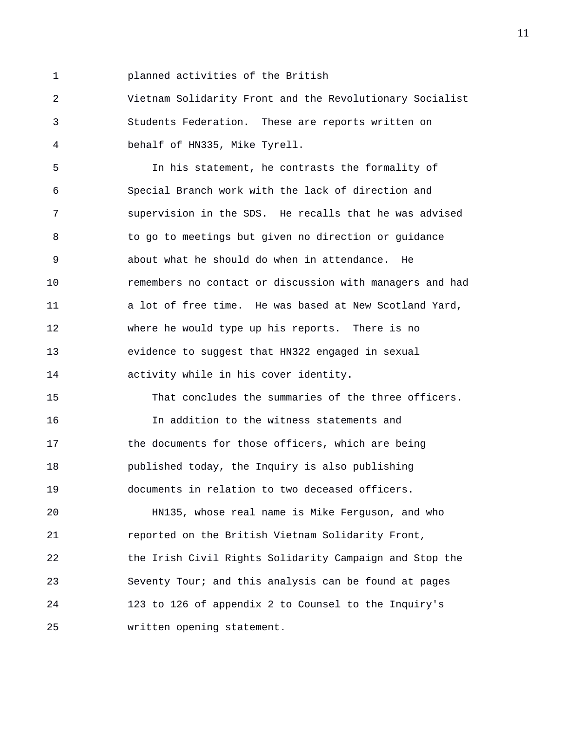planned activities of the British Vietnam Solidarity Front and the Revolutionary Socialist Students Federation. These are reports written on behalf of HN335, Mike Tyrell.

In his statement, he contrasts the formality of Special Branch work with the lack of direction and supervision in the SDS. He recalls that he was advised to go to meetings but given no direction or guidance about what he should do when in attendance. He remembers no contact or discussion with managers and had a lot of free time. He was based at New Scotland Yard, where he would type up his reports. There is no evidence to suggest that HN322 engaged in sexual activity while in his cover identity.

That concludes the summaries of the three officers.

In addition to the witness statements and the documents for those officers, which are being published today, the Inquiry is also publishing documents in relation to two deceased officers.

HN135, whose real name is Mike Ferguson, and who reported on the British Vietnam Solidarity Front, the Irish Civil Rights Solidarity Campaign and Stop the Seventy Tour; and this analysis can be found at pages 123 to 126 of appendix 2 to Counsel to the Inquiry's written opening statement.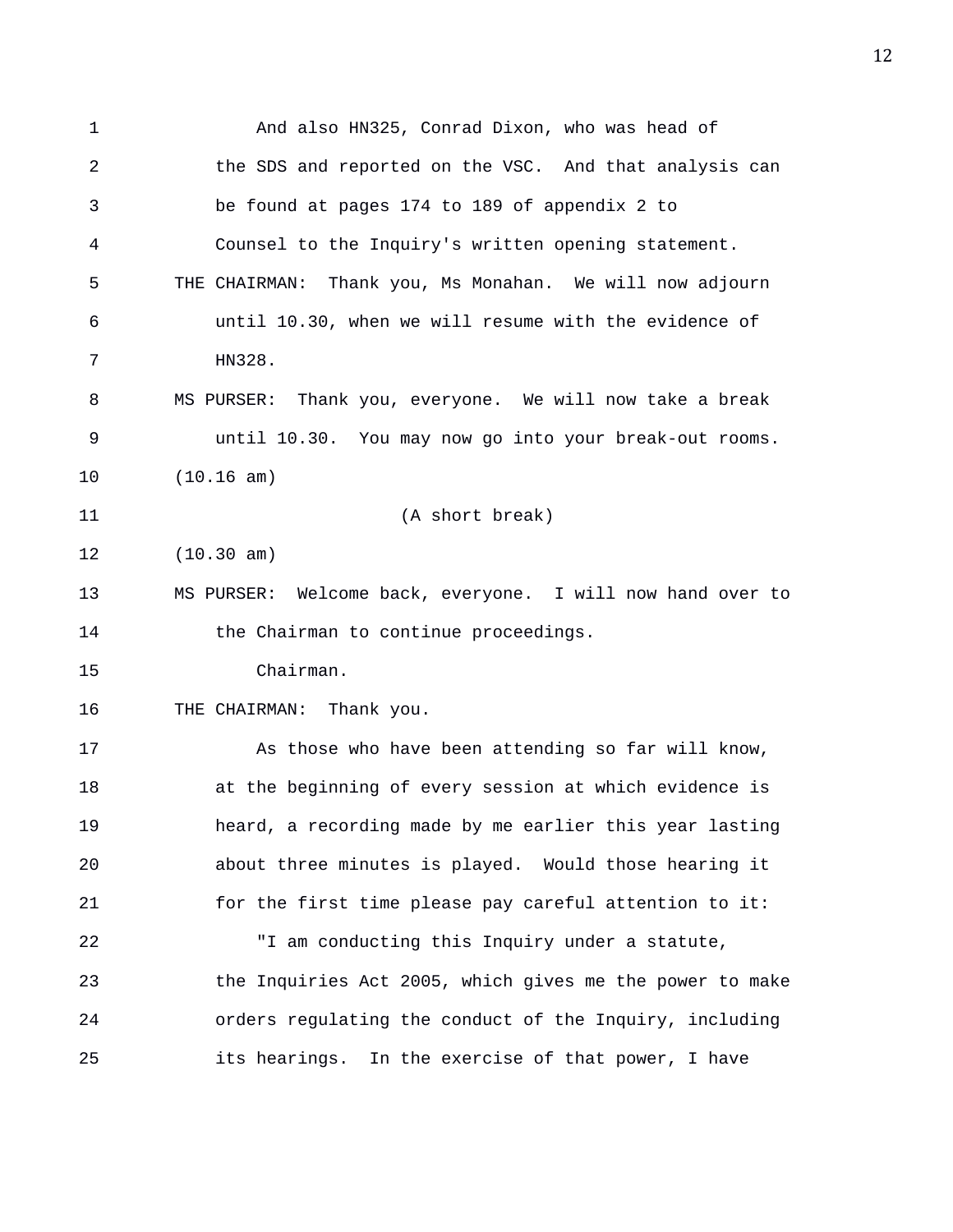And also HN325, Conrad Dixon, who was head of the SDS and reported on the VSC. And that analysis can be found at pages 174 to 189 of appendix 2 to Counsel to the Inquiry's written opening statement.

THE CHAIRMAN: Thank you, Ms Monahan. We will now adjourn until 10.30, when we will resume with the evidence of HN328.

MS PURSER: Thank you, everyone. We will now take a break until 10.30. You may now go into your break-out rooms.

(10.16 am)

(A short break)

(10.30 am)

MS PURSER: Welcome back, everyone. I will now hand over to the Chairman to continue proceedings.

Chairman.

THE CHAIRMAN: Thank you.

As those who have been attending so far will know, at the beginning of every session at which evidence is heard, a recording made by me earlier this year lasting about three minutes is played. Would those hearing it for the first time please pay careful attention to it:

"I am conducting this Inquiry under a statute, the Inquiries Act 2005, which gives me the power to make orders regulating the conduct of the Inquiry, including its hearings. In the exercise of that power, I have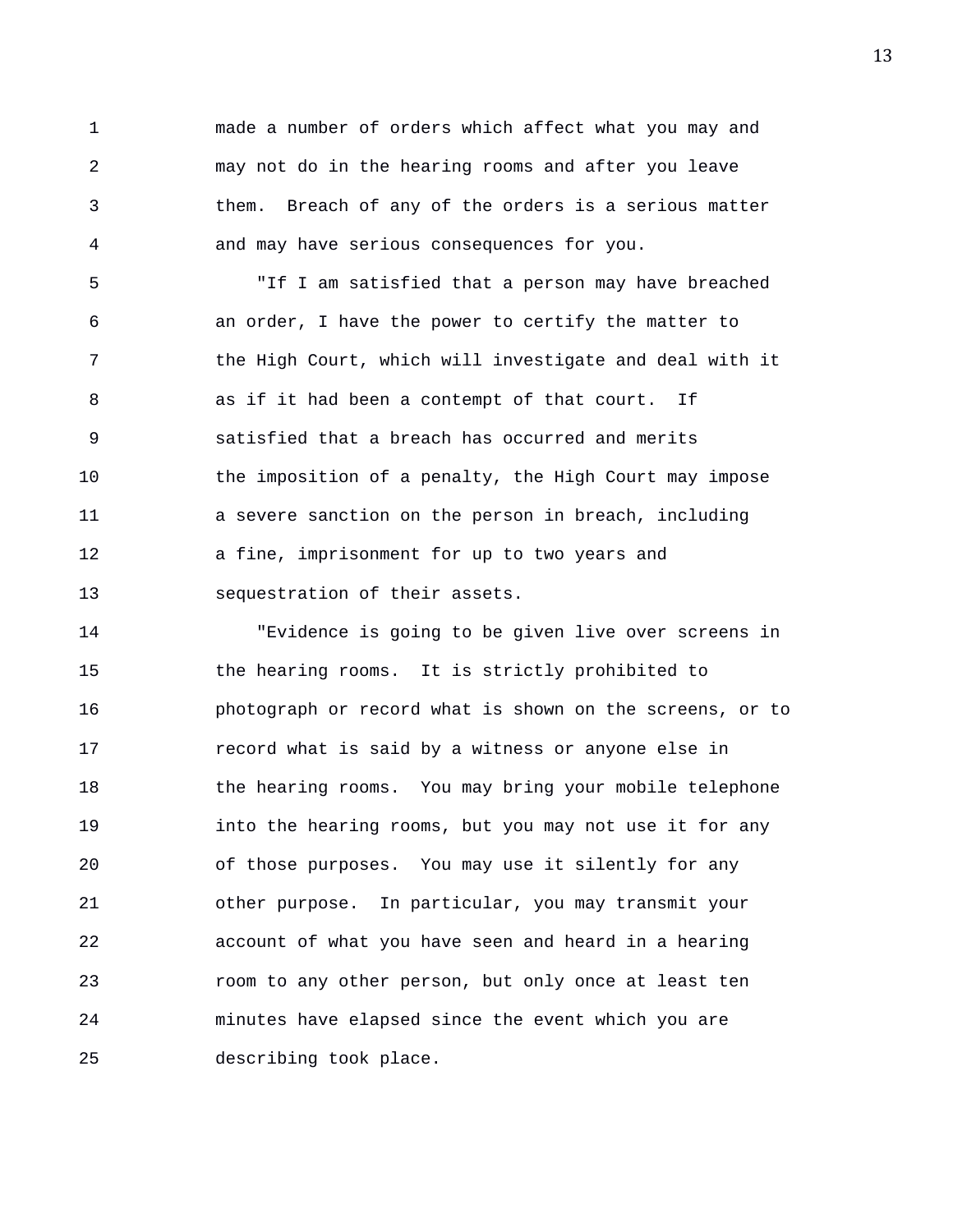made a number of orders which affect what you may and may not do in the hearing rooms and after you leave them. Breach of any of the orders is a serious matter and may have serious consequences for you.

"If I am satisfied that a person may have breached an order, I have the power to certify the matter to the High Court, which will investigate and deal with it as if it had been a contempt of that court. If satisfied that a breach has occurred and merits the imposition of a penalty, the High Court may impose a severe sanction on the person in breach, including a fine, imprisonment for up to two years and sequestration of their assets.

"Evidence is going to be given live over screens in the hearing rooms. It is strictly prohibited to photograph or record what is shown on the screens, or to record what is said by a witness or anyone else in the hearing rooms. You may bring your mobile telephone into the hearing rooms, but you may not use it for any of those purposes. You may use it silently for any other purpose. In particular, you may transmit your account of what you have seen and heard in a hearing room to any other person, but only once at least ten minutes have elapsed since the event which you are describing took place.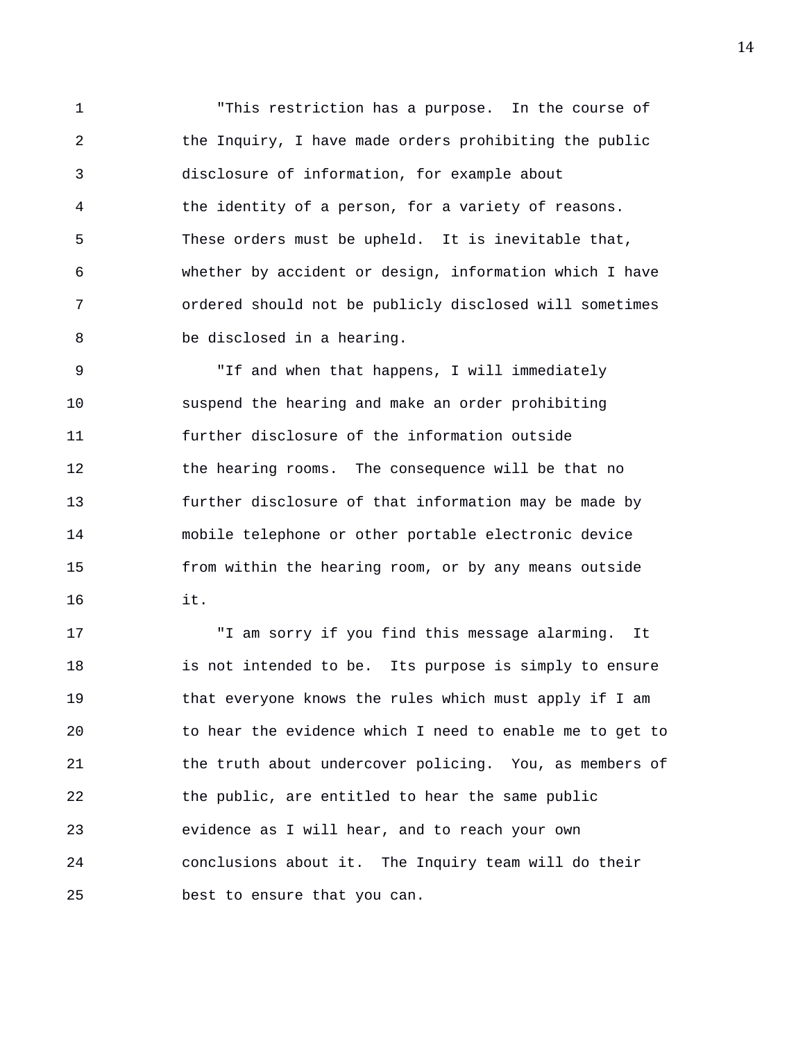"This restriction has a purpose. In the course of the Inquiry, I have made orders prohibiting the public disclosure of information, for example about the identity of a person, for a variety of reasons. These orders must be upheld. It is inevitable that, whether by accident or design, information which I have ordered should not be publicly disclosed will sometimes be disclosed in a hearing.

"If and when that happens, I will immediately suspend the hearing and make an order prohibiting further disclosure of the information outside the hearing rooms. The consequence will be that no further disclosure of that information may be made by mobile telephone or other portable electronic device from within the hearing room, or by any means outside it.

"I am sorry if you find this message alarming. It is not intended to be. Its purpose is simply to ensure that everyone knows the rules which must apply if I am to hear the evidence which I need to enable me to get to the truth about undercover policing. You, as members of the public, are entitled to hear the same public evidence as I will hear, and to reach your own conclusions about it. The Inquiry team will do their best to ensure that you can.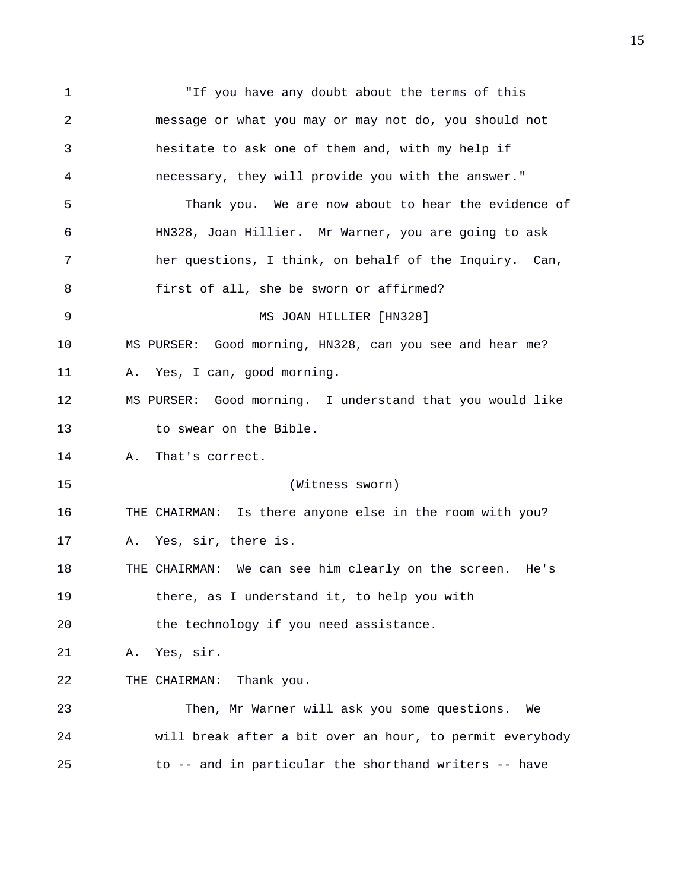"If you have any doubt about the terms of this message or what you may or may not do, you should not hesitate to ask one of them and, with my help if necessary, they will provide you with the answer."

Thank you. We are now about to hear the evidence of HN328, Joan Hillier. Mr Warner, you are going to ask her questions, I think, on behalf of the Inquiry. Can, first of all, she be sworn or affirmed?

MS JOAN HILLIER [HN328]

MS PURSER: Good morning, HN328, can you see and hear me?

A. Yes, I can, good morning.

MS PURSER: Good morning. I understand that you would like to swear on the Bible.

A. That's correct.

(Witness sworn)

THE CHAIRMAN: Is there anyone else in the room with you?

A. Yes, sir, there is.

THE CHAIRMAN: We can see him clearly on the screen. He's there, as I understand it, to help you with the technology if you need assistance.

A. Yes, sir.

THE CHAIRMAN: Thank you.

Then, Mr Warner will ask you some questions. We will break after a bit over an hour, to permit everybody to -- and in particular the shorthand writers -- have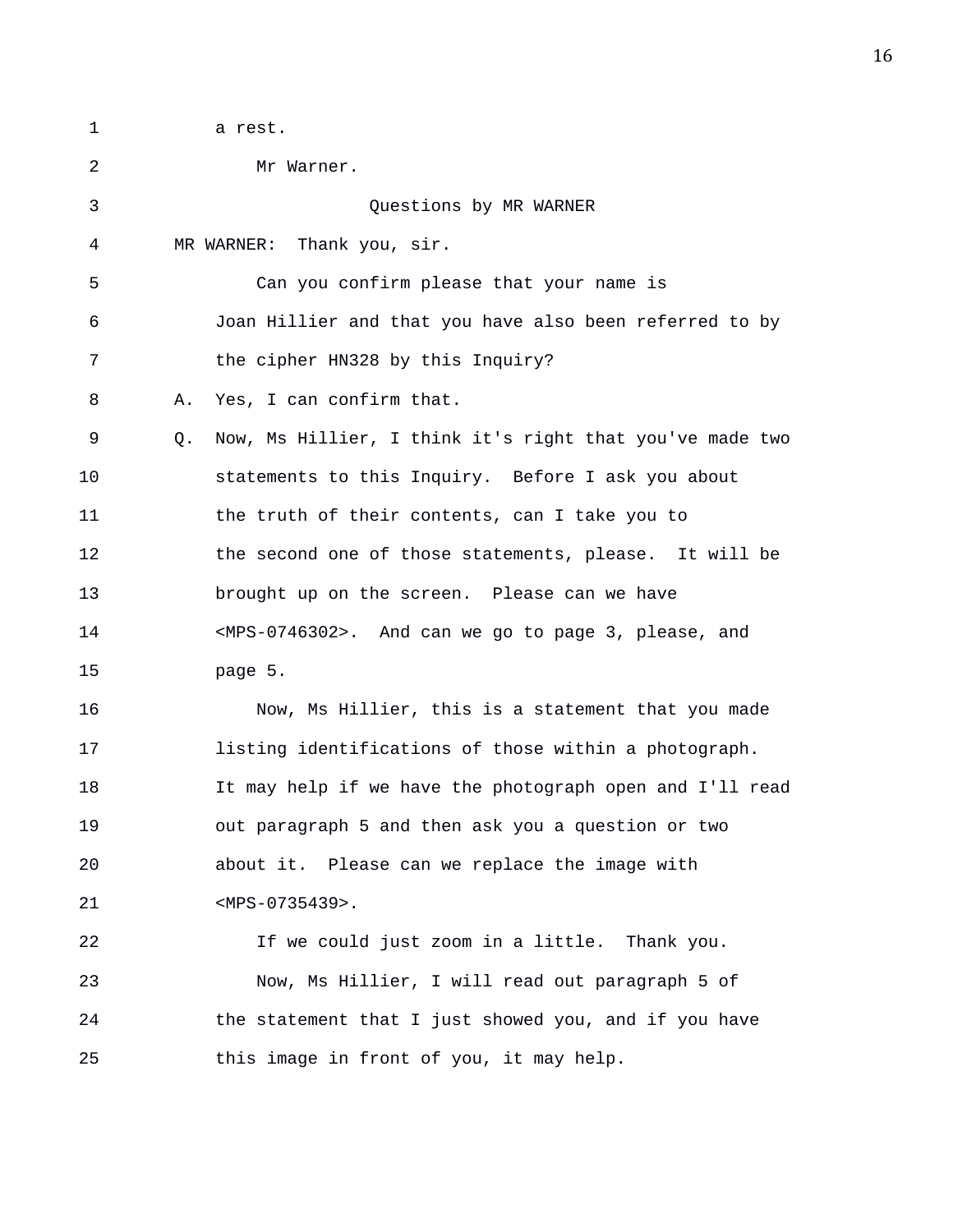a rest.

Mr Warner.

Questions by MR WARNER

MR WARNER: Thank you, sir.

Can you confirm please that your name is Joan Hillier and that you have also been referred to by the cipher HN328 by this Inquiry?

A. Yes, I can confirm that.

Q. Now, Ms Hillier, I think it's right that you've made two statements to this Inquiry. Before I ask you about the truth of their contents, can I take you to the second one of those statements, please. It will be brought up on the screen. Please can we have <MPS-0746302>. And can we go to page 3, please, and page 5.

Now, Ms Hillier, this is a statement that you made listing identifications of those within a photograph. It may help if we have the photograph open and I'll read out paragraph 5 and then ask you a question or two about it. Please can we replace the image with <MPS-0735439>.

If we could just zoom in a little. Thank you.

Now, Ms Hillier, I will read out paragraph 5 of the statement that I just showed you, and if you have this image in front of you, it may help.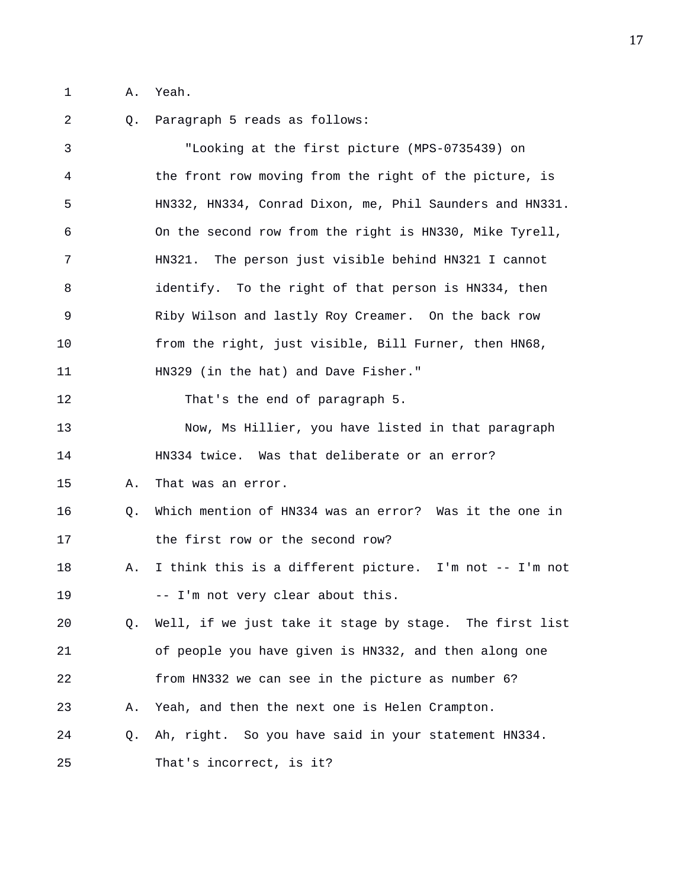A. Yeah.

Q. Paragraph 5 reads as follows:

"Looking at the first picture (MPS-0735439) on the front row moving from the right of the picture, is HN332, HN334, Conrad Dixon, me, Phil Saunders and HN331. On the second row from the right is HN330, Mike Tyrell, HN321. The person just visible behind HN321 I cannot identify. To the right of that person is HN334, then Riby Wilson and lastly Roy Creamer. On the back row from the right, just visible, Bill Furner, then HN68, HN329 (in the hat) and Dave Fisher."

That's the end of paragraph 5.

Now, Ms Hillier, you have listed in that paragraph HN334 twice. Was that deliberate or an error?

A. That was an error.

Q. Which mention of HN334 was an error? Was it the one in the first row or the second row?

A. I think this is a different picture. I'm not -- I'm not -- I'm not very clear about this.

Q. Well, if we just take it stage by stage. The first list of people you have given is HN332, and then along one from HN332 we can see in the picture as number 6?

A. Yeah, and then the next one is Helen Crampton.

Q. Ah, right. So you have said in your statement HN334. That's incorrect, is it?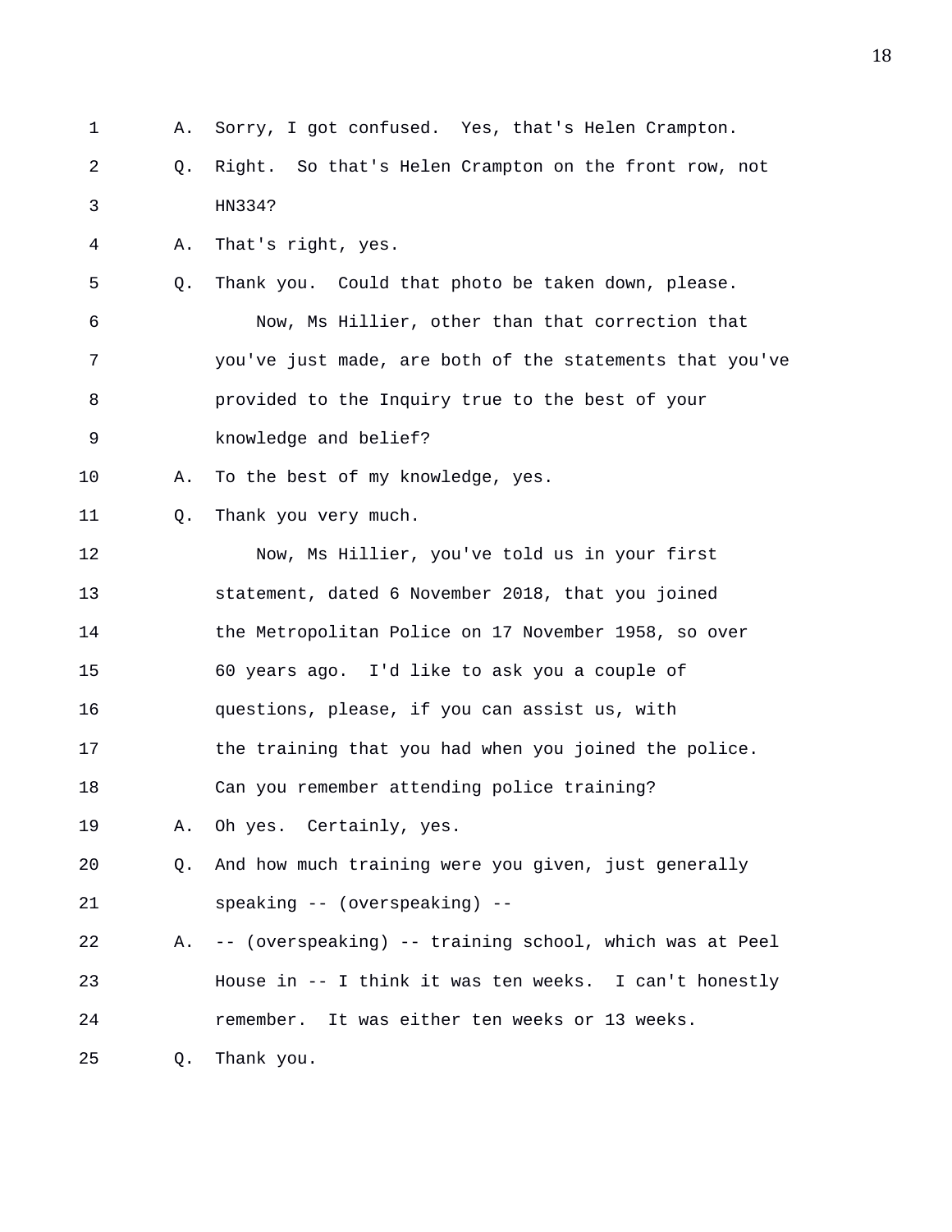A. Sorry, I got confused. Yes, that's Helen Crampton.

Q. Right. So that's Helen Crampton on the front row, not HN334?

A. That's right, yes.

Q. Thank you. Could that photo be taken down, please.

Now, Ms Hillier, other than that correction that you've just made, are both of the statements that you've provided to the Inquiry true to the best of your knowledge and belief?

A. To the best of my knowledge, yes.

Q. Thank you very much.

Now, Ms Hillier, you've told us in your first statement, dated 6 November 2018, that you joined the Metropolitan Police on 17 November 1958, so over 60 years ago. I'd like to ask you a couple of questions, please, if you can assist us, with the training that you had when you joined the police. Can you remember attending police training?

A. Oh yes. Certainly, yes.

Q. And how much training were you given, just generally speaking -- (overspeaking) --

A. -- (overspeaking) -- training school, which was at Peel House in -- I think it was ten weeks. I can't honestly remember. It was either ten weeks or 13 weeks.

Q. Thank you.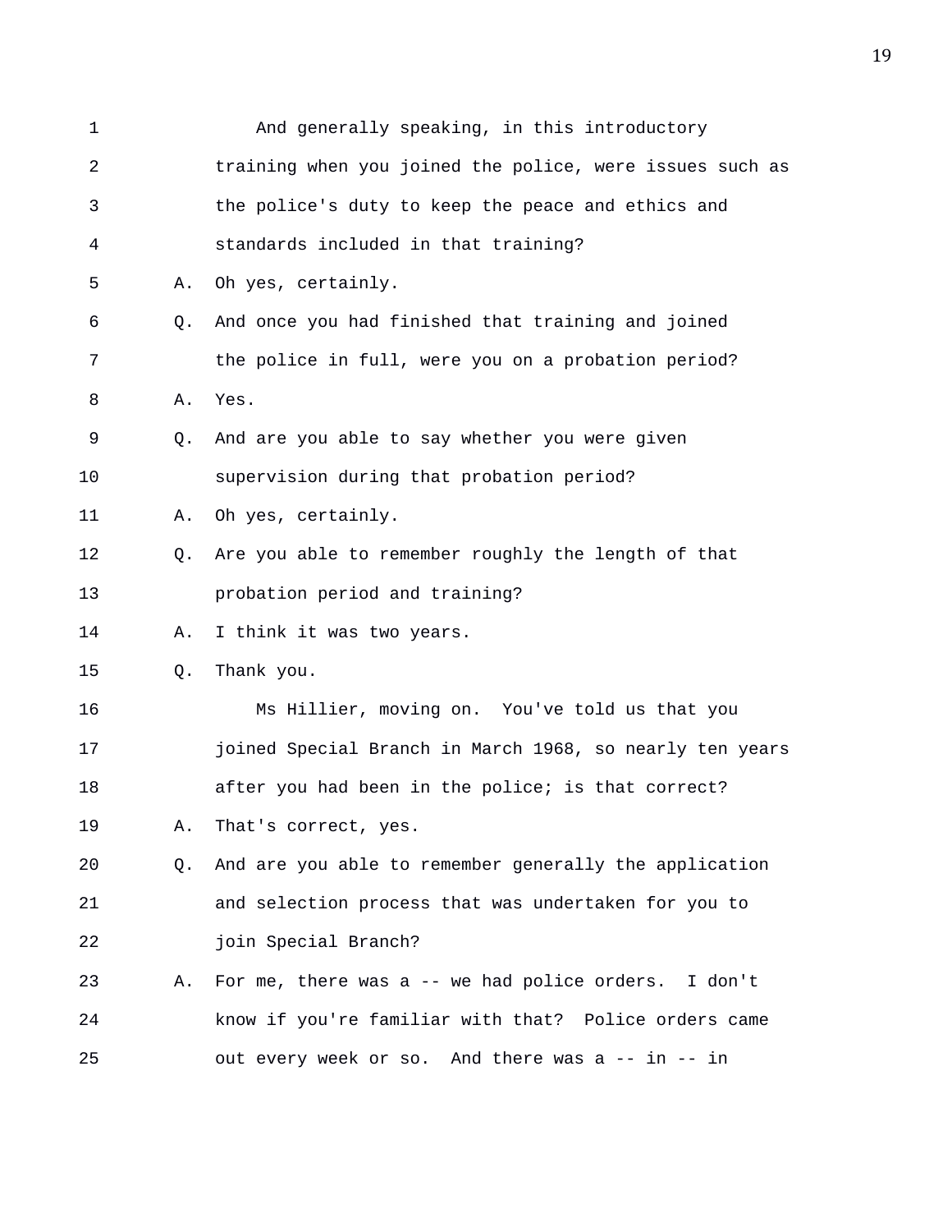1 And generally speaking, in this introductory
2 training when you joined the police, were issues such as
3 the police's duty to keep the peace and ethics and
4 standards included in that training?
5 A. Oh yes, certainly.
6 Q. And once you had finished that training and joined
7 the police in full, were you on a probation period?
8 A. Yes.
9 Q. And are you able to say whether you were given
10 supervision during that probation period?
11 A. Oh yes, certainly.
12 Q. Are you able to remember roughly the length of that
13 probation period and training?
14 A. I think it was two years.
15 Q. Thank you.
16 Ms Hillier, moving on. You've told us that you
17 joined Special Branch in March 1968, so nearly ten years
18 after you had been in the police; is that correct?
19 A. That's correct, yes.
20 Q. And are you able to remember generally the application
21 and selection process that was undertaken for you to
22 join Special Branch?
23 A. For me, there was a -- we had police orders. I don't
24 know if you're familiar with that? Police orders came
25 out every week or so. And there was a -- in -- in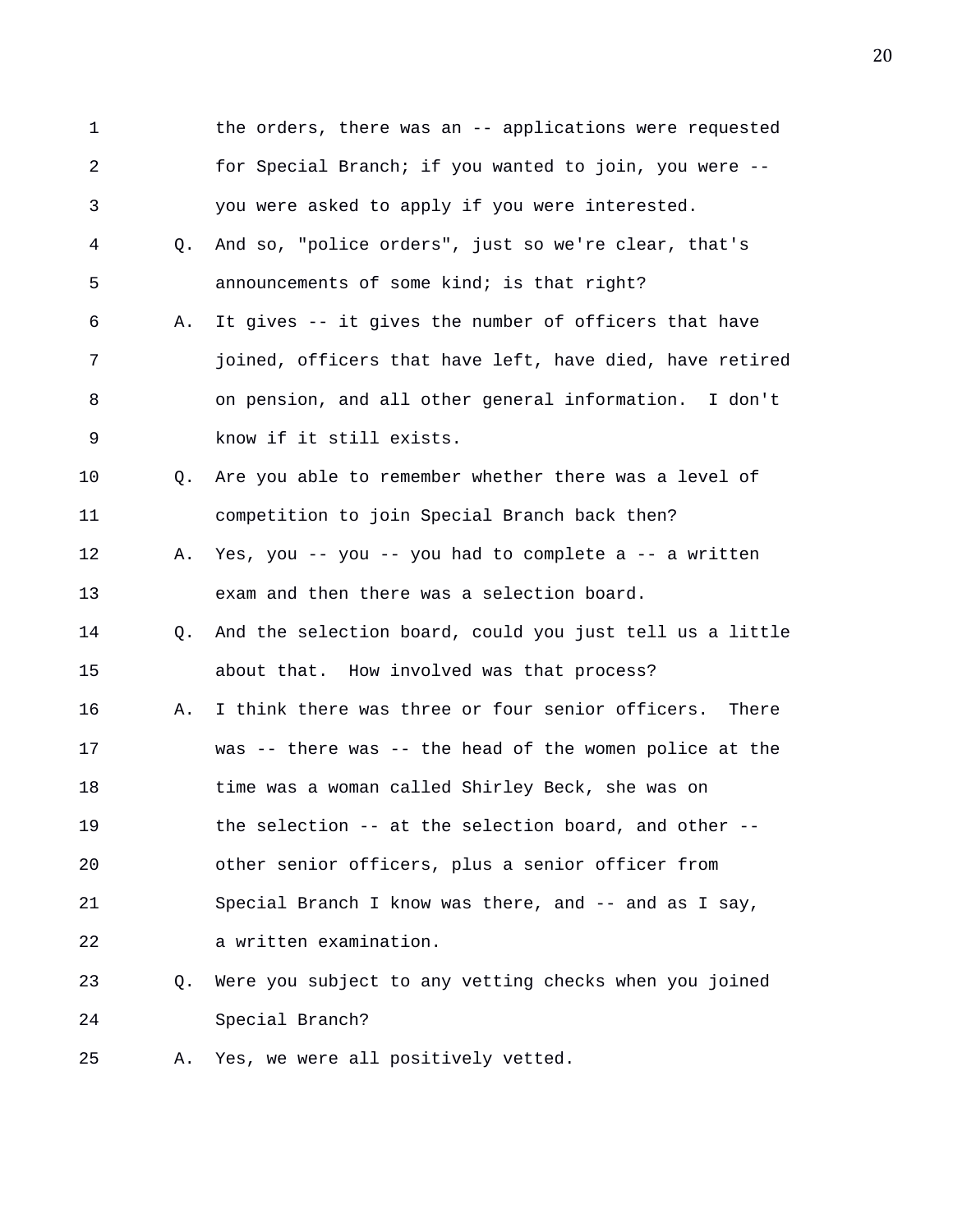1 the orders, there was an -- applications were requested
2 for Special Branch; if you wanted to join, you were --
3 you were asked to apply if you were interested.

4 Q. And so, "police orders", just so we're clear, that's
5 announcements of some kind; is that right?

6 A. It gives -- it gives the number of officers that have
7 joined, officers that have left, have died, have retired
8 on pension, and all other general information. I don't
9 know if it still exists.

10 Q. Are you able to remember whether there was a level of
11 competition to join Special Branch back then?

12 A. Yes, you -- you -- you had to complete a -- a written
13 exam and then there was a selection board.

14 Q. And the selection board, could you just tell us a little
15 about that. How involved was that process?

16 A. I think there was three or four senior officers. There
17 was -- there was -- the head of the women police at the
18 time was a woman called Shirley Beck, she was on
19 the selection -- at the selection board, and other --
20 other senior officers, plus a senior officer from
21 Special Branch I know was there, and -- and as I say,
22 a written examination.

23 Q. Were you subject to any vetting checks when you joined
24 Special Branch?

25 A. Yes, we were all positively vetted.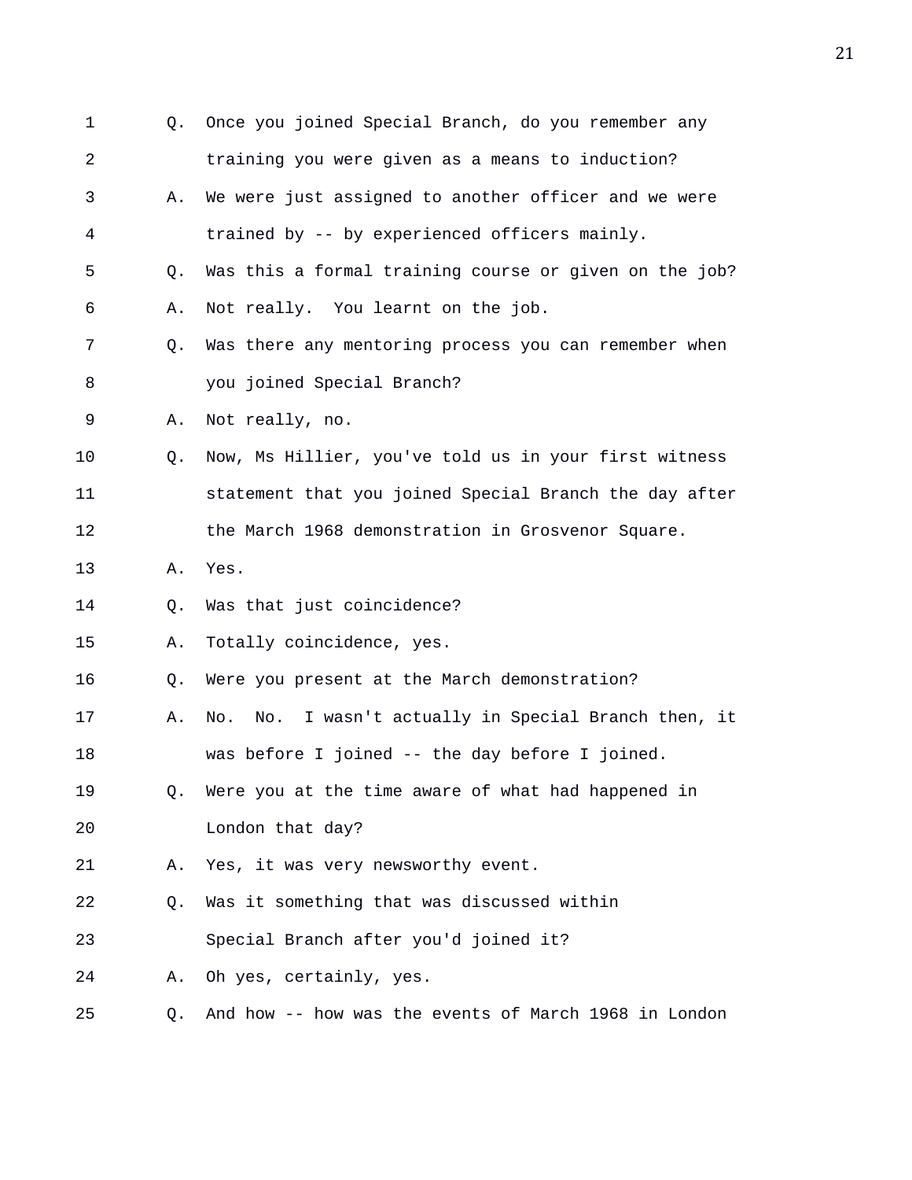1 Q. Once you joined Special Branch, do you remember any
2 training you were given as a means to induction?
3 A. We were just assigned to another officer and we were
4 trained by -- by experienced officers mainly.
5 Q. Was this a formal training course or given on the job?
6 A. Not really. You learnt on the job.
7 Q. Was there any mentoring process you can remember when
8 you joined Special Branch?
9 A. Not really, no.
10 Q. Now, Ms Hillier, you've told us in your first witness
11 statement that you joined Special Branch the day after
12 the March 1968 demonstration in Grosvenor Square.
13 A. Yes.
14 Q. Was that just coincidence?
15 A. Totally coincidence, yes.
16 Q. Were you present at the March demonstration?
17 A. No. No. I wasn't actually in Special Branch then, it
18 was before I joined -- the day before I joined.
19 Q. Were you at the time aware of what had happened in
20 London that day?
21 A. Yes, it was very newsworthy event.
22 Q. Was it something that was discussed within
23 Special Branch after you'd joined it?
24 A. Oh yes, certainly, yes.
25 Q. And how -- how was the events of March 1968 in London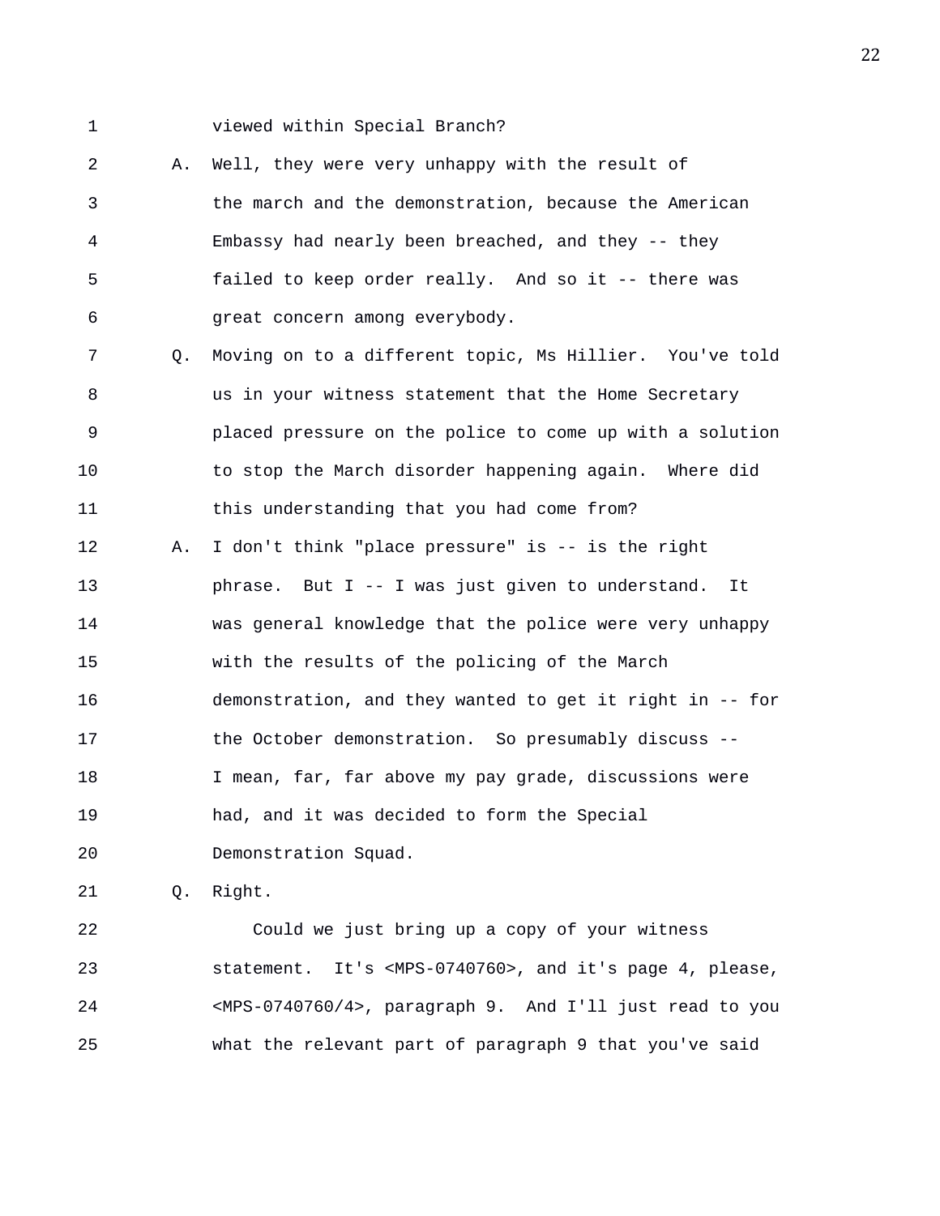viewed within Special Branch?

A. Well, they were very unhappy with the result of the march and the demonstration, because the American Embassy had nearly been breached, and they -- they failed to keep order really. And so it -- there was great concern among everybody.

Q. Moving on to a different topic, Ms Hillier. You've told us in your witness statement that the Home Secretary placed pressure on the police to come up with a solution to stop the March disorder happening again. Where did this understanding that you had come from?

A. I don't think "place pressure" is -- is the right phrase. But I -- I was just given to understand. It was general knowledge that the police were very unhappy with the results of the policing of the March demonstration, and they wanted to get it right in -- for the October demonstration. So presumably discuss -- I mean, far, far above my pay grade, discussions were had, and it was decided to form the Special Demonstration Squad.

Q. Right.

Could we just bring up a copy of your witness statement. It's <MPS-0740760>, and it's page 4, please, <MPS-0740760/4>, paragraph 9. And I'll just read to you what the relevant part of paragraph 9 that you've said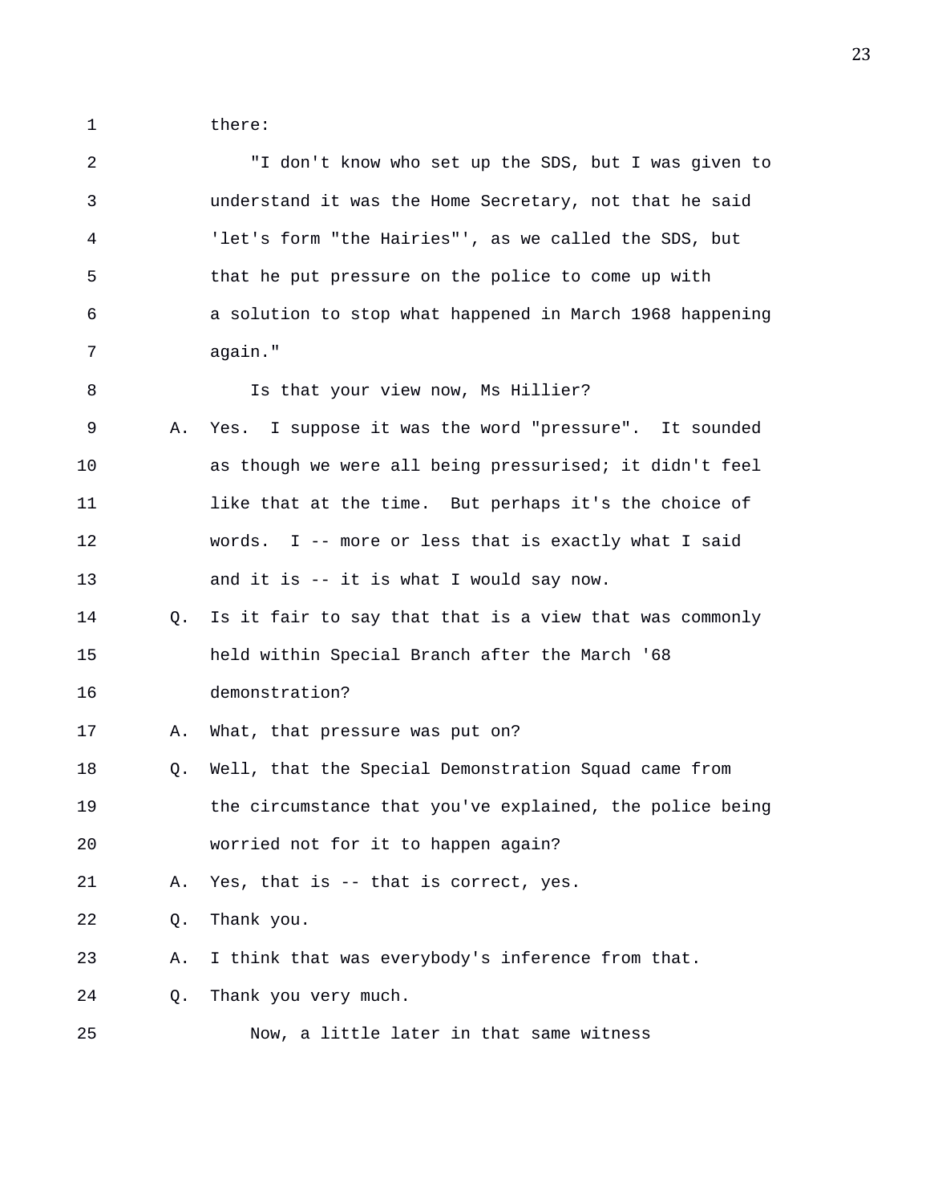there:

"I don't know who set up the SDS, but I was given to understand it was the Home Secretary, not that he said 'let's form "the Hairies"', as we called the SDS, but that he put pressure on the police to come up with a solution to stop what happened in March 1968 happening again."

Is that your view now, Ms Hillier?

A. Yes. I suppose it was the word "pressure". It sounded as though we were all being pressurised; it didn't feel like that at the time. But perhaps it's the choice of words. I -- more or less that is exactly what I said and it is -- it is what I would say now.

Q. Is it fair to say that that is a view that was commonly held within Special Branch after the March '68 demonstration?

A. What, that pressure was put on?

Q. Well, that the Special Demonstration Squad came from the circumstance that you've explained, the police being worried not for it to happen again?

A. Yes, that is -- that is correct, yes.

Q. Thank you.

A. I think that was everybody's inference from that.

Q. Thank you very much.

Now, a little later in that same witness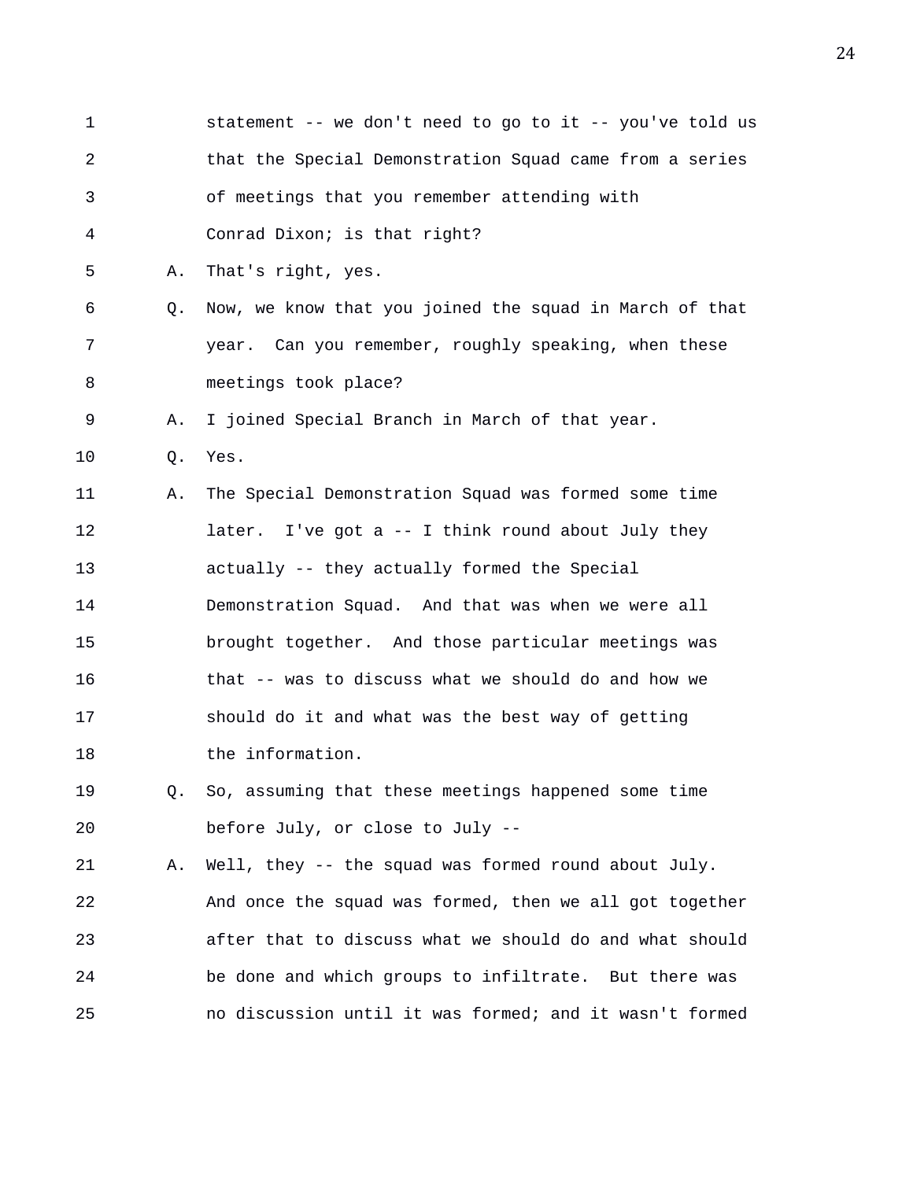1 statement -- we don't need to go to it -- you've told us
2 that the Special Demonstration Squad came from a series
3 of meetings that you remember attending with
4 Conrad Dixon; is that right?
5 A. That's right, yes.
6 Q. Now, we know that you joined the squad in March of that
7 year. Can you remember, roughly speaking, when these
8 meetings took place?
9 A. I joined Special Branch in March of that year.
10 Q. Yes.
11 A. The Special Demonstration Squad was formed some time
12 later. I've got a -- I think round about July they
13 actually -- they actually formed the Special
14 Demonstration Squad. And that was when we were all
15 brought together. And those particular meetings was
16 that -- was to discuss what we should do and how we
17 should do it and what was the best way of getting
18 the information.
19 Q. So, assuming that these meetings happened some time
20 before July, or close to July --
21 A. Well, they -- the squad was formed round about July.
22 And once the squad was formed, then we all got together
23 after that to discuss what we should do and what should
24 be done and which groups to infiltrate. But there was
25 no discussion until it was formed; and it wasn't formed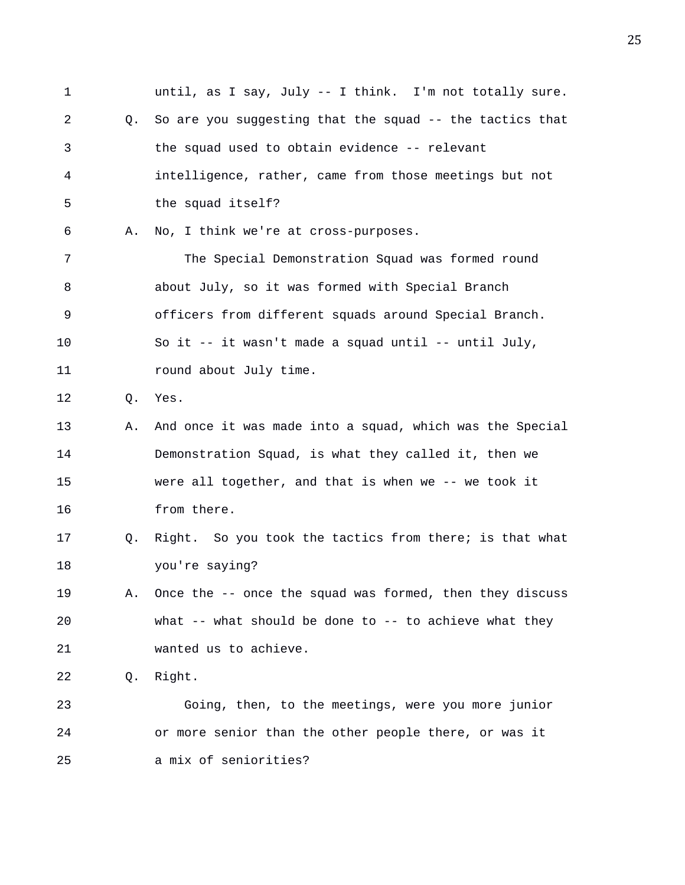until, as I say, July -- I think. I'm not totally sure.

Q. So are you suggesting that the squad -- the tactics that the squad used to obtain evidence -- relevant intelligence, rather, came from those meetings but not the squad itself?

A. No, I think we're at cross-purposes.

The Special Demonstration Squad was formed round about July, so it was formed with Special Branch officers from different squads around Special Branch. So it -- it wasn't made a squad until -- until July, round about July time.

Q. Yes.

A. And once it was made into a squad, which was the Special Demonstration Squad, is what they called it, then we were all together, and that is when we -- we took it from there.

Q. Right. So you took the tactics from there; is that what you're saying?

A. Once the -- once the squad was formed, then they discuss what -- what should be done to -- to achieve what they wanted us to achieve.

Q. Right.

Going, then, to the meetings, were you more junior or more senior than the other people there, or was it a mix of seniorities?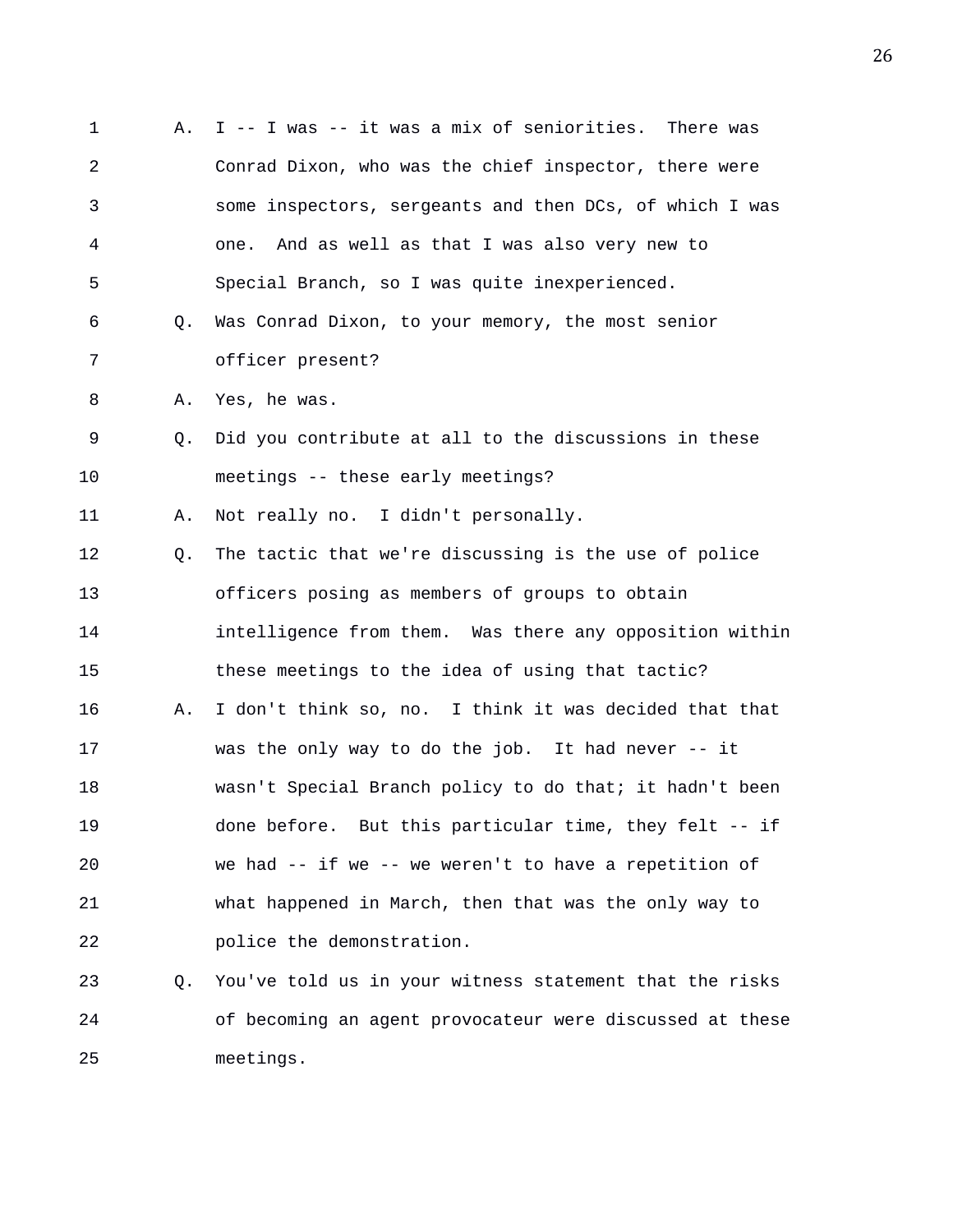A. I -- I was -- it was a mix of seniorities. There was Conrad Dixon, who was the chief inspector, there were some inspectors, sergeants and then DCs, of which I was one. And as well as that I was also very new to Special Branch, so I was quite inexperienced.

Q. Was Conrad Dixon, to your memory, the most senior officer present?

A. Yes, he was.

Q. Did you contribute at all to the discussions in these meetings -- these early meetings?

A. Not really no. I didn't personally.

Q. The tactic that we're discussing is the use of police officers posing as members of groups to obtain intelligence from them. Was there any opposition within these meetings to the idea of using that tactic?

A. I don't think so, no. I think it was decided that that was the only way to do the job. It had never -- it wasn't Special Branch policy to do that; it hadn't been done before. But this particular time, they felt -- if we had -- if we -- we weren't to have a repetition of what happened in March, then that was the only way to police the demonstration.

Q. You've told us in your witness statement that the risks of becoming an agent provocateur were discussed at these meetings.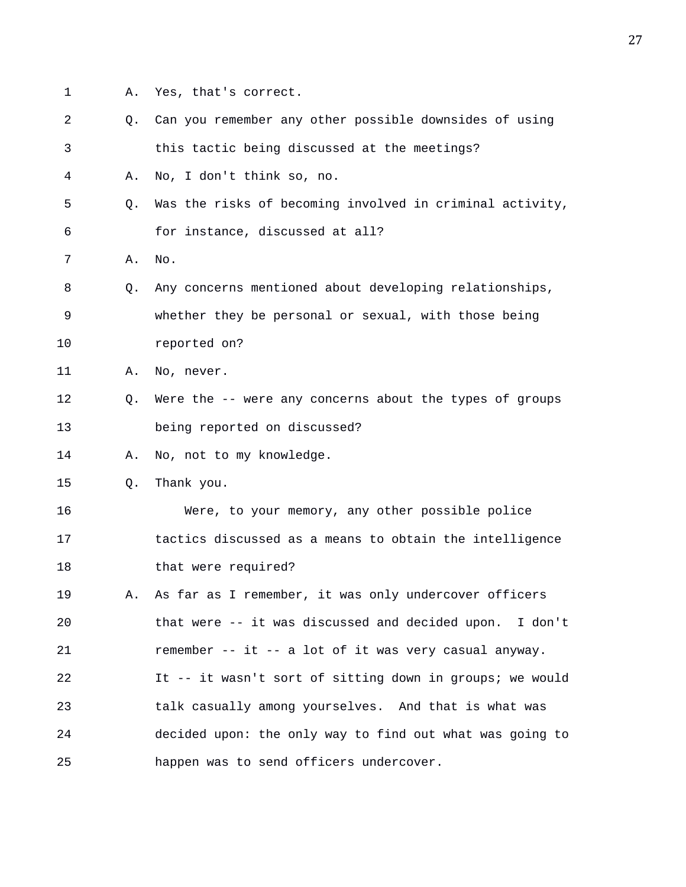A. Yes, that's correct.

Q. Can you remember any other possible downsides of using this tactic being discussed at the meetings?

A. No, I don't think so, no.

Q. Was the risks of becoming involved in criminal activity, for instance, discussed at all?

A. No.

Q. Any concerns mentioned about developing relationships, whether they be personal or sexual, with those being reported on?

A. No, never.

Q. Were the -- were any concerns about the types of groups being reported on discussed?

A. No, not to my knowledge.

Q. Thank you.

Were, to your memory, any other possible police tactics discussed as a means to obtain the intelligence that were required?

A. As far as I remember, it was only undercover officers that were -- it was discussed and decided upon. I don't remember -- it -- a lot of it was very casual anyway. It -- it wasn't sort of sitting down in groups; we would talk casually among yourselves. And that is what was decided upon: the only way to find out what was going to happen was to send officers undercover.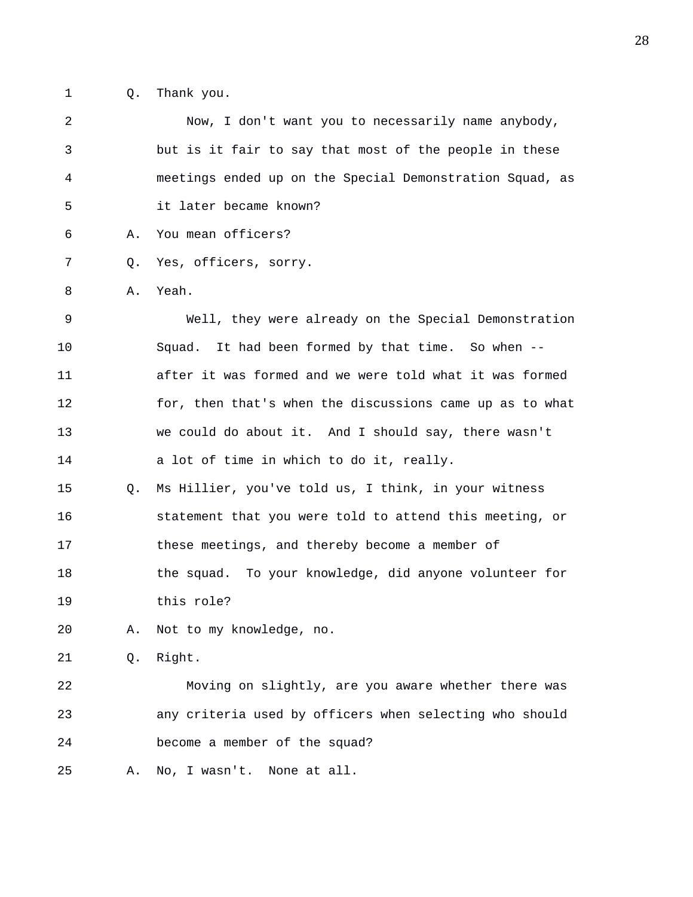Q. Thank you.

Now, I don't want you to necessarily name anybody, but is it fair to say that most of the people in these meetings ended up on the Special Demonstration Squad, as it later became known?

A. You mean officers?

Q. Yes, officers, sorry.

A. Yeah.

Well, they were already on the Special Demonstration Squad. It had been formed by that time. So when -- after it was formed and we were told what it was formed for, then that's when the discussions came up as to what we could do about it. And I should say, there wasn't a lot of time in which to do it, really.

Q. Ms Hillier, you've told us, I think, in your witness statement that you were told to attend this meeting, or these meetings, and thereby become a member of the squad. To your knowledge, did anyone volunteer for this role?

A. Not to my knowledge, no.

Q. Right.

Moving on slightly, are you aware whether there was any criteria used by officers when selecting who should become a member of the squad?

A. No, I wasn't. None at all.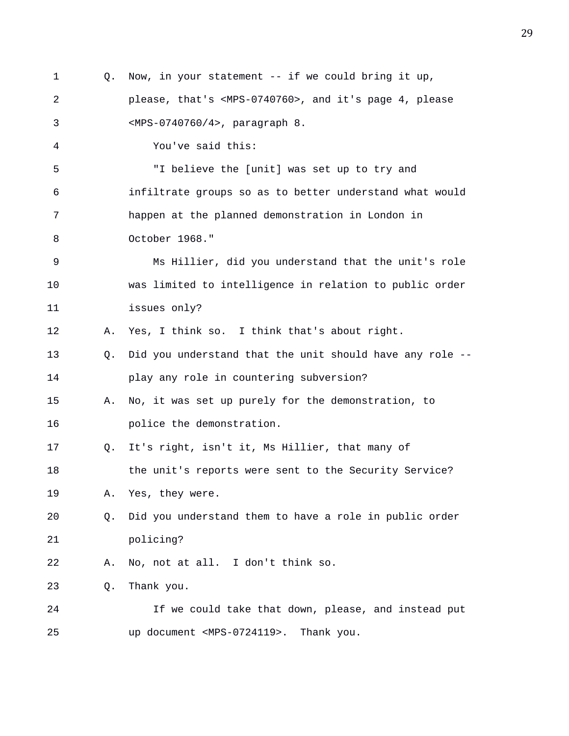1 Q. Now, in your statement -- if we could bring it up,
2 please, that's <MPS-0740760>, and it's page 4, please
3 <MPS-0740760/4>, paragraph 8.
4 You've said this:
5 "I believe the [unit] was set up to try and
6 infiltrate groups so as to better understand what would
7 happen at the planned demonstration in London in
8 October 1968."
9 Ms Hillier, did you understand that the unit's role
10 was limited to intelligence in relation to public order
11 issues only?
12 A. Yes, I think so. I think that's about right.
13 Q. Did you understand that the unit should have any role --
14 play any role in countering subversion?
15 A. No, it was set up purely for the demonstration, to
16 police the demonstration.
17 Q. It's right, isn't it, Ms Hillier, that many of
18 the unit's reports were sent to the Security Service?
19 A. Yes, they were.
20 Q. Did you understand them to have a role in public order
21 policing?
22 A. No, not at all. I don't think so.
23 Q. Thank you.
24 If we could take that down, please, and instead put
25 up document <MPS-0724119>. Thank you.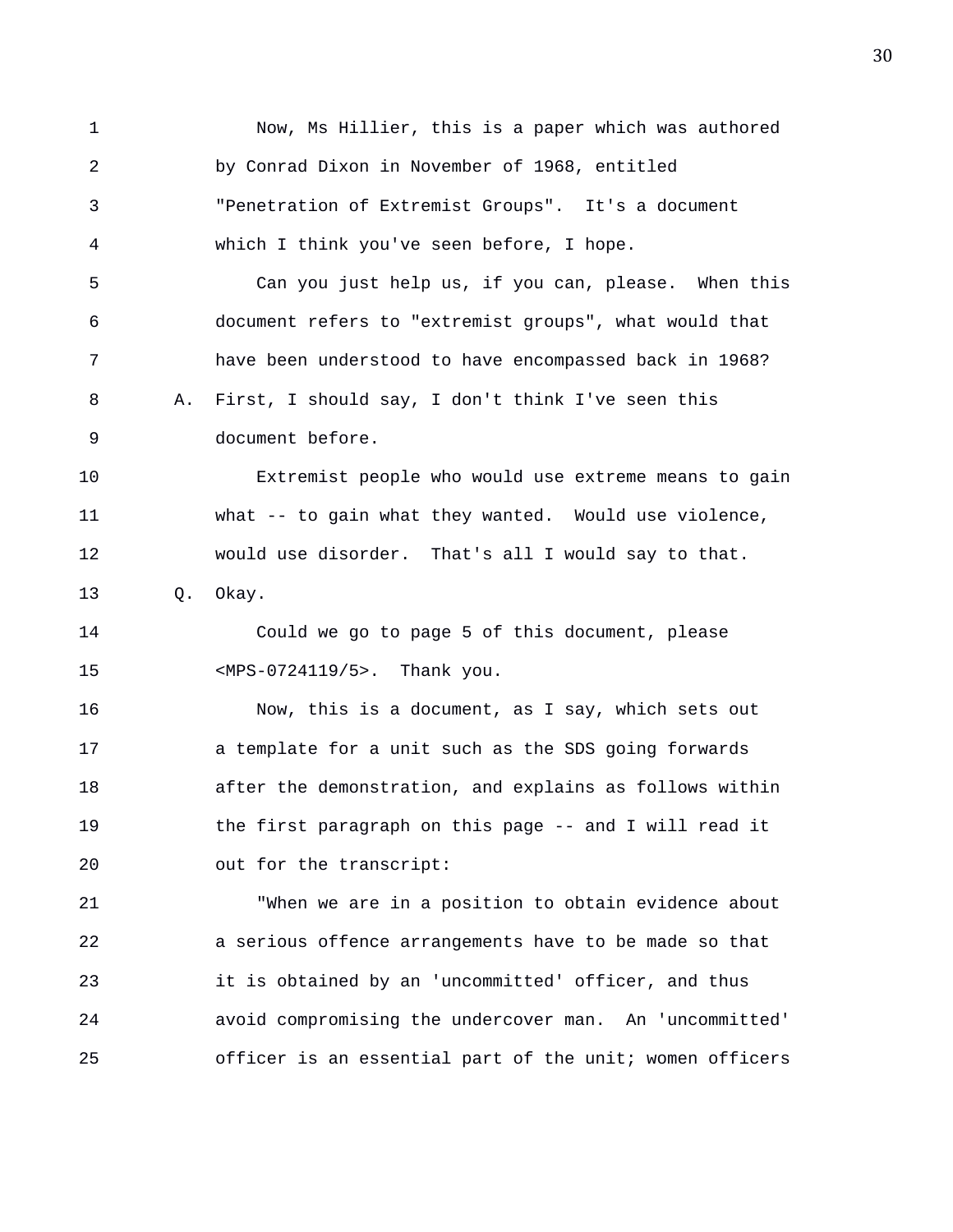Now, Ms Hillier, this is a paper which was authored by Conrad Dixon in November of 1968, entitled "Penetration of Extremist Groups". It's a document which I think you've seen before, I hope.

Can you just help us, if you can, please. When this document refers to "extremist groups", what would that have been understood to have encompassed back in 1968?

A. First, I should say, I don't think I've seen this document before.

Extremist people who would use extreme means to gain what -- to gain what they wanted. Would use violence, would use disorder. That's all I would say to that.

Q. Okay.

Could we go to page 5 of this document, please <MPS-0724119/5>. Thank you.

Now, this is a document, as I say, which sets out a template for a unit such as the SDS going forwards after the demonstration, and explains as follows within the first paragraph on this page -- and I will read it out for the transcript:

"When we are in a position to obtain evidence about a serious offence arrangements have to be made so that it is obtained by an 'uncommitted' officer, and thus avoid compromising the undercover man. An 'uncommitted' officer is an essential part of the unit; women officers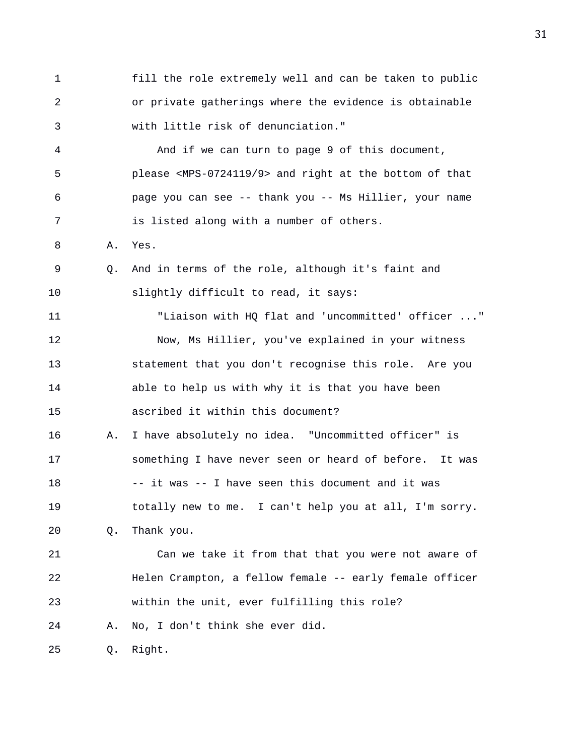fill the role extremely well and can be taken to public or private gatherings where the evidence is obtainable with little risk of denunciation."

And if we can turn to page 9 of this document, please <MPS-0724119/9> and right at the bottom of that page you can see -- thank you -- Ms Hillier, your name is listed along with a number of others.

A. Yes.

Q. And in terms of the role, although it's faint and slightly difficult to read, it says:

"Liaison with HQ flat and 'uncommitted' officer ..."

Now, Ms Hillier, you've explained in your witness statement that you don't recognise this role. Are you able to help us with why it is that you have been ascribed it within this document?

A. I have absolutely no idea. "Uncommitted officer" is something I have never seen or heard of before. It was -- it was -- I have seen this document and it was totally new to me. I can't help you at all, I'm sorry.

Q. Thank you.

Can we take it from that that you were not aware of Helen Crampton, a fellow female -- early female officer within the unit, ever fulfilling this role?

A. No, I don't think she ever did.

Q. Right.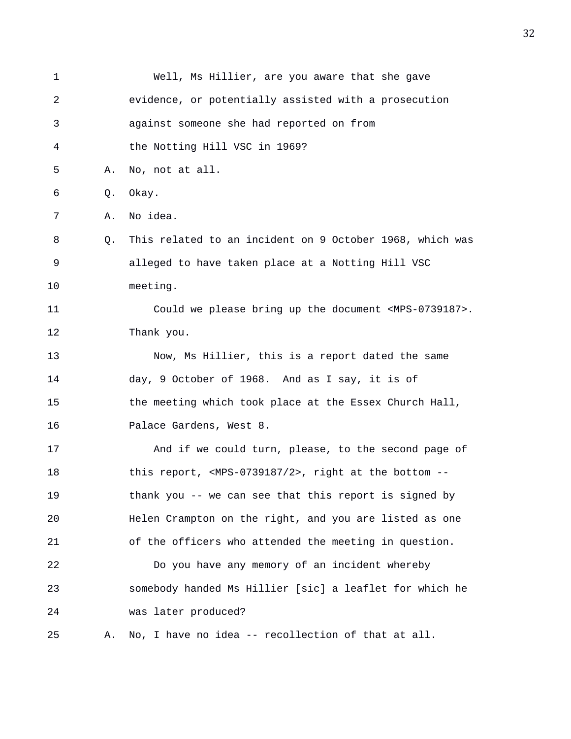Well, Ms Hillier, are you aware that she gave evidence, or potentially assisted with a prosecution against someone she had reported on from the Notting Hill VSC in 1969?

A. No, not at all.

Q. Okay.

A. No idea.

Q. This related to an incident on 9 October 1968, which was alleged to have taken place at a Notting Hill VSC meeting.

Could we please bring up the document <MPS-0739187>. Thank you.

Now, Ms Hillier, this is a report dated the same day, 9 October of 1968. And as I say, it is of the meeting which took place at the Essex Church Hall, Palace Gardens, West 8.

And if we could turn, please, to the second page of this report, <MPS-0739187/2>, right at the bottom -- thank you -- we can see that this report is signed by Helen Crampton on the right, and you are listed as one of the officers who attended the meeting in question.

Do you have any memory of an incident whereby somebody handed Ms Hillier [sic] a leaflet for which he was later produced?

A. No, I have no idea -- recollection of that at all.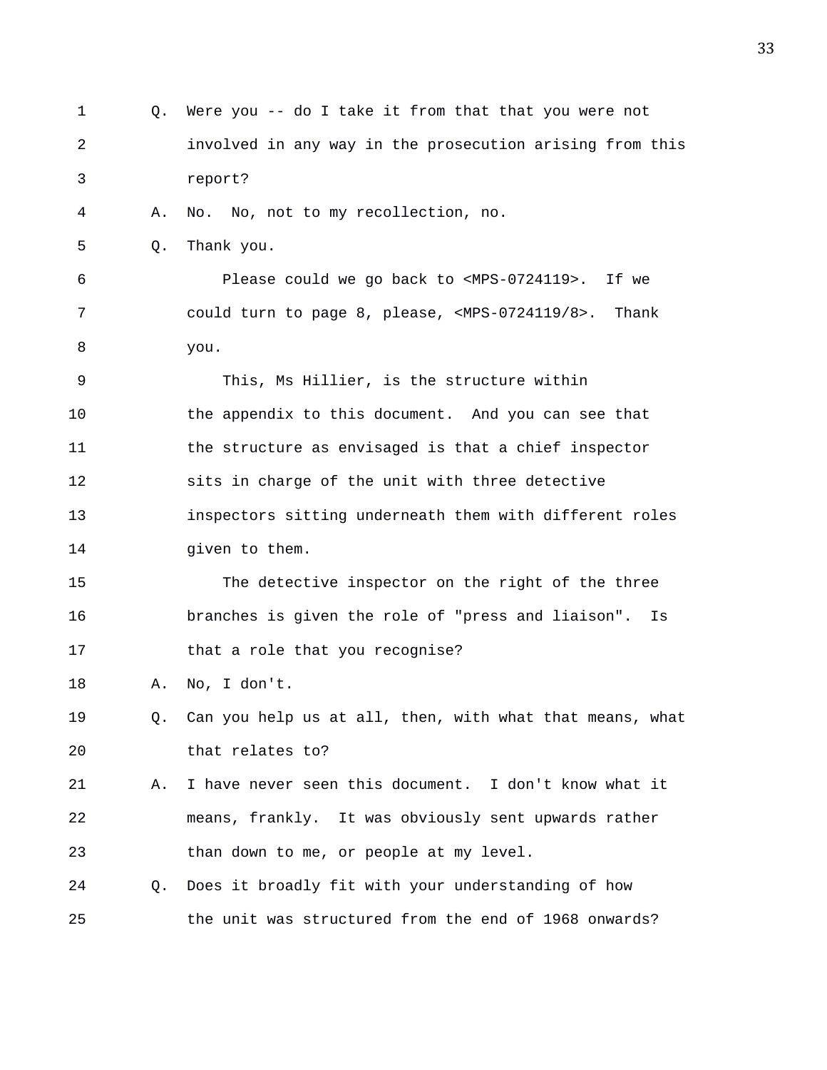Q. Were you -- do I take it from that that you were not involved in any way in the prosecution arising from this report?

A. No. No, not to my recollection, no.

Q. Thank you.

Please could we go back to <MPS-0724119>. If we could turn to page 8, please, <MPS-0724119/8>. Thank you.

This, Ms Hillier, is the structure within the appendix to this document. And you can see that the structure as envisaged is that a chief inspector sits in charge of the unit with three detective inspectors sitting underneath them with different roles given to them.

The detective inspector on the right of the three branches is given the role of "press and liaison". Is that a role that you recognise?

A. No, I don't.

Q. Can you help us at all, then, with what that means, what that relates to?

A. I have never seen this document. I don't know what it means, frankly. It was obviously sent upwards rather than down to me, or people at my level.

Q. Does it broadly fit with your understanding of how the unit was structured from the end of 1968 onwards?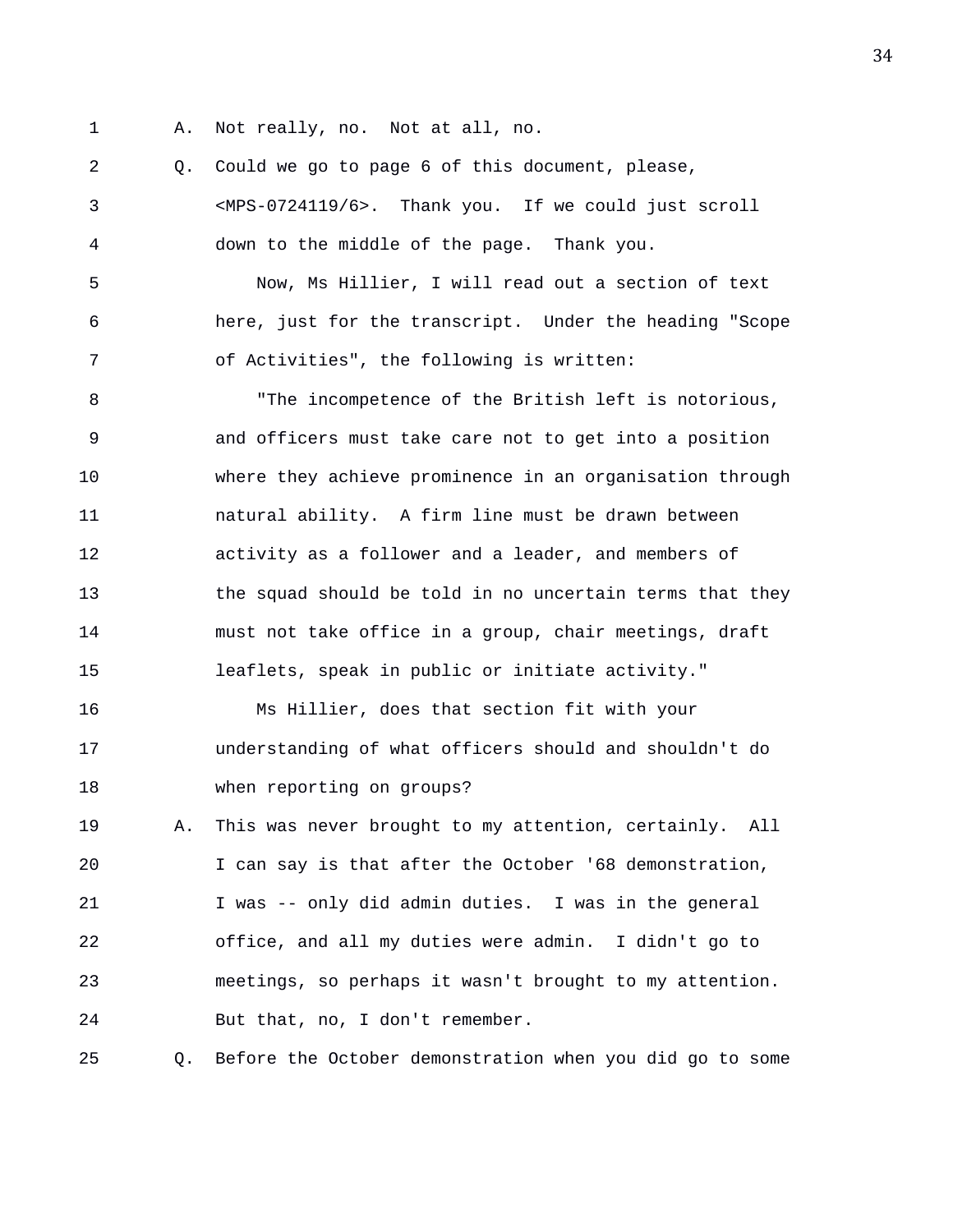A. Not really, no. Not at all, no.

Q. Could we go to page 6 of this document, please, <MPS-0724119/6>. Thank you. If we could just scroll down to the middle of the page. Thank you.

Now, Ms Hillier, I will read out a section of text here, just for the transcript. Under the heading "Scope of Activities", the following is written:

"The incompetence of the British left is notorious, and officers must take care not to get into a position where they achieve prominence in an organisation through natural ability. A firm line must be drawn between activity as a follower and a leader, and members of the squad should be told in no uncertain terms that they must not take office in a group, chair meetings, draft leaflets, speak in public or initiate activity."

Ms Hillier, does that section fit with your understanding of what officers should and shouldn't do when reporting on groups?

A. This was never brought to my attention, certainly. All I can say is that after the October '68 demonstration, I was -- only did admin duties. I was in the general office, and all my duties were admin. I didn't go to meetings, so perhaps it wasn't brought to my attention. But that, no, I don't remember.

Q. Before the October demonstration when you did go to some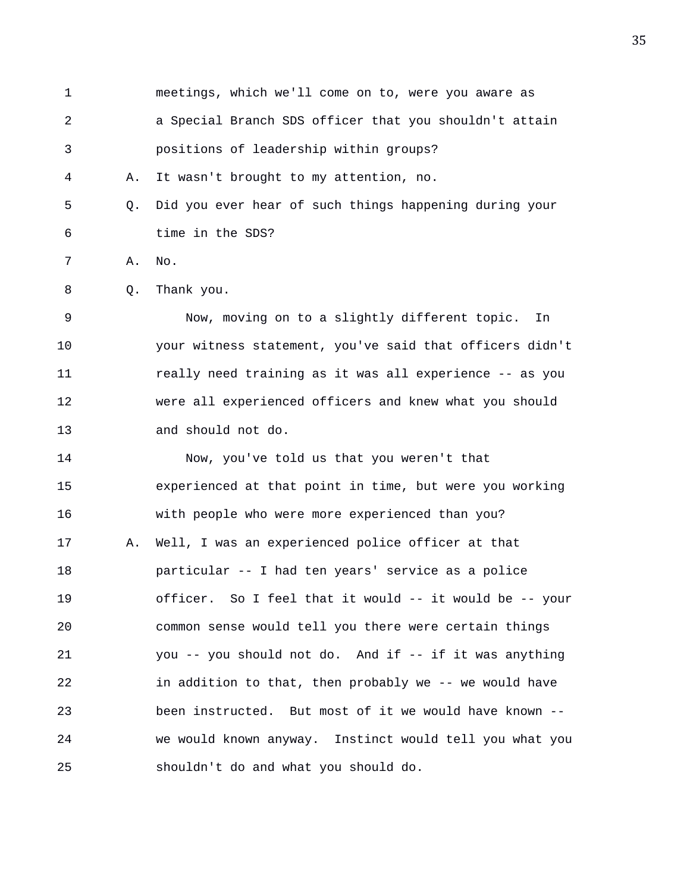meetings, which we'll come on to, were you aware as a Special Branch SDS officer that you shouldn't attain positions of leadership within groups?

A. It wasn't brought to my attention, no.

Q. Did you ever hear of such things happening during your time in the SDS?

A. No.

Q. Thank you.

Now, moving on to a slightly different topic. In your witness statement, you've said that officers didn't really need training as it was all experience -- as you were all experienced officers and knew what you should and should not do.

Now, you've told us that you weren't that experienced at that point in time, but were you working with people who were more experienced than you?

A. Well, I was an experienced police officer at that particular -- I had ten years' service as a police officer. So I feel that it would -- it would be -- your common sense would tell you there were certain things you -- you should not do. And if -- if it was anything in addition to that, then probably we -- we would have been instructed. But most of it we would have known -- we would known anyway. Instinct would tell you what you shouldn't do and what you should do.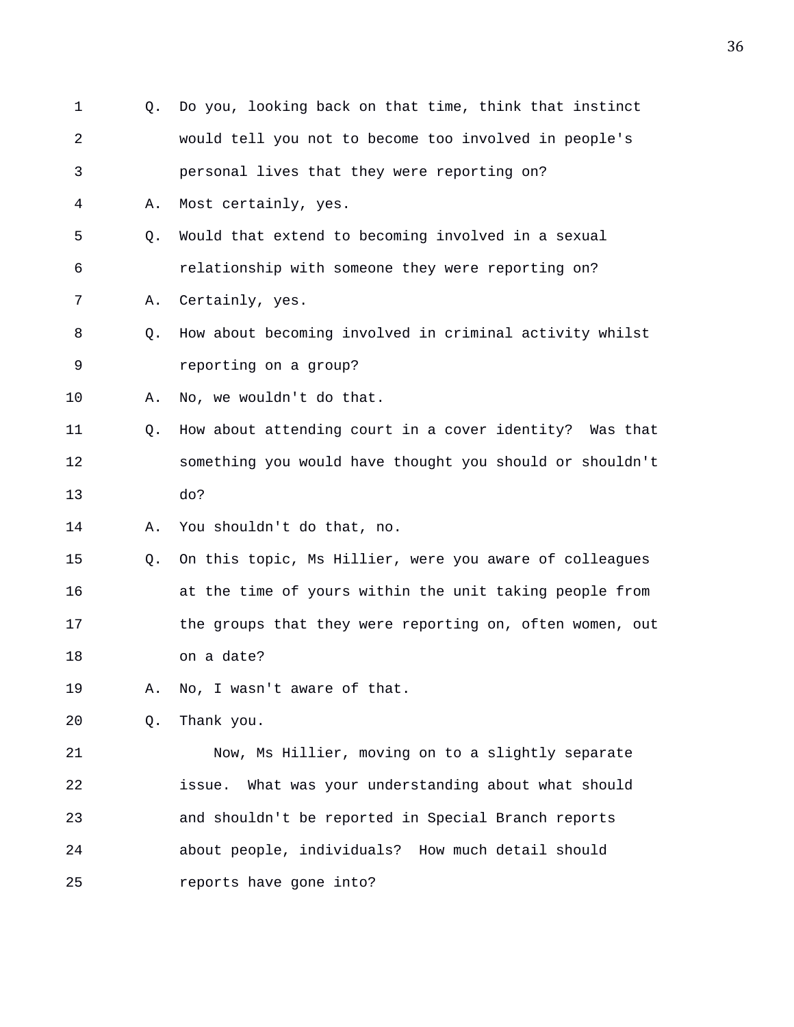Q. Do you, looking back on that time, think that instinct would tell you not to become too involved in people's personal lives that they were reporting on?

A. Most certainly, yes.

Q. Would that extend to becoming involved in a sexual relationship with someone they were reporting on?

A. Certainly, yes.

Q. How about becoming involved in criminal activity whilst reporting on a group?

A. No, we wouldn't do that.

Q. How about attending court in a cover identity? Was that something you would have thought you should or shouldn't do?

A. You shouldn't do that, no.

Q. On this topic, Ms Hillier, were you aware of colleagues at the time of yours within the unit taking people from the groups that they were reporting on, often women, out on a date?

A. No, I wasn't aware of that.

Q. Thank you.

Now, Ms Hillier, moving on to a slightly separate issue. What was your understanding about what should and shouldn't be reported in Special Branch reports about people, individuals? How much detail should reports have gone into?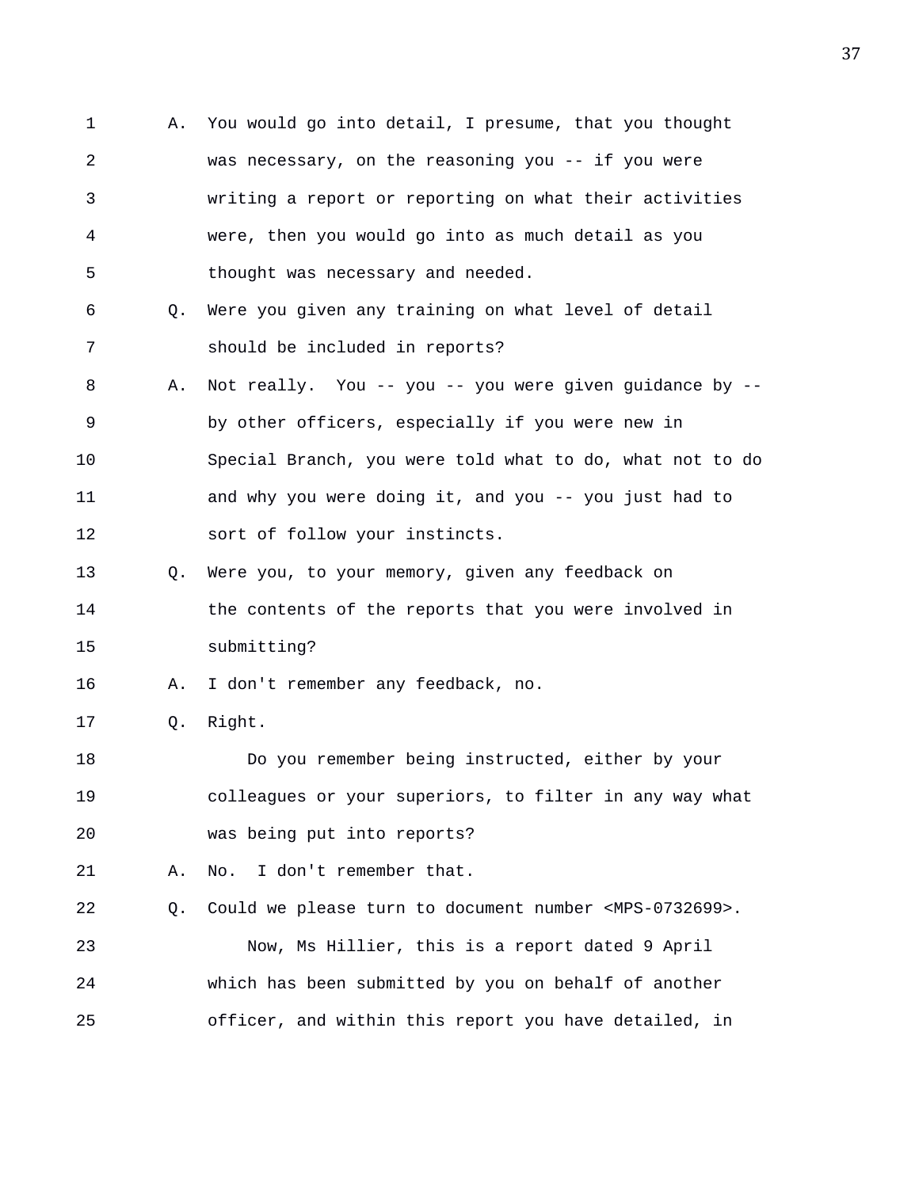A. You would go into detail, I presume, that you thought was necessary, on the reasoning you -- if you were writing a report or reporting on what their activities were, then you would go into as much detail as you thought was necessary and needed.

Q. Were you given any training on what level of detail should be included in reports?

A. Not really. You -- you -- you were given guidance by -- by other officers, especially if you were new in Special Branch, you were told what to do, what not to do and why you were doing it, and you -- you just had to sort of follow your instincts.

Q. Were you, to your memory, given any feedback on the contents of the reports that you were involved in submitting?

A. I don't remember any feedback, no.

Q. Right.

Do you remember being instructed, either by your colleagues or your superiors, to filter in any way what was being put into reports?

A. No. I don't remember that.

Q. Could we please turn to document number <MPS-0732699>.

Now, Ms Hillier, this is a report dated 9 April which has been submitted by you on behalf of another officer, and within this report you have detailed, in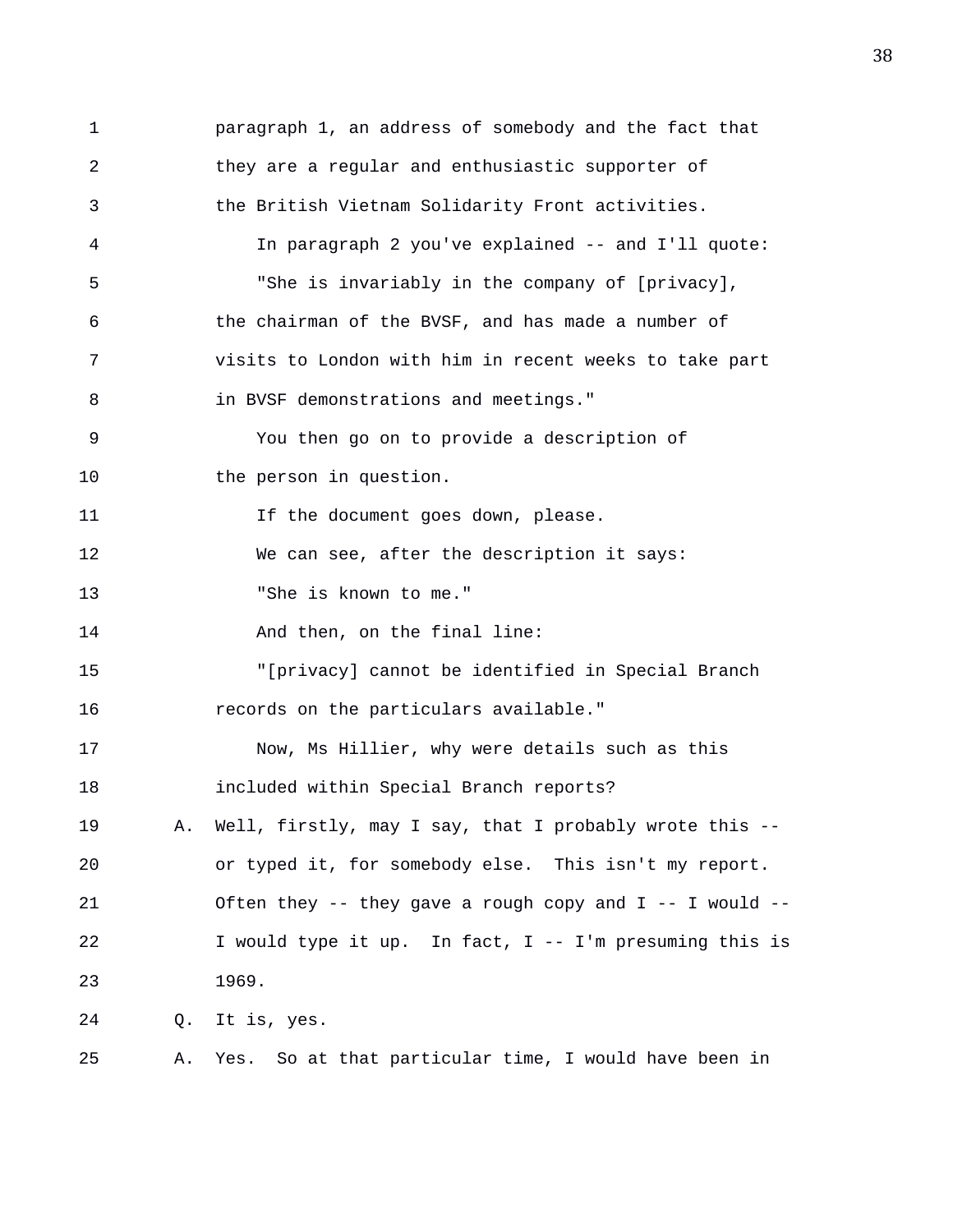paragraph 1, an address of somebody and the fact that they are a regular and enthusiastic supporter of the British Vietnam Solidarity Front activities.

In paragraph 2 you've explained -- and I'll quote:

"She is invariably in the company of [privacy], the chairman of the BVSF, and has made a number of visits to London with him in recent weeks to take part in BVSF demonstrations and meetings."

You then go on to provide a description of the person in question.

If the document goes down, please.

We can see, after the description it says:

"She is known to me."

And then, on the final line:

"[privacy] cannot be identified in Special Branch records on the particulars available."

Now, Ms Hillier, why were details such as this included within Special Branch reports?

A. Well, firstly, may I say, that I probably wrote this -- or typed it, for somebody else. This isn't my report. Often they -- they gave a rough copy and I -- I would -- I would type it up. In fact, I -- I'm presuming this is 1969.

Q. It is, yes.

A. Yes. So at that particular time, I would have been in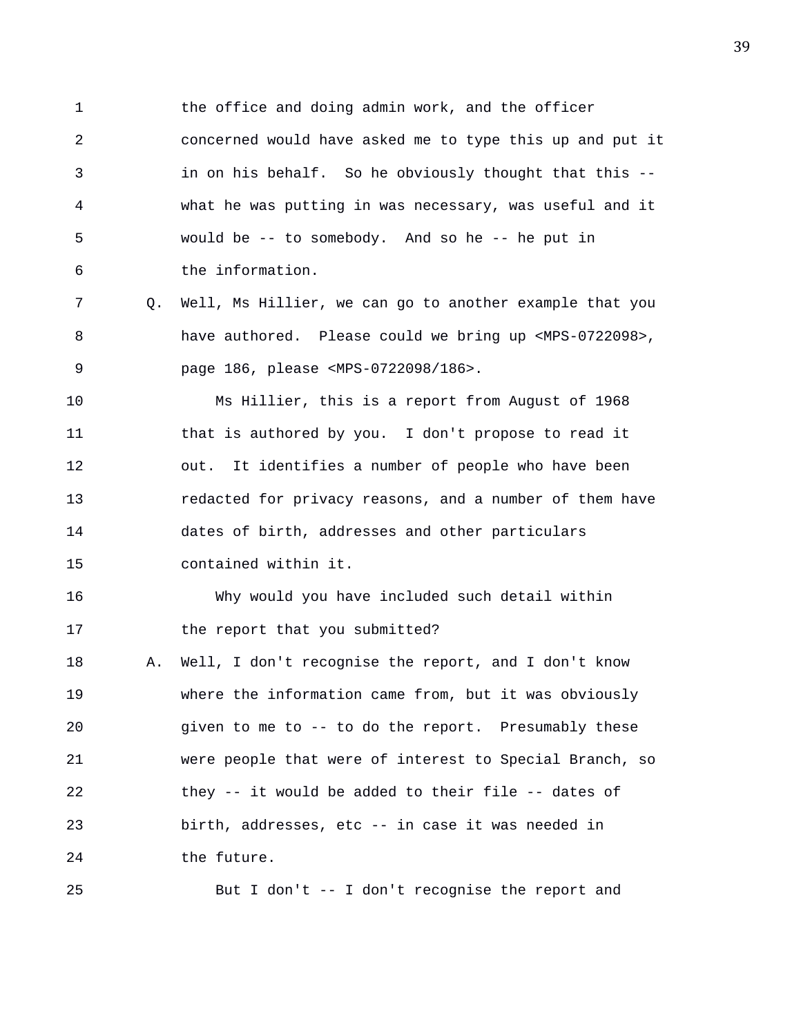the office and doing admin work, and the officer concerned would have asked me to type this up and put it in on his behalf. So he obviously thought that this -- what he was putting in was necessary, was useful and it would be -- to somebody. And so he -- he put in the information.

Q. Well, Ms Hillier, we can go to another example that you have authored. Please could we bring up <MPS-0722098>, page 186, please <MPS-0722098/186>.

Ms Hillier, this is a report from August of 1968 that is authored by you. I don't propose to read it out. It identifies a number of people who have been redacted for privacy reasons, and a number of them have dates of birth, addresses and other particulars contained within it.

Why would you have included such detail within the report that you submitted?

A. Well, I don't recognise the report, and I don't know where the information came from, but it was obviously given to me to -- to do the report. Presumably these were people that were of interest to Special Branch, so they -- it would be added to their file -- dates of birth, addresses, etc -- in case it was needed in the future.

But I don't -- I don't recognise the report and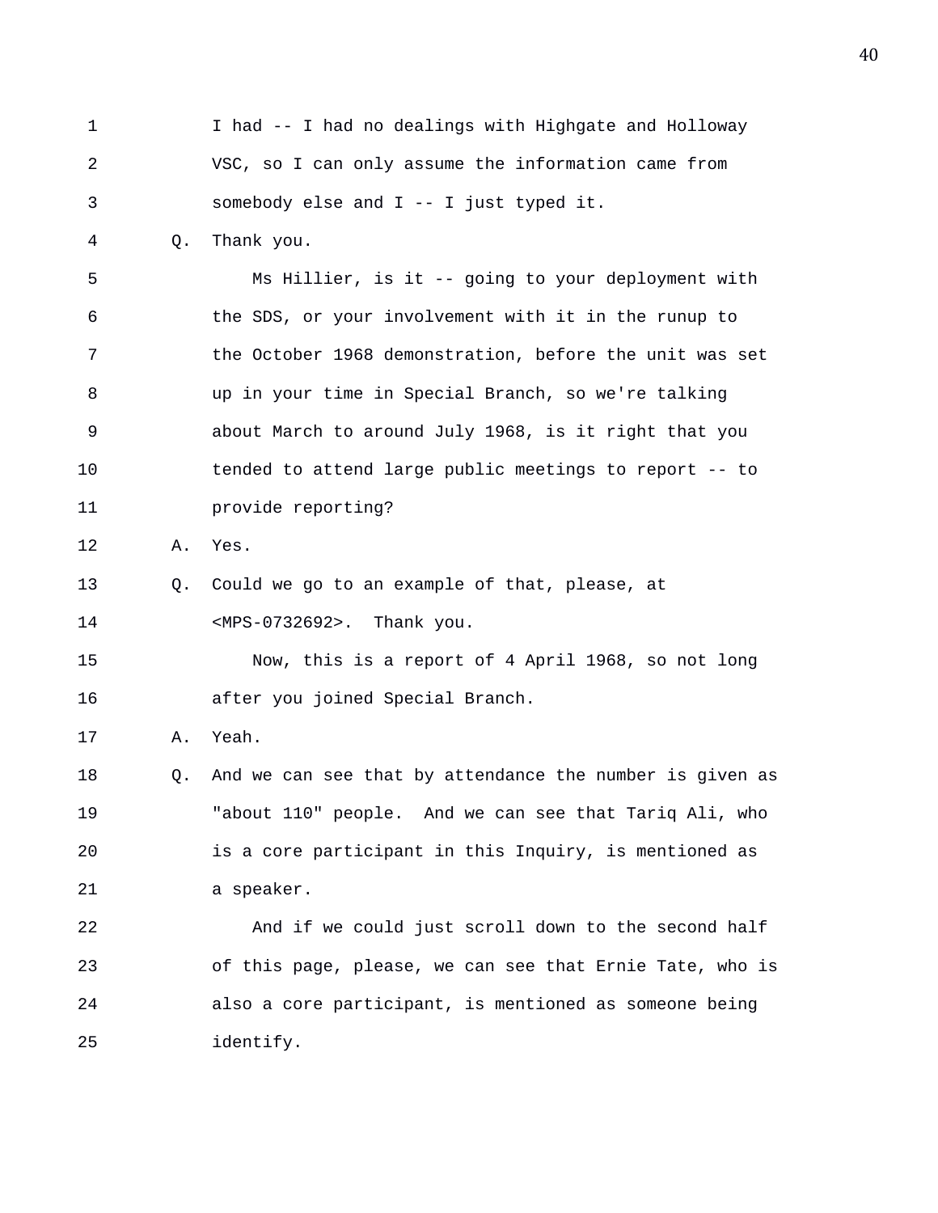I had -- I had no dealings with Highgate and Holloway VSC, so I can only assume the information came from somebody else and I -- I just typed it.

Q. Thank you.

Ms Hillier, is it -- going to your deployment with the SDS, or your involvement with it in the runup to the October 1968 demonstration, before the unit was set up in your time in Special Branch, so we're talking about March to around July 1968, is it right that you tended to attend large public meetings to report -- to provide reporting?

A. Yes.

Q. Could we go to an example of that, please, at <MPS-0732692>. Thank you.

Now, this is a report of 4 April 1968, so not long after you joined Special Branch.

A. Yeah.

Q. And we can see that by attendance the number is given as "about 110" people. And we can see that Tariq Ali, who is a core participant in this Inquiry, is mentioned as a speaker.

And if we could just scroll down to the second half of this page, please, we can see that Ernie Tate, who is also a core participant, is mentioned as someone being identify.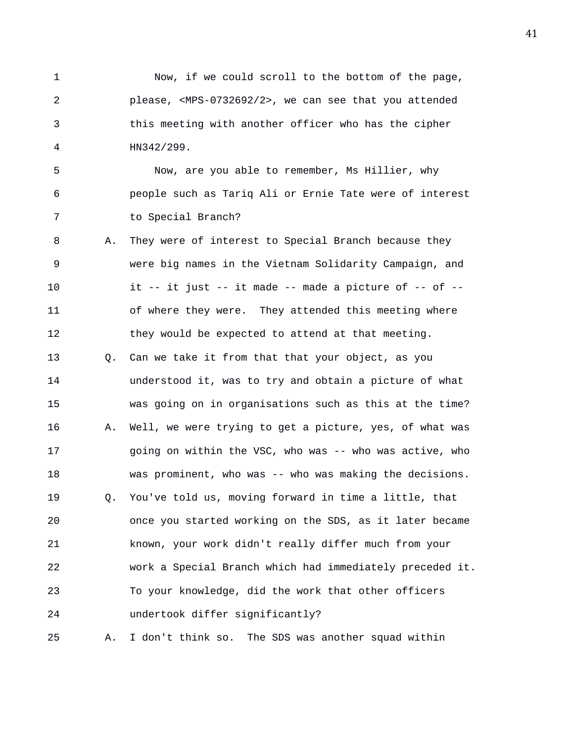Now, if we could scroll to the bottom of the page, please, <MPS-0732692/2>, we can see that you attended this meeting with another officer who has the cipher HN342/299.

Now, are you able to remember, Ms Hillier, why people such as Tariq Ali or Ernie Tate were of interest to Special Branch?

A. They were of interest to Special Branch because they were big names in the Vietnam Solidarity Campaign, and it -- it just -- it made -- made a picture of -- of -- of where they were. They attended this meeting where they would be expected to attend at that meeting.

Q. Can we take it from that that your object, as you understood it, was to try and obtain a picture of what was going on in organisations such as this at the time?

A. Well, we were trying to get a picture, yes, of what was going on within the VSC, who was -- who was active, who was prominent, who was -- who was making the decisions.

Q. You've told us, moving forward in time a little, that once you started working on the SDS, as it later became known, your work didn't really differ much from your work a Special Branch which had immediately preceded it. To your knowledge, did the work that other officers undertook differ significantly?

A. I don't think so. The SDS was another squad within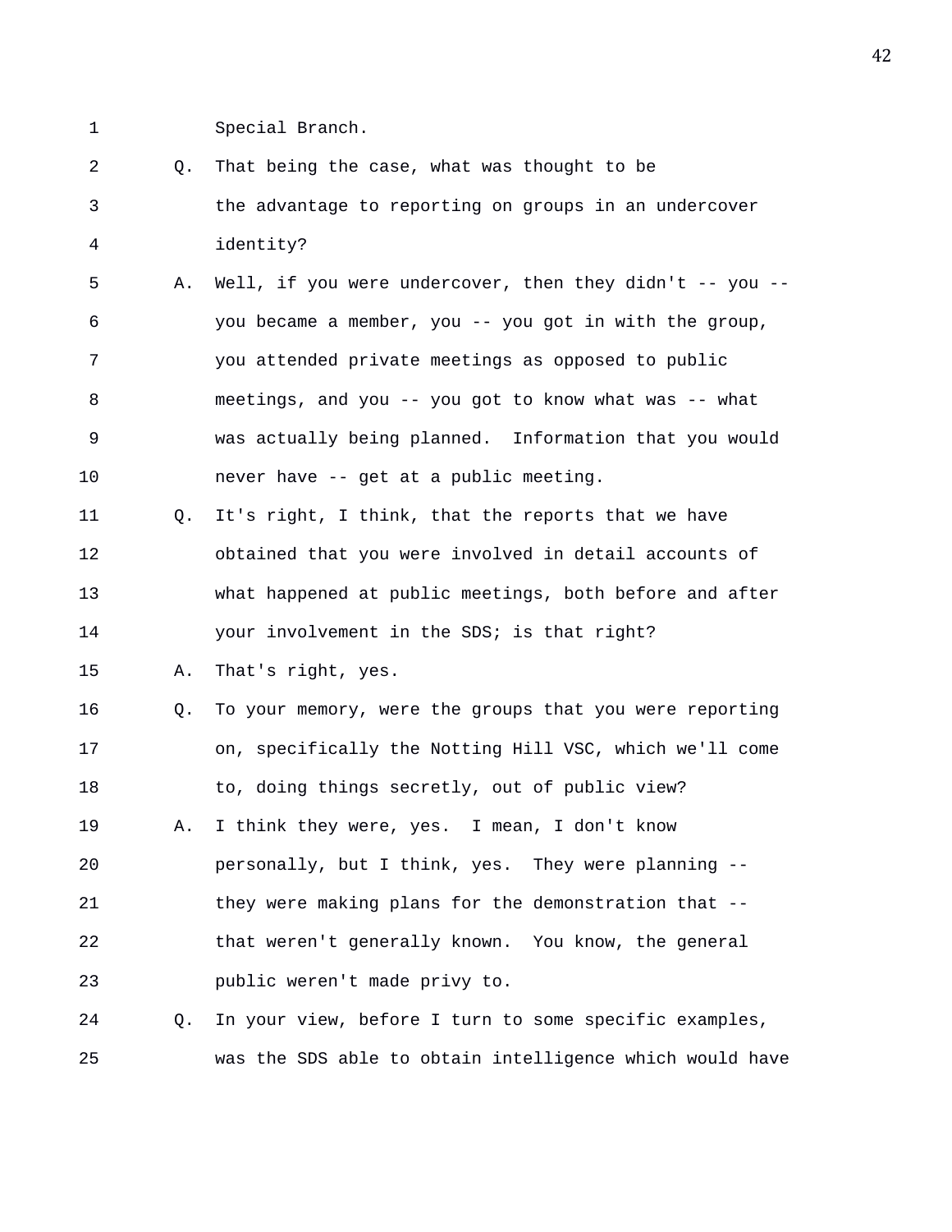1 Special Branch.

2 Q. That being the case, what was thought to be
3 the advantage to reporting on groups in an undercover
4 identity?

5 A. Well, if you were undercover, then they didn't -- you --
6 you became a member, you -- you got in with the group,
7 you attended private meetings as opposed to public
8 meetings, and you -- you got to know what was -- what
9 was actually being planned. Information that you would
10 never have -- get at a public meeting.

11 Q. It's right, I think, that the reports that we have
12 obtained that you were involved in detail accounts of
13 what happened at public meetings, both before and after
14 your involvement in the SDS; is that right?

15 A. That's right, yes.

16 Q. To your memory, were the groups that you were reporting
17 on, specifically the Notting Hill VSC, which we'll come
18 to, doing things secretly, out of public view?

19 A. I think they were, yes. I mean, I don't know
20 personally, but I think, yes. They were planning --
21 they were making plans for the demonstration that --
22 that weren't generally known. You know, the general
23 public weren't made privy to.

24 Q. In your view, before I turn to some specific examples,
25 was the SDS able to obtain intelligence which would have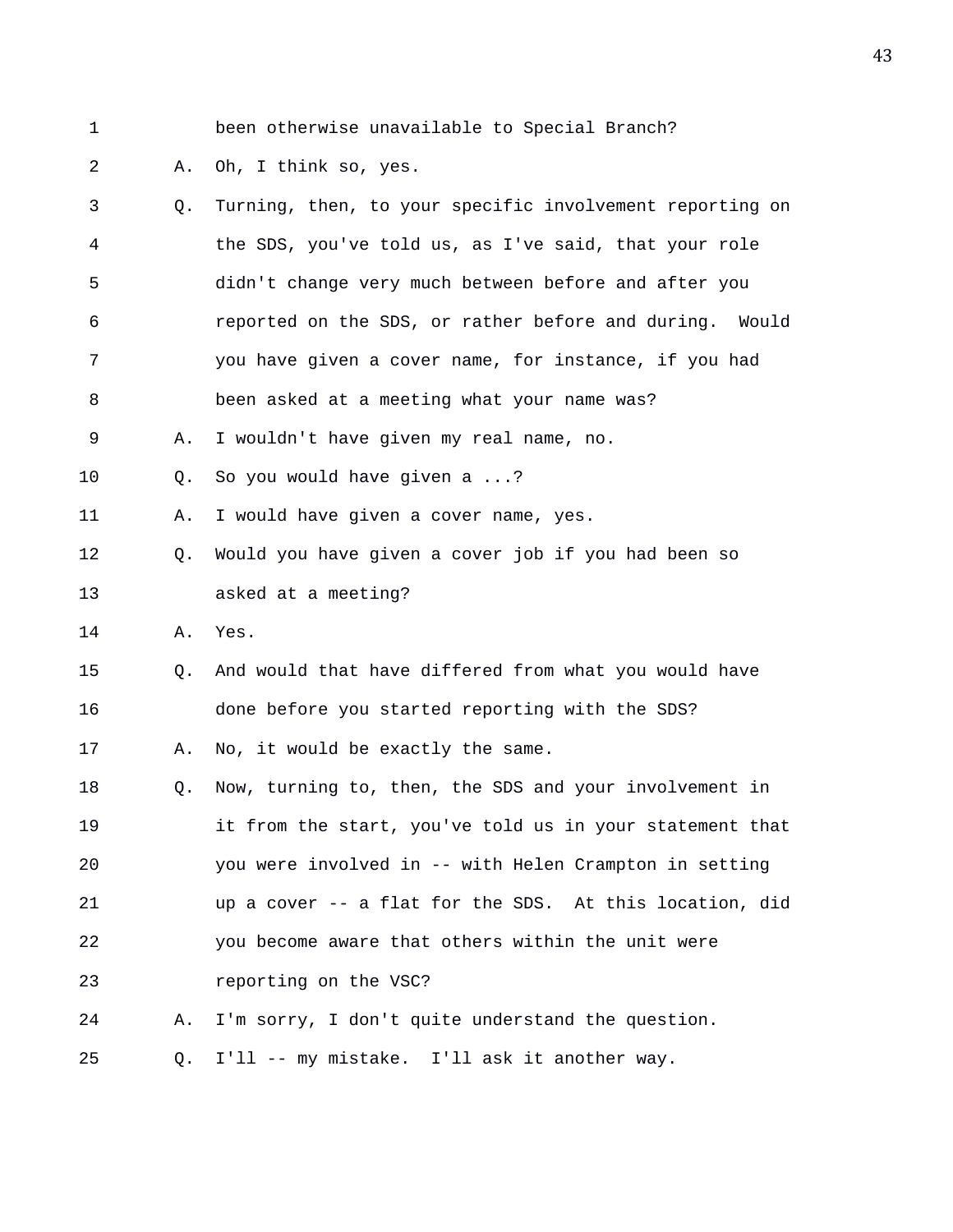1 been otherwise unavailable to Special Branch?

2 A. Oh, I think so, yes.

3 Q. Turning, then, to your specific involvement reporting on

4 the SDS, you've told us, as I've said, that your role

5 didn't change very much between before and after you

6 reported on the SDS, or rather before and during. Would

7 you have given a cover name, for instance, if you had

8 been asked at a meeting what your name was?

9 A. I wouldn't have given my real name, no.

10 Q. So you would have given a ...?

11 A. I would have given a cover name, yes.

12 Q. Would you have given a cover job if you had been so

13 asked at a meeting?

14 A. Yes.

15 Q. And would that have differed from what you would have

16 done before you started reporting with the SDS?

17 A. No, it would be exactly the same.

18 Q. Now, turning to, then, the SDS and your involvement in

19 it from the start, you've told us in your statement that

20 you were involved in -- with Helen Crampton in setting

21 up a cover -- a flat for the SDS. At this location, did

22 you become aware that others within the unit were

23 reporting on the VSC?

24 A. I'm sorry, I don't quite understand the question.

25 Q. I'll -- my mistake. I'll ask it another way.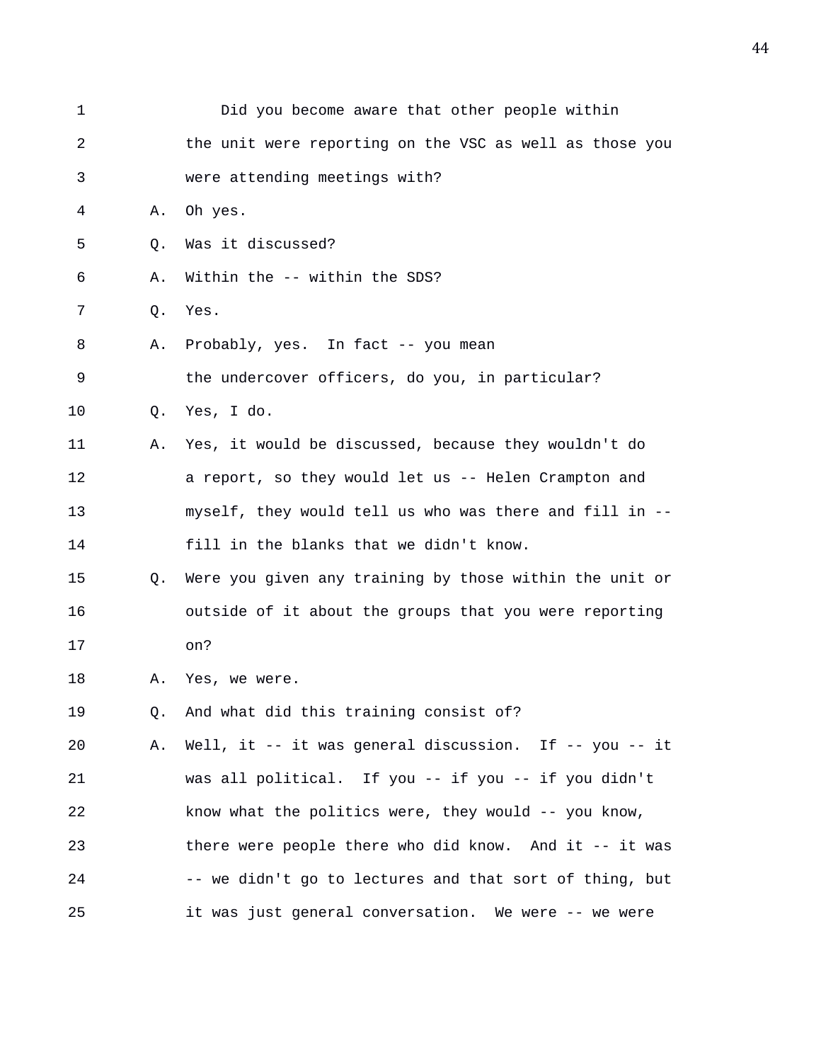1 Did you become aware that other people within
2 the unit were reporting on the VSC as well as those you
3 were attending meetings with?
4 A. Oh yes.
5 Q. Was it discussed?
6 A. Within the -- within the SDS?
7 Q. Yes.
8 A. Probably, yes. In fact -- you mean
9 the undercover officers, do you, in particular?
10 Q. Yes, I do.
11 A. Yes, it would be discussed, because they wouldn't do
12 a report, so they would let us -- Helen Crampton and
13 myself, they would tell us who was there and fill in --
14 fill in the blanks that we didn't know.
15 Q. Were you given any training by those within the unit or
16 outside of it about the groups that you were reporting
17 on?
18 A. Yes, we were.
19 Q. And what did this training consist of?
20 A. Well, it -- it was general discussion. If -- you -- it
21 was all political. If you -- if you -- if you didn't
22 know what the politics were, they would -- you know,
23 there were people there who did know. And it -- it was
24 -- we didn't go to lectures and that sort of thing, but
25 it was just general conversation. We were -- we were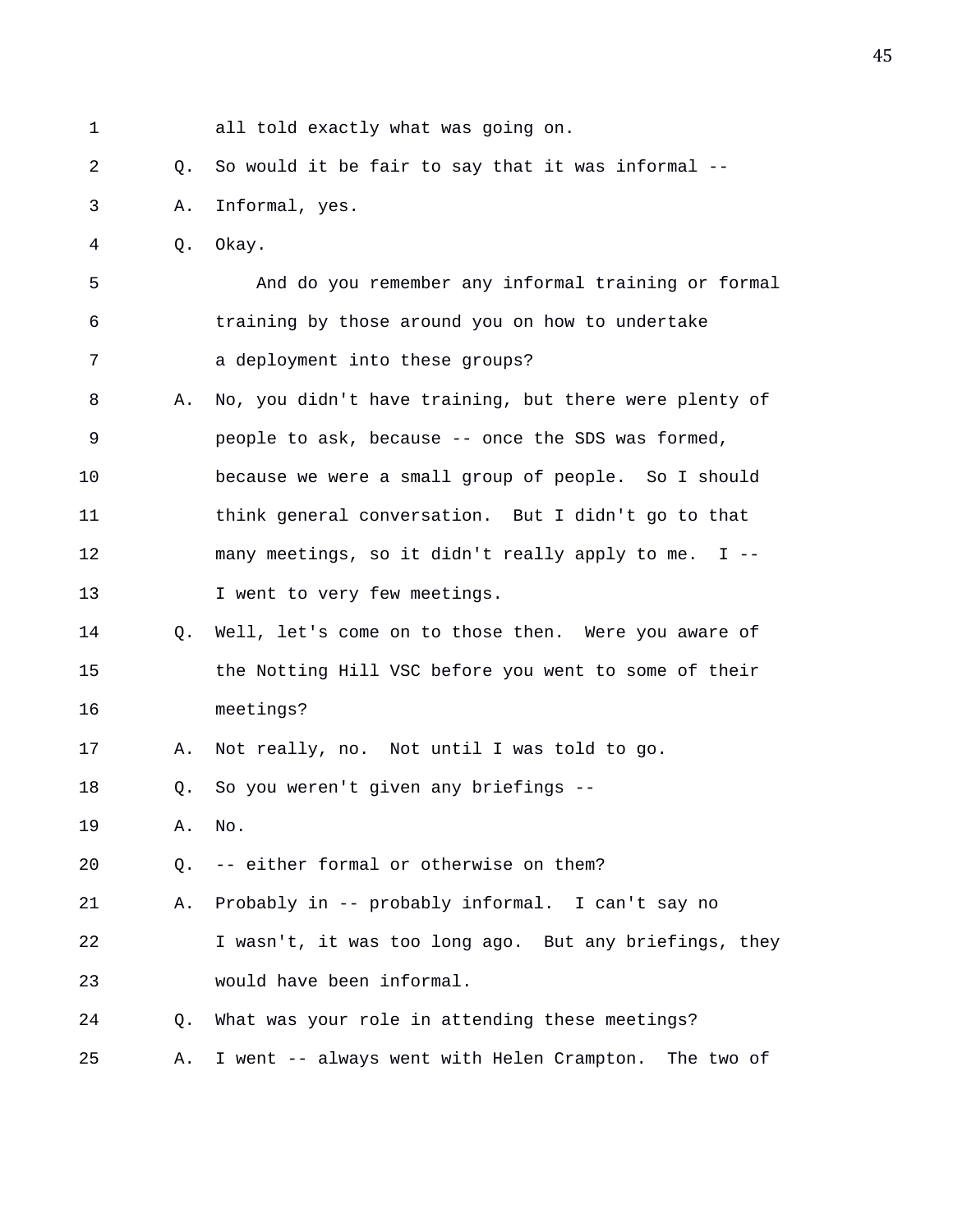1 all told exactly what was going on.

2 Q. So would it be fair to say that it was informal --

3 A. Informal, yes.

4 Q. Okay.

5 And do you remember any informal training or formal

6 training by those around you on how to undertake

7 a deployment into these groups?

8 A. No, you didn't have training, but there were plenty of

9 people to ask, because -- once the SDS was formed,

10 because we were a small group of people. So I should

11 think general conversation. But I didn't go to that

12 many meetings, so it didn't really apply to me. I --

13 I went to very few meetings.

14 Q. Well, let's come on to those then. Were you aware of

15 the Notting Hill VSC before you went to some of their

16 meetings?

17 A. Not really, no. Not until I was told to go.

18 Q. So you weren't given any briefings --

19 A. No.

20 Q. -- either formal or otherwise on them?

21 A. Probably in -- probably informal. I can't say no

22 I wasn't, it was too long ago. But any briefings, they

23 would have been informal.

24 Q. What was your role in attending these meetings?

25 A. I went -- always went with Helen Crampton. The two of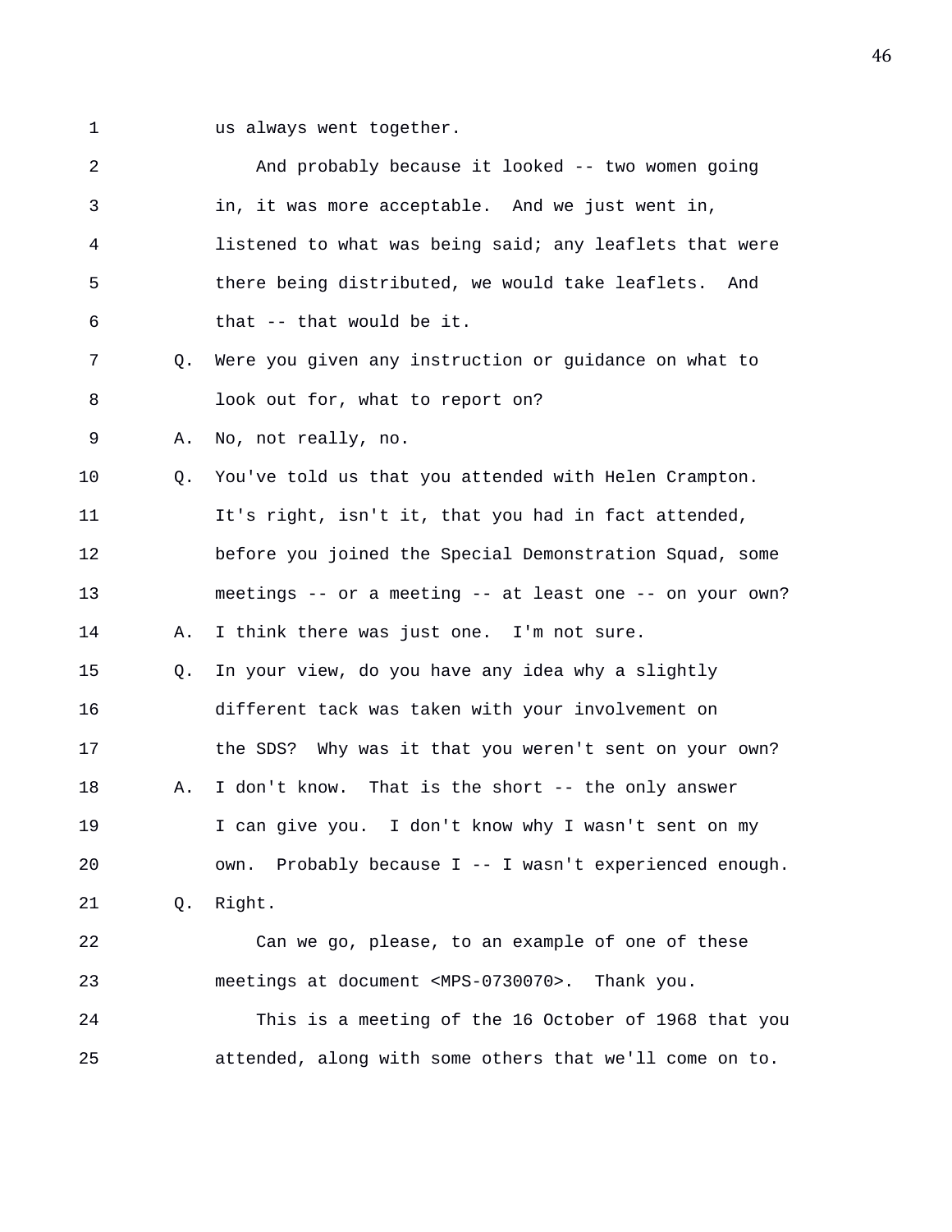us always went together.

And probably because it looked -- two women going in, it was more acceptable. And we just went in, listened to what was being said; any leaflets that were there being distributed, we would take leaflets. And that -- that would be it.

Q. Were you given any instruction or guidance on what to look out for, what to report on?

A. No, not really, no.

Q. You've told us that you attended with Helen Crampton. It's right, isn't it, that you had in fact attended, before you joined the Special Demonstration Squad, some meetings -- or a meeting -- at least one -- on your own?

A. I think there was just one. I'm not sure.

Q. In your view, do you have any idea why a slightly different tack was taken with your involvement on the SDS? Why was it that you weren't sent on your own?

A. I don't know. That is the short -- the only answer I can give you. I don't know why I wasn't sent on my own. Probably because I -- I wasn't experienced enough.

Q. Right.

Can we go, please, to an example of one of these meetings at document <MPS-0730070>. Thank you.

This is a meeting of the 16 October of 1968 that you attended, along with some others that we'll come on to.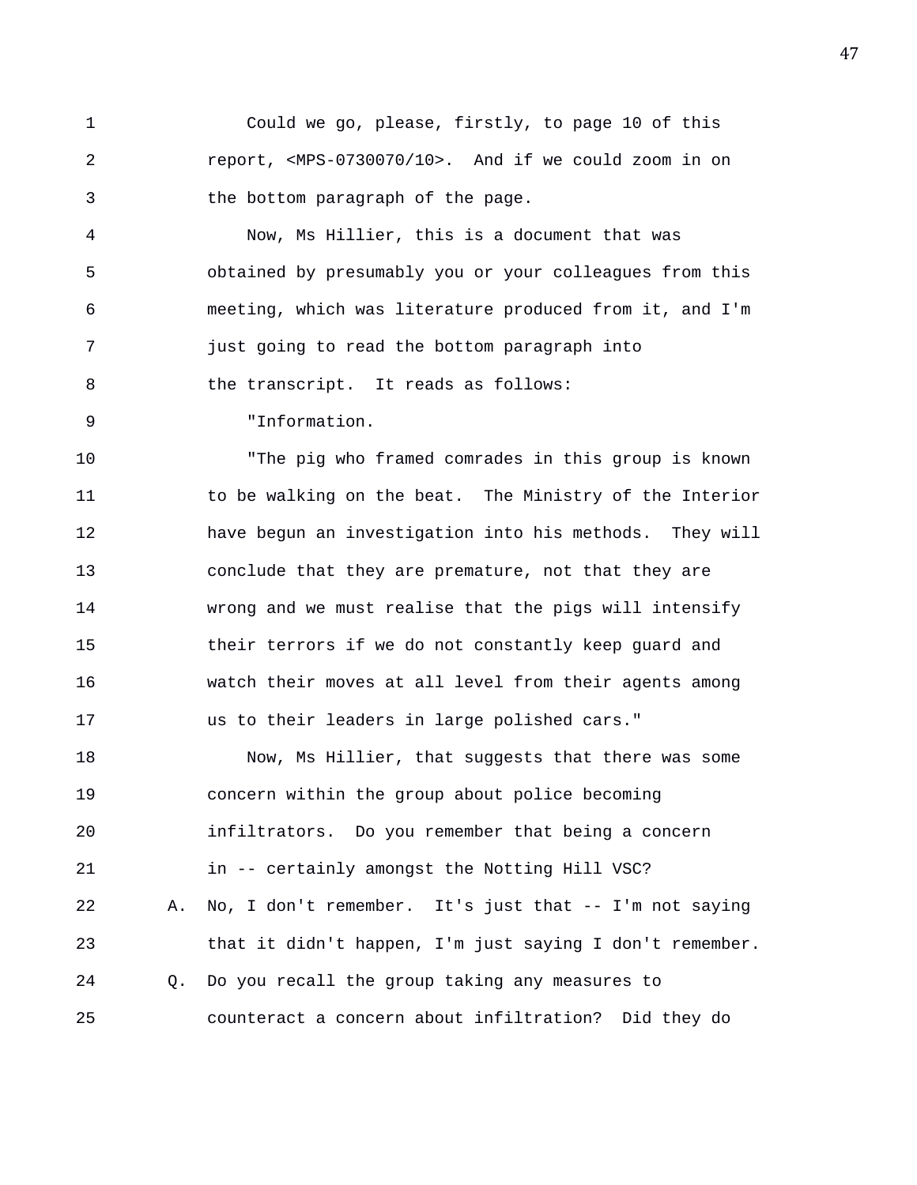Could we go, please, firstly, to page 10 of this report, <MPS-0730070/10>. And if we could zoom in on the bottom paragraph of the page.

Now, Ms Hillier, this is a document that was obtained by presumably you or your colleagues from this meeting, which was literature produced from it, and I'm just going to read the bottom paragraph into the transcript. It reads as follows:

"Information.

"The pig who framed comrades in this group is known to be walking on the beat. The Ministry of the Interior have begun an investigation into his methods. They will conclude that they are premature, not that they are wrong and we must realise that the pigs will intensify their terrors if we do not constantly keep guard and watch their moves at all level from their agents among us to their leaders in large polished cars."

Now, Ms Hillier, that suggests that there was some concern within the group about police becoming infiltrators. Do you remember that being a concern in -- certainly amongst the Notting Hill VSC?

A. No, I don't remember. It's just that -- I'm not saying that it didn't happen, I'm just saying I don't remember.

Q. Do you recall the group taking any measures to counteract a concern about infiltration? Did they do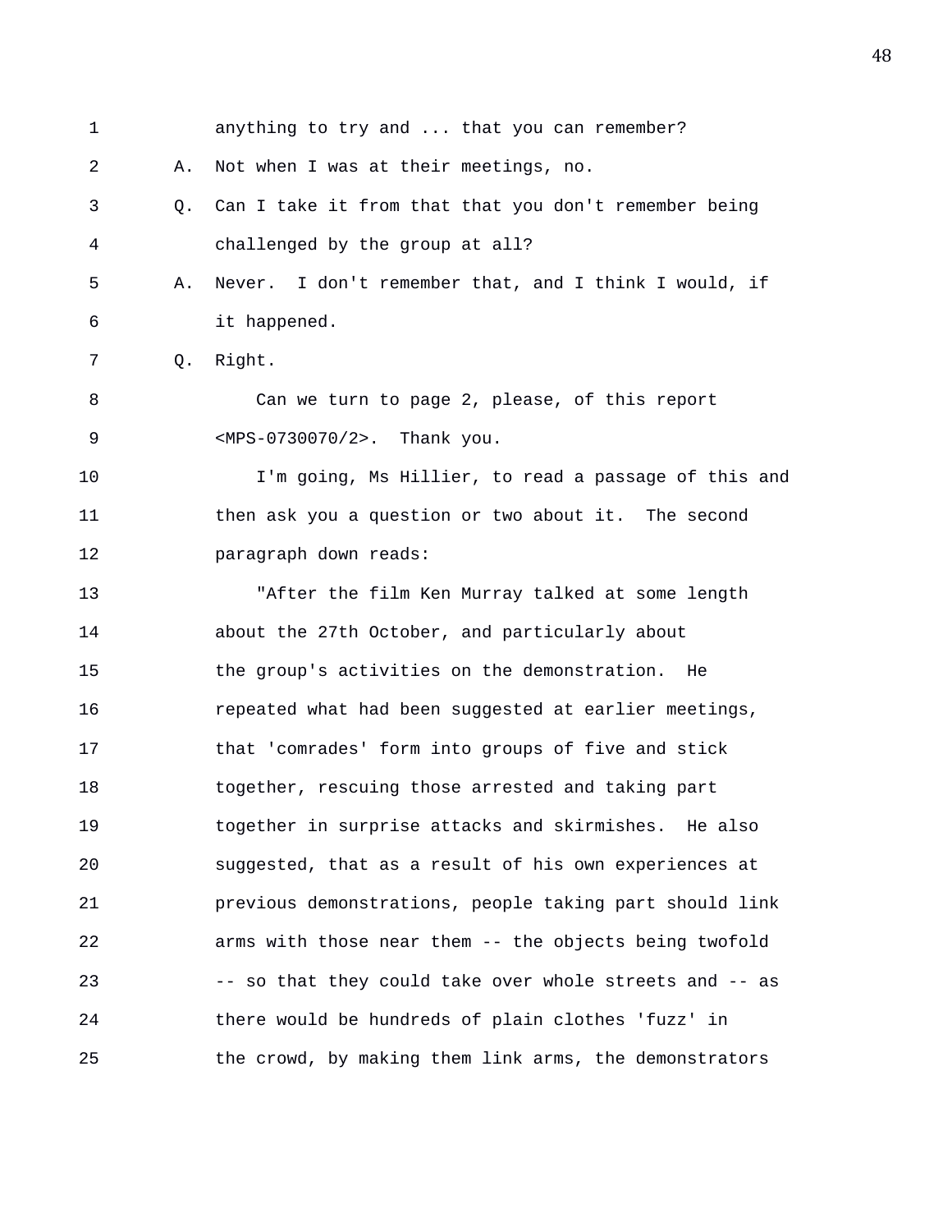1 anything to try and ... that you can remember?

2 A. Not when I was at their meetings, no.

3 Q. Can I take it from that that you don't remember being

4 challenged by the group at all?

5 A. Never. I don't remember that, and I think I would, if

6 it happened.

7 Q. Right.

8 Can we turn to page 2, please, of this report

9 <MPS-0730070/2>. Thank you.

10 I'm going, Ms Hillier, to read a passage of this and

11 then ask you a question or two about it. The second

12 paragraph down reads:

13 "After the film Ken Murray talked at some length

14 about the 27th October, and particularly about

15 the group's activities on the demonstration. He

16 repeated what had been suggested at earlier meetings,

17 that 'comrades' form into groups of five and stick

18 together, rescuing those arrested and taking part

19 together in surprise attacks and skirmishes. He also

20 suggested, that as a result of his own experiences at

21 previous demonstrations, people taking part should link

22 arms with those near them -- the objects being twofold

23 -- so that they could take over whole streets and -- as

24 there would be hundreds of plain clothes 'fuzz' in

25 the crowd, by making them link arms, the demonstrators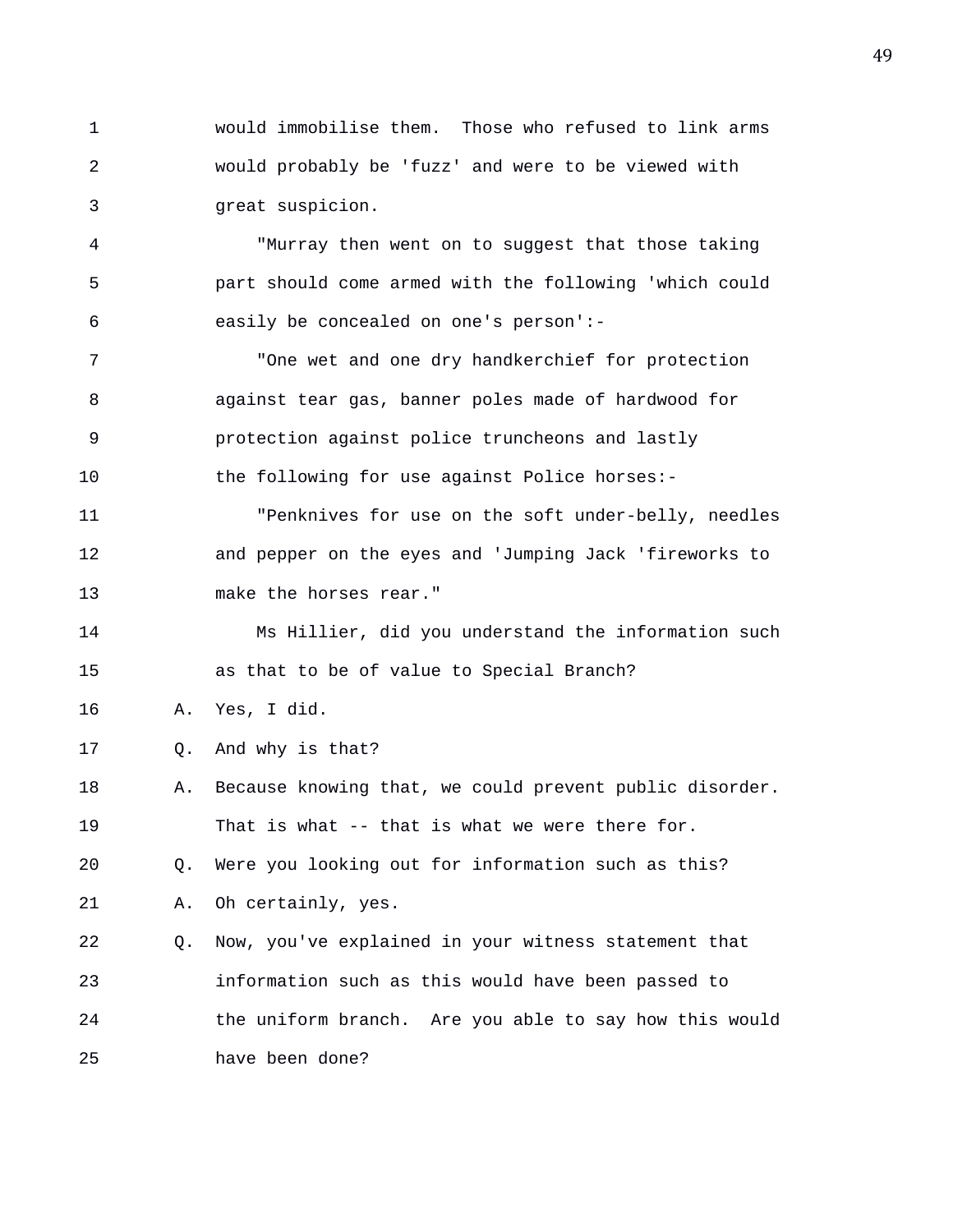would immobilise them. Those who refused to link arms would probably be 'fuzz' and were to be viewed with great suspicion.

"Murray then went on to suggest that those taking part should come armed with the following 'which could easily be concealed on one's person':-

"One wet and one dry handkerchief for protection against tear gas, banner poles made of hardwood for protection against police truncheons and lastly the following for use against Police horses:-

"Penknives for use on the soft under-belly, needles and pepper on the eyes and 'Jumping Jack 'fireworks to make the horses rear."

Ms Hillier, did you understand the information such as that to be of value to Special Branch?

A. Yes, I did.

Q. And why is that?

A. Because knowing that, we could prevent public disorder. That is what -- that is what we were there for.

Q. Were you looking out for information such as this?

A. Oh certainly, yes.

Q. Now, you've explained in your witness statement that information such as this would have been passed to the uniform branch. Are you able to say how this would have been done?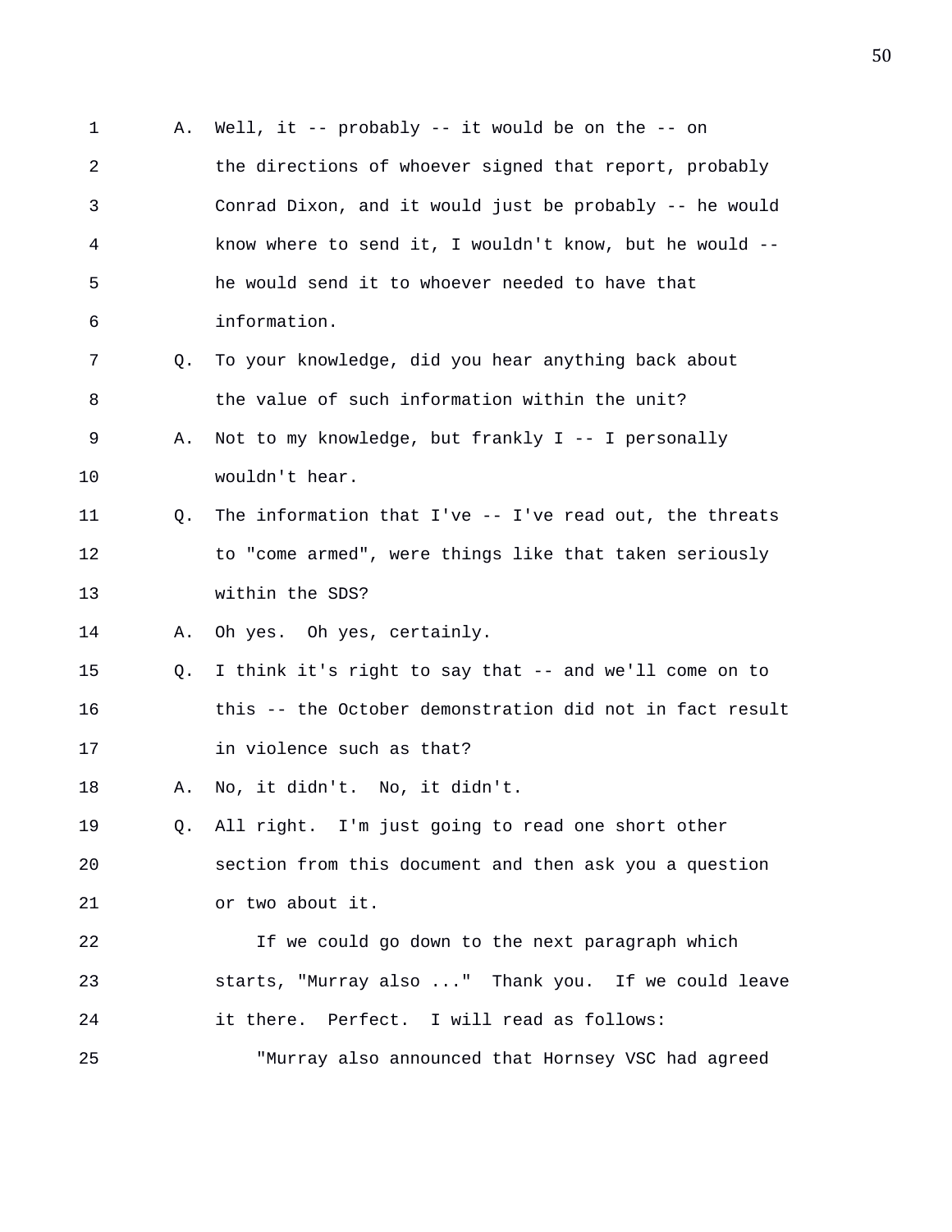A. Well, it -- probably -- it would be on the -- on the directions of whoever signed that report, probably Conrad Dixon, and it would just be probably -- he would know where to send it, I wouldn't know, but he would -- he would send it to whoever needed to have that information.

Q. To your knowledge, did you hear anything back about the value of such information within the unit?

A. Not to my knowledge, but frankly I -- I personally wouldn't hear.

Q. The information that I've -- I've read out, the threats to "come armed", were things like that taken seriously within the SDS?

A. Oh yes. Oh yes, certainly.

Q. I think it's right to say that -- and we'll come on to this -- the October demonstration did not in fact result in violence such as that?

A. No, it didn't. No, it didn't.

Q. All right. I'm just going to read one short other section from this document and then ask you a question or two about it.

If we could go down to the next paragraph which starts, "Murray also ..." Thank you. If we could leave it there. Perfect. I will read as follows:

"Murray also announced that Hornsey VSC had agreed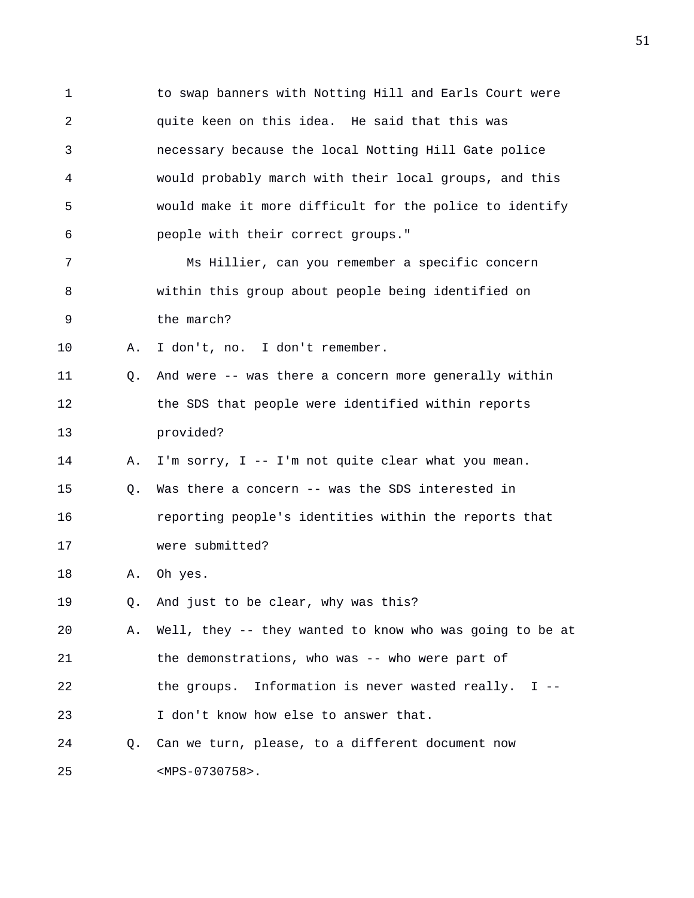to swap banners with Notting Hill and Earls Court were quite keen on this idea. He said that this was necessary because the local Notting Hill Gate police would probably march with their local groups, and this would make it more difficult for the police to identify people with their correct groups."

Ms Hillier, can you remember a specific concern within this group about people being identified on the march?

A. I don't, no. I don't remember.

Q. And were -- was there a concern more generally within the SDS that people were identified within reports provided?

A. I'm sorry, I -- I'm not quite clear what you mean.

Q. Was there a concern -- was the SDS interested in reporting people's identities within the reports that were submitted?

A. Oh yes.

Q. And just to be clear, why was this?

A. Well, they -- they wanted to know who was going to be at the demonstrations, who was -- who were part of the groups. Information is never wasted really. I -- I don't know how else to answer that.

Q. Can we turn, please, to a different document now <MPS-0730758>.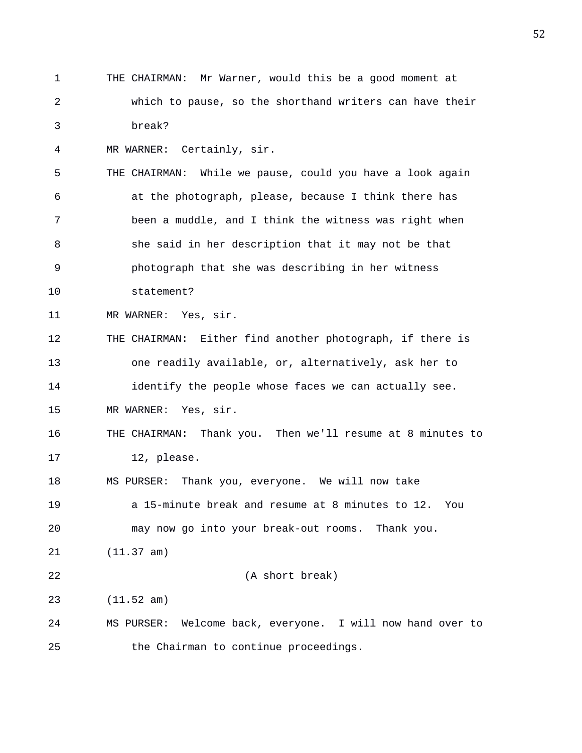THE CHAIRMAN: Mr Warner, would this be a good moment at which to pause, so the shorthand writers can have their break?

MR WARNER: Certainly, sir.

THE CHAIRMAN: While we pause, could you have a look again at the photograph, please, because I think there has been a muddle, and I think the witness was right when she said in her description that it may not be that photograph that she was describing in her witness statement?

MR WARNER: Yes, sir.

THE CHAIRMAN: Either find another photograph, if there is one readily available, or, alternatively, ask her to identify the people whose faces we can actually see.

MR WARNER: Yes, sir.

THE CHAIRMAN: Thank you. Then we'll resume at 8 minutes to 12, please.

MS PURSER: Thank you, everyone. We will now take a 15-minute break and resume at 8 minutes to 12. You may now go into your break-out rooms. Thank you.

(11.37 am)

(A short break)

(11.52 am)

MS PURSER: Welcome back, everyone. I will now hand over to the Chairman to continue proceedings.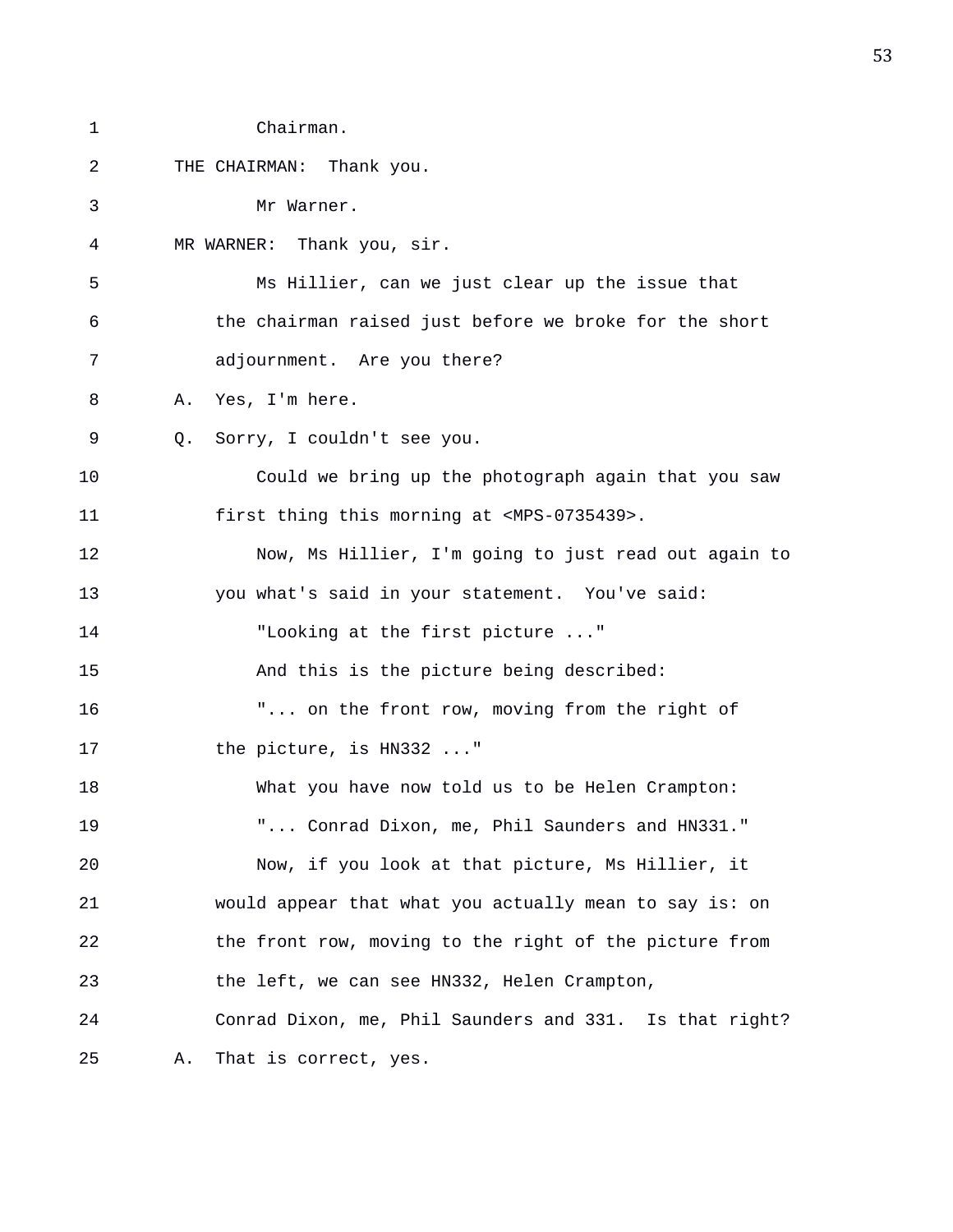Chairman.

THE CHAIRMAN: Thank you.

Mr Warner.

MR WARNER: Thank you, sir.

Ms Hillier, can we just clear up the issue that the chairman raised just before we broke for the short adjournment. Are you there?

A. Yes, I'm here.

Q. Sorry, I couldn't see you.

Could we bring up the photograph again that you saw first thing this morning at <MPS-0735439>.

Now, Ms Hillier, I'm going to just read out again to you what's said in your statement. You've said:

"Looking at the first picture ..."

And this is the picture being described:

"... on the front row, moving from the right of the picture, is HN332 ..."

What you have now told us to be Helen Crampton:

"... Conrad Dixon, me, Phil Saunders and HN331."

Now, if you look at that picture, Ms Hillier, it would appear that what you actually mean to say is: on the front row, moving to the right of the picture from the left, we can see HN332, Helen Crampton, Conrad Dixon, me, Phil Saunders and 331. Is that right?

A. That is correct, yes.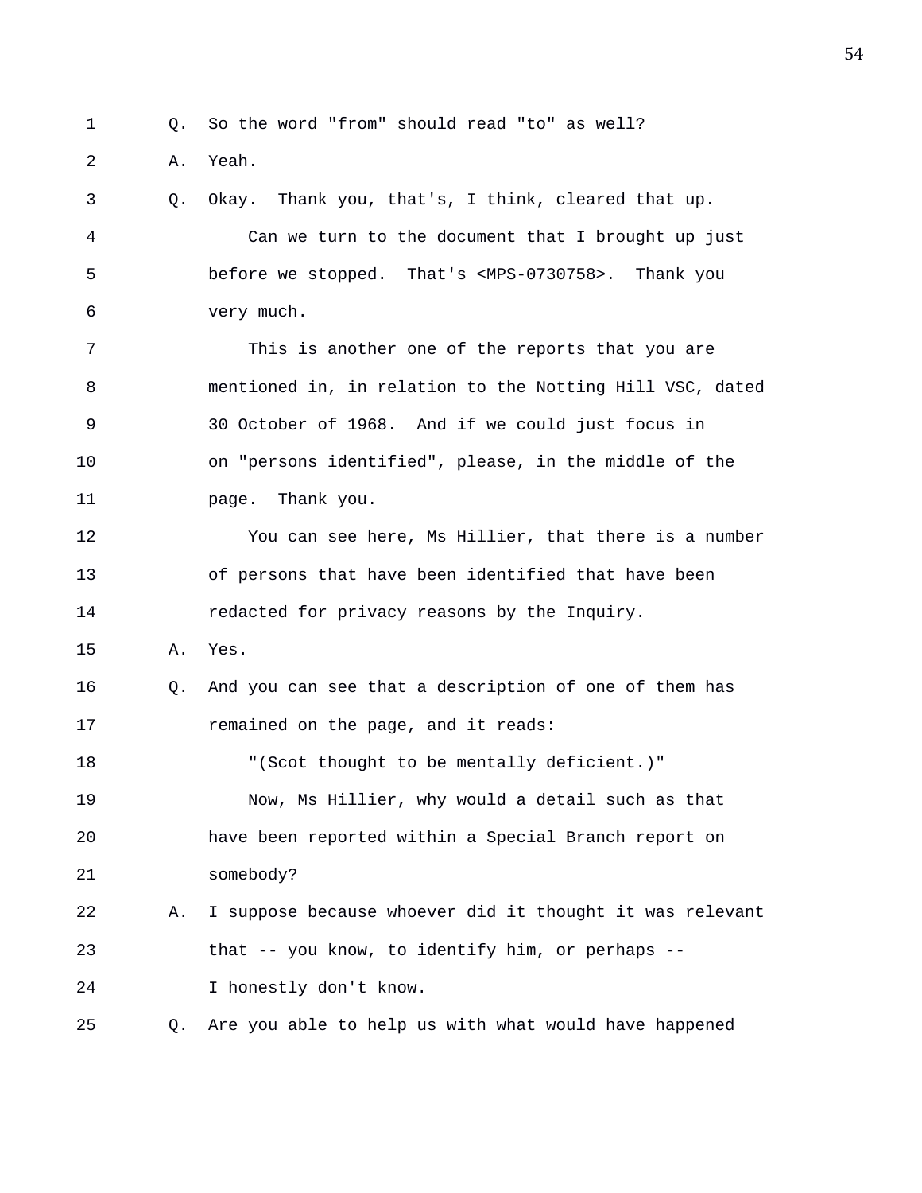Q. So the word "from" should read "to" as well?

A. Yeah.

Q. Okay. Thank you, that's, I think, cleared that up.

Can we turn to the document that I brought up just before we stopped. That's <MPS-0730758>. Thank you very much.

This is another one of the reports that you are mentioned in, in relation to the Notting Hill VSC, dated 30 October of 1968. And if we could just focus in on "persons identified", please, in the middle of the page. Thank you.

You can see here, Ms Hillier, that there is a number of persons that have been identified that have been redacted for privacy reasons by the Inquiry.

A. Yes.

Q. And you can see that a description of one of them has remained on the page, and it reads:

"(Scot thought to be mentally deficient.)"

Now, Ms Hillier, why would a detail such as that have been reported within a Special Branch report on somebody?

A. I suppose because whoever did it thought it was relevant that -- you know, to identify him, or perhaps -- I honestly don't know.

Q. Are you able to help us with what would have happened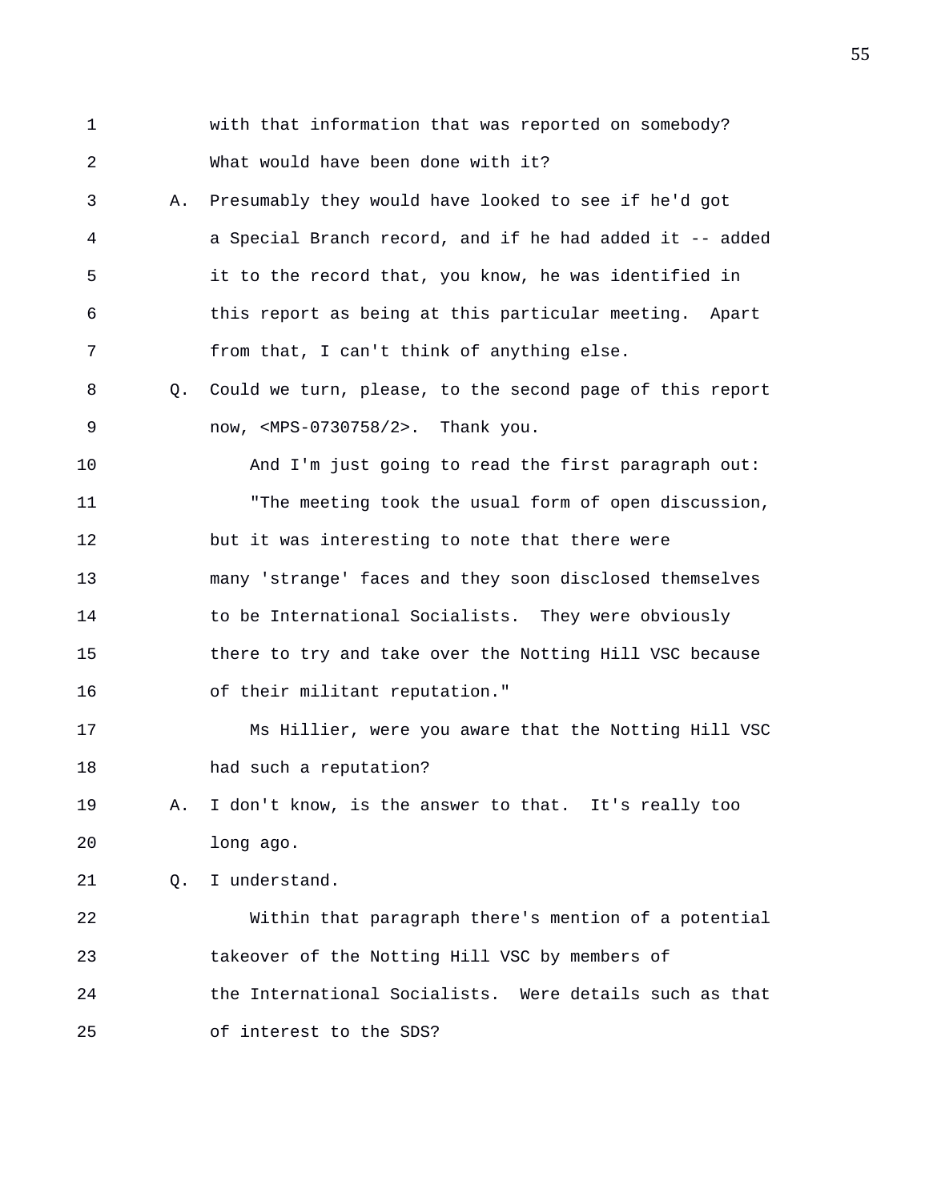with that information that was reported on somebody? What would have been done with it?

A. Presumably they would have looked to see if he'd got a Special Branch record, and if he had added it -- added it to the record that, you know, he was identified in this report as being at this particular meeting. Apart from that, I can't think of anything else.

Q. Could we turn, please, to the second page of this report now, <MPS-0730758/2>. Thank you.

And I'm just going to read the first paragraph out:

"The meeting took the usual form of open discussion, but it was interesting to note that there were many 'strange' faces and they soon disclosed themselves to be International Socialists. They were obviously there to try and take over the Notting Hill VSC because of their militant reputation."

Ms Hillier, were you aware that the Notting Hill VSC had such a reputation?

A. I don't know, is the answer to that. It's really too long ago.

Q. I understand.

Within that paragraph there's mention of a potential takeover of the Notting Hill VSC by members of the International Socialists. Were details such as that of interest to the SDS?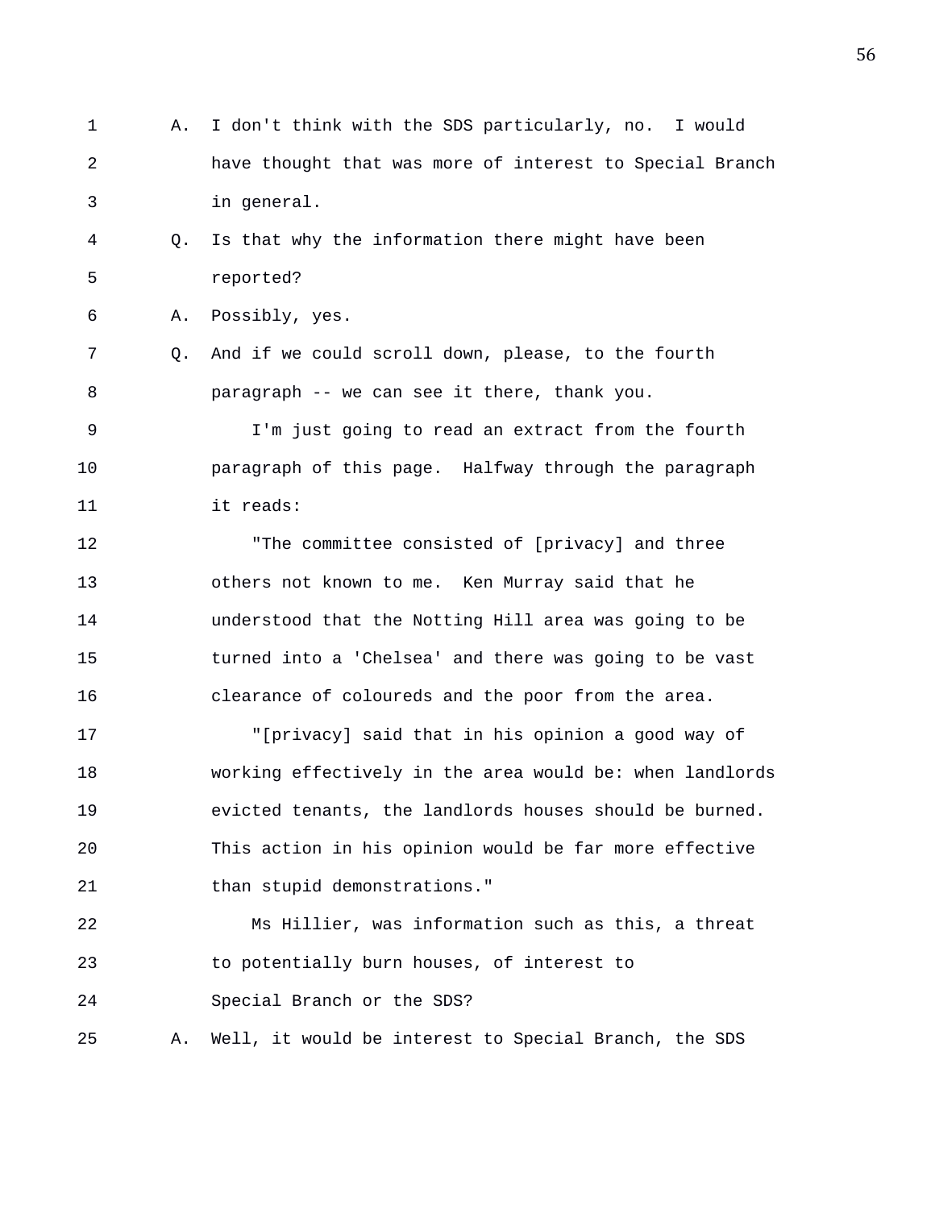A. I don't think with the SDS particularly, no. I would have thought that was more of interest to Special Branch in general.

Q. Is that why the information there might have been reported?

A. Possibly, yes.

Q. And if we could scroll down, please, to the fourth paragraph -- we can see it there, thank you.

I'm just going to read an extract from the fourth paragraph of this page. Halfway through the paragraph it reads:

"The committee consisted of [privacy] and three others not known to me. Ken Murray said that he understood that the Notting Hill area was going to be turned into a 'Chelsea' and there was going to be vast clearance of coloureds and the poor from the area.

"[privacy] said that in his opinion a good way of working effectively in the area would be: when landlords evicted tenants, the landlords houses should be burned. This action in his opinion would be far more effective than stupid demonstrations."

Ms Hillier, was information such as this, a threat to potentially burn houses, of interest to Special Branch or the SDS?

A. Well, it would be interest to Special Branch, the SDS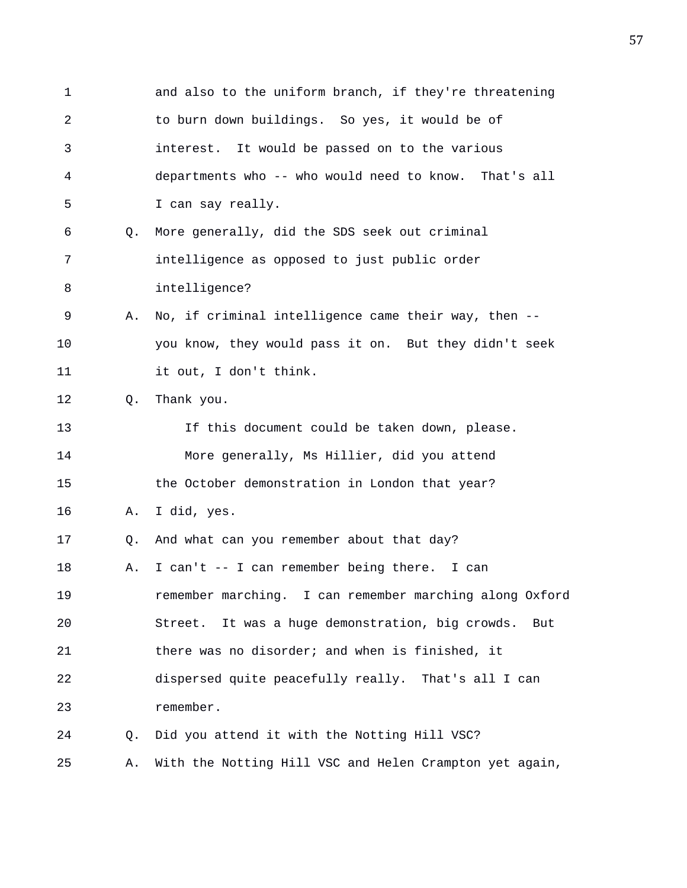1 and also to the uniform branch, if they're threatening
2 to burn down buildings. So yes, it would be of
3 interest. It would be passed on to the various
4 departments who -- who would need to know. That's all
5 I can say really.
6 Q. More generally, did the SDS seek out criminal
7 intelligence as opposed to just public order
8 intelligence?
9 A. No, if criminal intelligence came their way, then --
10 you know, they would pass it on. But they didn't seek
11 it out, I don't think.
12 Q. Thank you.
13 If this document could be taken down, please.
14 More generally, Ms Hillier, did you attend
15 the October demonstration in London that year?
16 A. I did, yes.
17 Q. And what can you remember about that day?
18 A. I can't -- I can remember being there. I can
19 remember marching. I can remember marching along Oxford
20 Street. It was a huge demonstration, big crowds. But
21 there was no disorder; and when is finished, it
22 dispersed quite peacefully really. That's all I can
23 remember.
24 Q. Did you attend it with the Notting Hill VSC?
25 A. With the Notting Hill VSC and Helen Crampton yet again,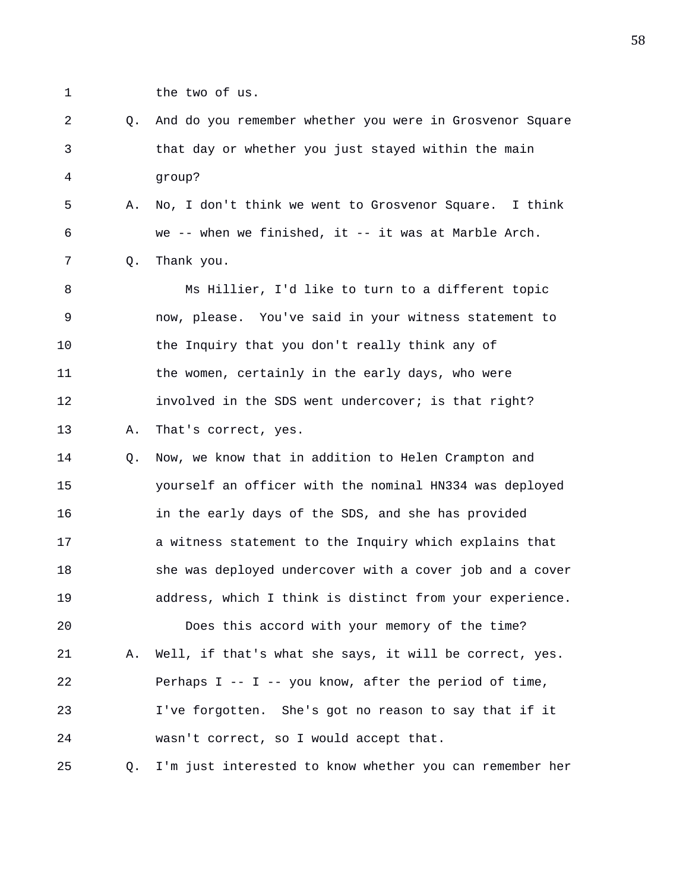1 the two of us.

2 Q. And do you remember whether you were in Grosvenor Square

3 that day or whether you just stayed within the main

4 group?

5 A. No, I don't think we went to Grosvenor Square. I think

6 we -- when we finished, it -- it was at Marble Arch.

7 Q. Thank you.

8 Ms Hillier, I'd like to turn to a different topic

9 now, please. You've said in your witness statement to

10 the Inquiry that you don't really think any of

11 the women, certainly in the early days, who were

12 involved in the SDS went undercover; is that right?

13 A. That's correct, yes.

14 Q. Now, we know that in addition to Helen Crampton and

15 yourself an officer with the nominal HN334 was deployed

16 in the early days of the SDS, and she has provided

17 a witness statement to the Inquiry which explains that

18 she was deployed undercover with a cover job and a cover

19 address, which I think is distinct from your experience.

20 Does this accord with your memory of the time?

21 A. Well, if that's what she says, it will be correct, yes.

22 Perhaps I -- I -- you know, after the period of time,

23 I've forgotten. She's got no reason to say that if it

24 wasn't correct, so I would accept that.

25 Q. I'm just interested to know whether you can remember her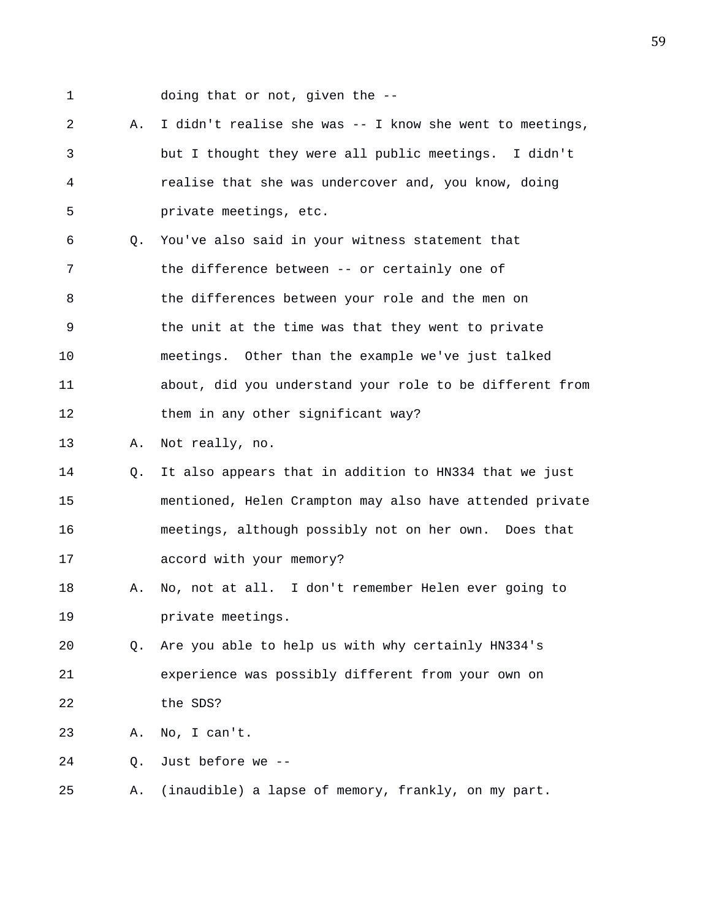1 doing that or not, given the --

2 A. I didn't realise she was -- I know she went to meetings,

3 but I thought they were all public meetings. I didn't

4 realise that she was undercover and, you know, doing

5 private meetings, etc.

6 Q. You've also said in your witness statement that

7 the difference between -- or certainly one of

8 the differences between your role and the men on

9 the unit at the time was that they went to private

10 meetings. Other than the example we've just talked

11 about, did you understand your role to be different from

12 them in any other significant way?

13 A. Not really, no.

14 Q. It also appears that in addition to HN334 that we just

15 mentioned, Helen Crampton may also have attended private

16 meetings, although possibly not on her own. Does that

17 accord with your memory?

18 A. No, not at all. I don't remember Helen ever going to

19 private meetings.

20 Q. Are you able to help us with why certainly HN334's

21 experience was possibly different from your own on

22 the SDS?

23 A. No, I can't.

24 Q. Just before we --

25 A. (inaudible) a lapse of memory, frankly, on my part.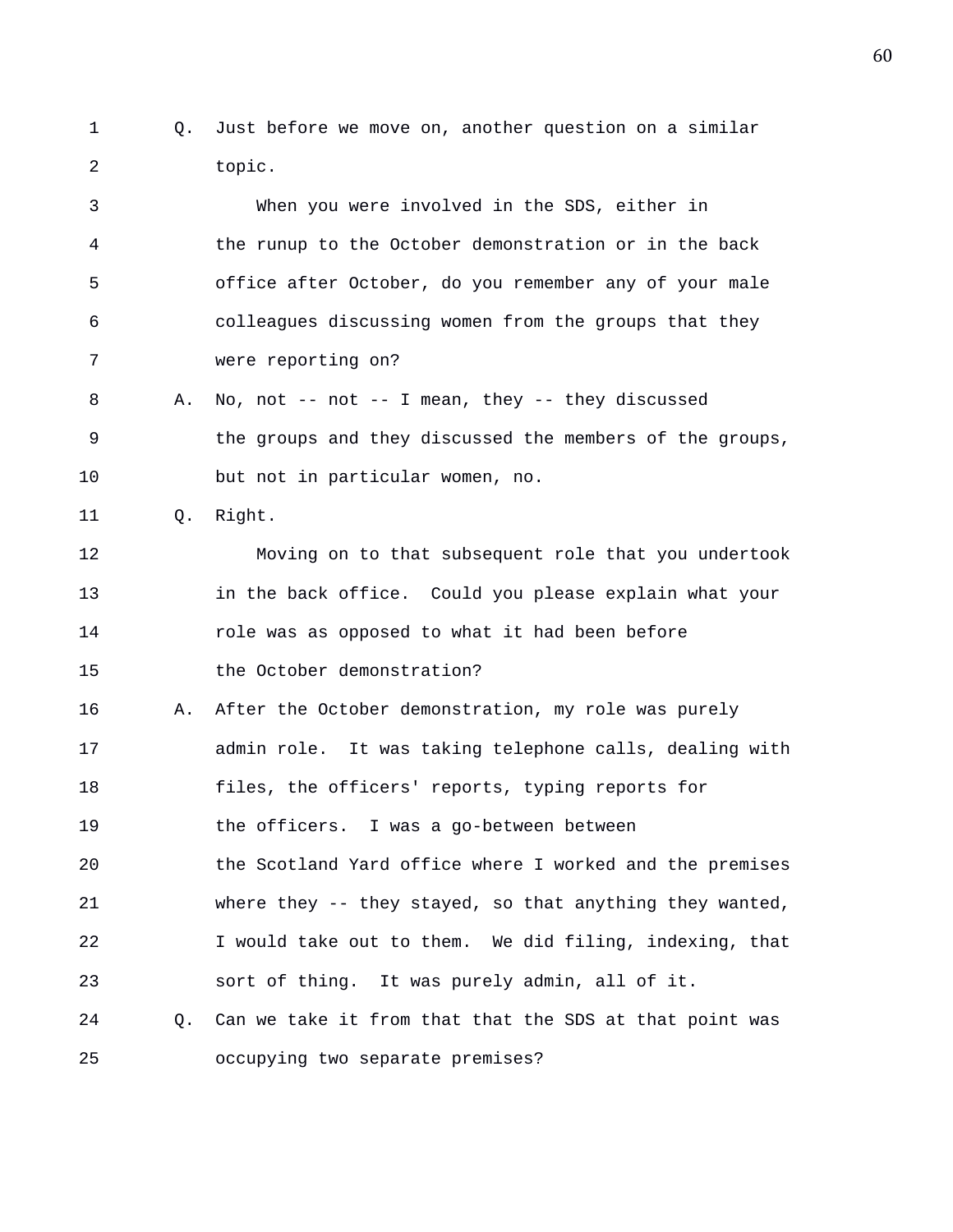Q. Just before we move on, another question on a similar topic.

When you were involved in the SDS, either in the runup to the October demonstration or in the back office after October, do you remember any of your male colleagues discussing women from the groups that they were reporting on?

A. No, not -- not -- I mean, they -- they discussed the groups and they discussed the members of the groups, but not in particular women, no.

Q. Right.

Moving on to that subsequent role that you undertook in the back office. Could you please explain what your role was as opposed to what it had been before the October demonstration?

A. After the October demonstration, my role was purely admin role. It was taking telephone calls, dealing with files, the officers' reports, typing reports for the officers. I was a go-between between the Scotland Yard office where I worked and the premises where they -- they stayed, so that anything they wanted, I would take out to them. We did filing, indexing, that sort of thing. It was purely admin, all of it.

Q. Can we take it from that that the SDS at that point was occupying two separate premises?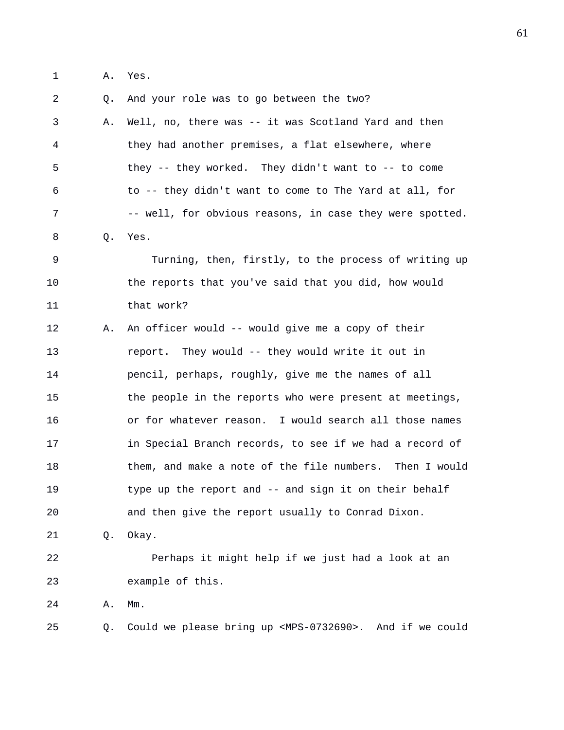A. Yes.

Q. And your role was to go between the two?

A. Well, no, there was -- it was Scotland Yard and then they had another premises, a flat elsewhere, where they -- they worked. They didn't want to -- to come to -- they didn't want to come to The Yard at all, for -- well, for obvious reasons, in case they were spotted.

Q. Yes.

Turning, then, firstly, to the process of writing up the reports that you've said that you did, how would that work?

A. An officer would -- would give me a copy of their report. They would -- they would write it out in pencil, perhaps, roughly, give me the names of all the people in the reports who were present at meetings, or for whatever reason. I would search all those names in Special Branch records, to see if we had a record of them, and make a note of the file numbers. Then I would type up the report and -- and sign it on their behalf and then give the report usually to Conrad Dixon.

Q. Okay.

Perhaps it might help if we just had a look at an example of this.

A. Mm.

Q. Could we please bring up <MPS-0732690>. And if we could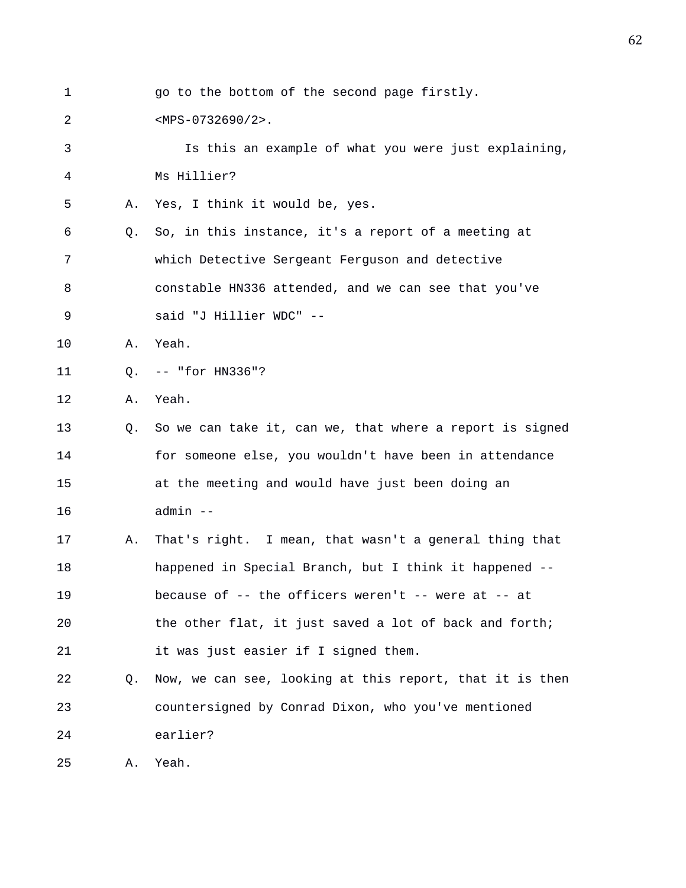go to the bottom of the second page firstly.
<MPS-0732690/2>.

Is this an example of what you were just explaining, Ms Hillier?

A. Yes, I think it would be, yes.

Q. So, in this instance, it's a report of a meeting at which Detective Sergeant Ferguson and detective constable HN336 attended, and we can see that you've said "J Hillier WDC" --

A. Yeah.

Q. -- "for HN336"?

A. Yeah.

Q. So we can take it, can we, that where a report is signed for someone else, you wouldn't have been in attendance at the meeting and would have just been doing an admin --

A. That's right. I mean, that wasn't a general thing that happened in Special Branch, but I think it happened -- because of -- the officers weren't -- were at -- at the other flat, it just saved a lot of back and forth; it was just easier if I signed them.

Q. Now, we can see, looking at this report, that it is then countersigned by Conrad Dixon, who you've mentioned earlier?

A. Yeah.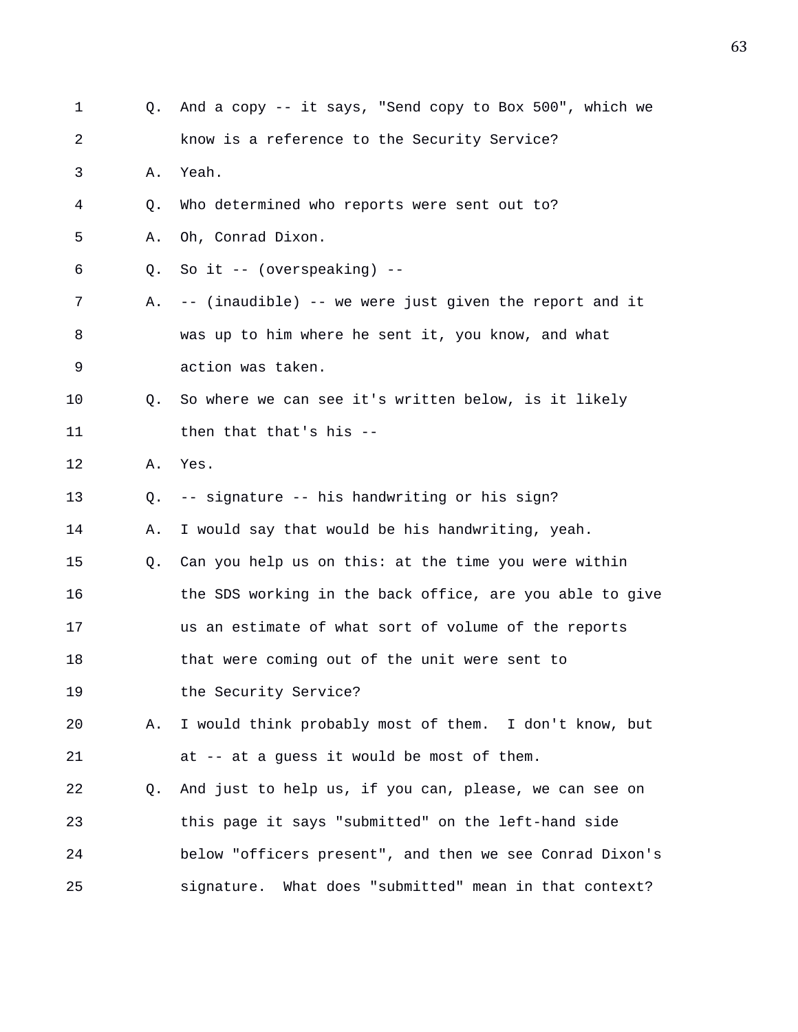1 Q. And a copy -- it says, "Send copy to Box 500", which we
2 know is a reference to the Security Service?
3 A. Yeah.
4 Q. Who determined who reports were sent out to?
5 A. Oh, Conrad Dixon.
6 Q. So it -- (overspeaking) --
7 A. -- (inaudible) -- we were just given the report and it
8 was up to him where he sent it, you know, and what
9 action was taken.
10 Q. So where we can see it's written below, is it likely
11 then that that's his --
12 A. Yes.
13 Q. -- signature -- his handwriting or his sign?
14 A. I would say that would be his handwriting, yeah.
15 Q. Can you help us on this: at the time you were within
16 the SDS working in the back office, are you able to give
17 us an estimate of what sort of volume of the reports
18 that were coming out of the unit were sent to
19 the Security Service?
20 A. I would think probably most of them. I don't know, but
21 at -- at a guess it would be most of them.
22 Q. And just to help us, if you can, please, we can see on
23 this page it says "submitted" on the left-hand side
24 below "officers present", and then we see Conrad Dixon's
25 signature. What does "submitted" mean in that context?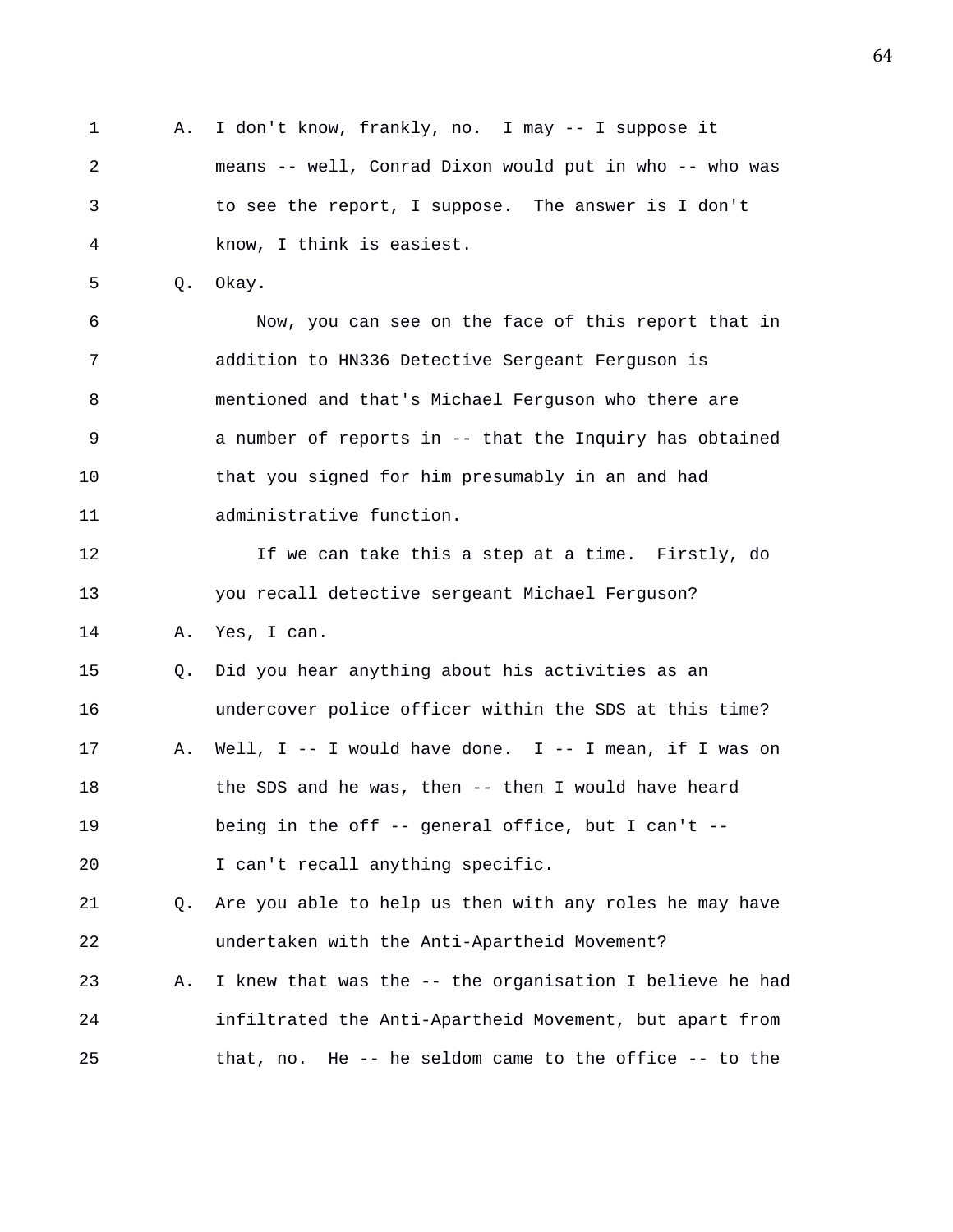1 A. I don't know, frankly, no. I may -- I suppose it
2 means -- well, Conrad Dixon would put in who -- who was
3 to see the report, I suppose. The answer is I don't
4 know, I think is easiest.

5 Q. Okay.

6 Now, you can see on the face of this report that in
7 addition to HN336 Detective Sergeant Ferguson is
8 mentioned and that's Michael Ferguson who there are
9 a number of reports in -- that the Inquiry has obtained
10 that you signed for him presumably in an and had
11 administrative function.

12 If we can take this a step at a time. Firstly, do
13 you recall detective sergeant Michael Ferguson?

14 A. Yes, I can.

15 Q. Did you hear anything about his activities as an
16 undercover police officer within the SDS at this time?

17 A. Well, I -- I would have done. I -- I mean, if I was on
18 the SDS and he was, then -- then I would have heard
19 being in the off -- general office, but I can't --
20 I can't recall anything specific.

21 Q. Are you able to help us then with any roles he may have
22 undertaken with the Anti-Apartheid Movement?

23 A. I knew that was the -- the organisation I believe he had
24 infiltrated the Anti-Apartheid Movement, but apart from
25 that, no. He -- he seldom came to the office -- to the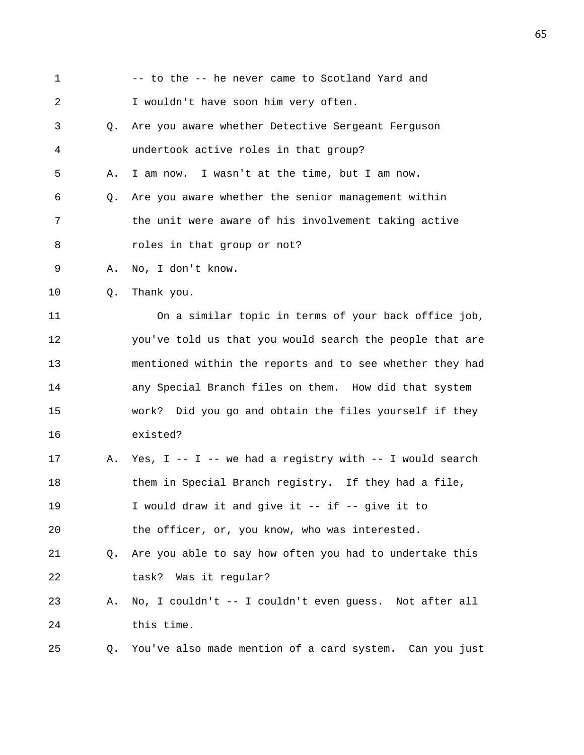1 -- to the -- he never came to Scotland Yard and
2 I wouldn't have soon him very often.

3 Q. Are you aware whether Detective Sergeant Ferguson
4 undertook active roles in that group?

5 A. I am now. I wasn't at the time, but I am now.

6 Q. Are you aware whether the senior management within
7 the unit were aware of his involvement taking active
8 roles in that group or not?

9 A. No, I don't know.

10 Q. Thank you.

11 On a similar topic in terms of your back office job,
12 you've told us that you would search the people that are
13 mentioned within the reports and to see whether they had
14 any Special Branch files on them. How did that system
15 work? Did you go and obtain the files yourself if they
16 existed?

17 A. Yes, I -- I -- we had a registry with -- I would search
18 them in Special Branch registry. If they had a file,
19 I would draw it and give it -- if -- give it to
20 the officer, or, you know, who was interested.

21 Q. Are you able to say how often you had to undertake this
22 task? Was it regular?

23 A. No, I couldn't -- I couldn't even guess. Not after all
24 this time.

25 Q. You've also made mention of a card system. Can you just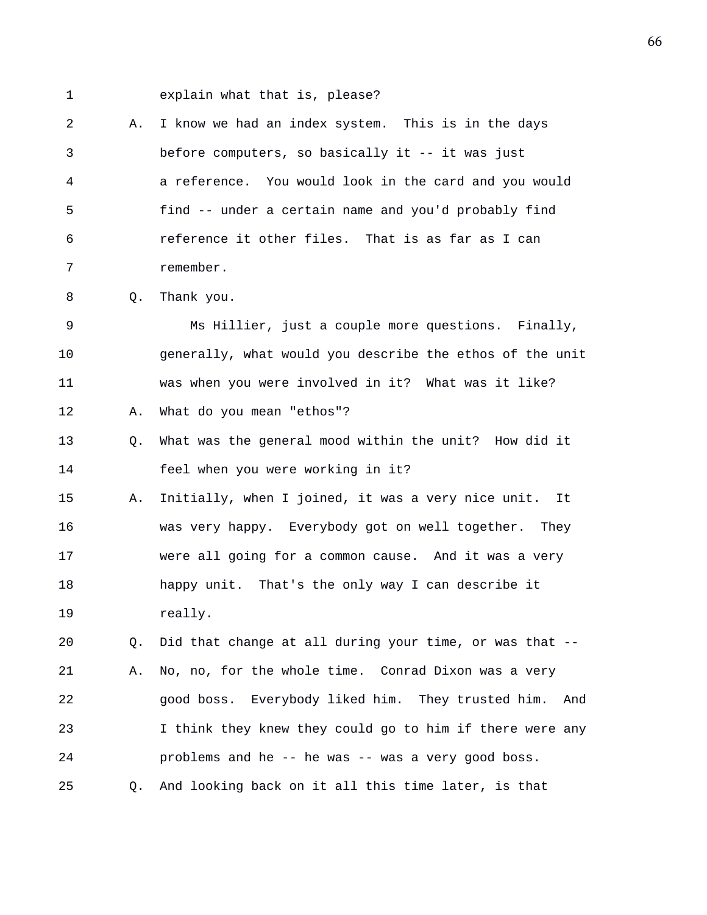1 explain what that is, please?

2 A. I know we had an index system. This is in the days
3 before computers, so basically it -- it was just
4 a reference. You would look in the card and you would
5 find -- under a certain name and you'd probably find
6 reference it other files. That is as far as I can
7 remember.

8 Q. Thank you.

9 Ms Hillier, just a couple more questions. Finally,
10 generally, what would you describe the ethos of the unit
11 was when you were involved in it? What was it like?

12 A. What do you mean "ethos"?

13 Q. What was the general mood within the unit? How did it
14 feel when you were working in it?

15 A. Initially, when I joined, it was a very nice unit. It
16 was very happy. Everybody got on well together. They
17 were all going for a common cause. And it was a very
18 happy unit. That's the only way I can describe it
19 really.

20 Q. Did that change at all during your time, or was that --

21 A. No, no, for the whole time. Conrad Dixon was a very
22 good boss. Everybody liked him. They trusted him. And
23 I think they knew they could go to him if there were any
24 problems and he -- he was -- was a very good boss.

25 Q. And looking back on it all this time later, is that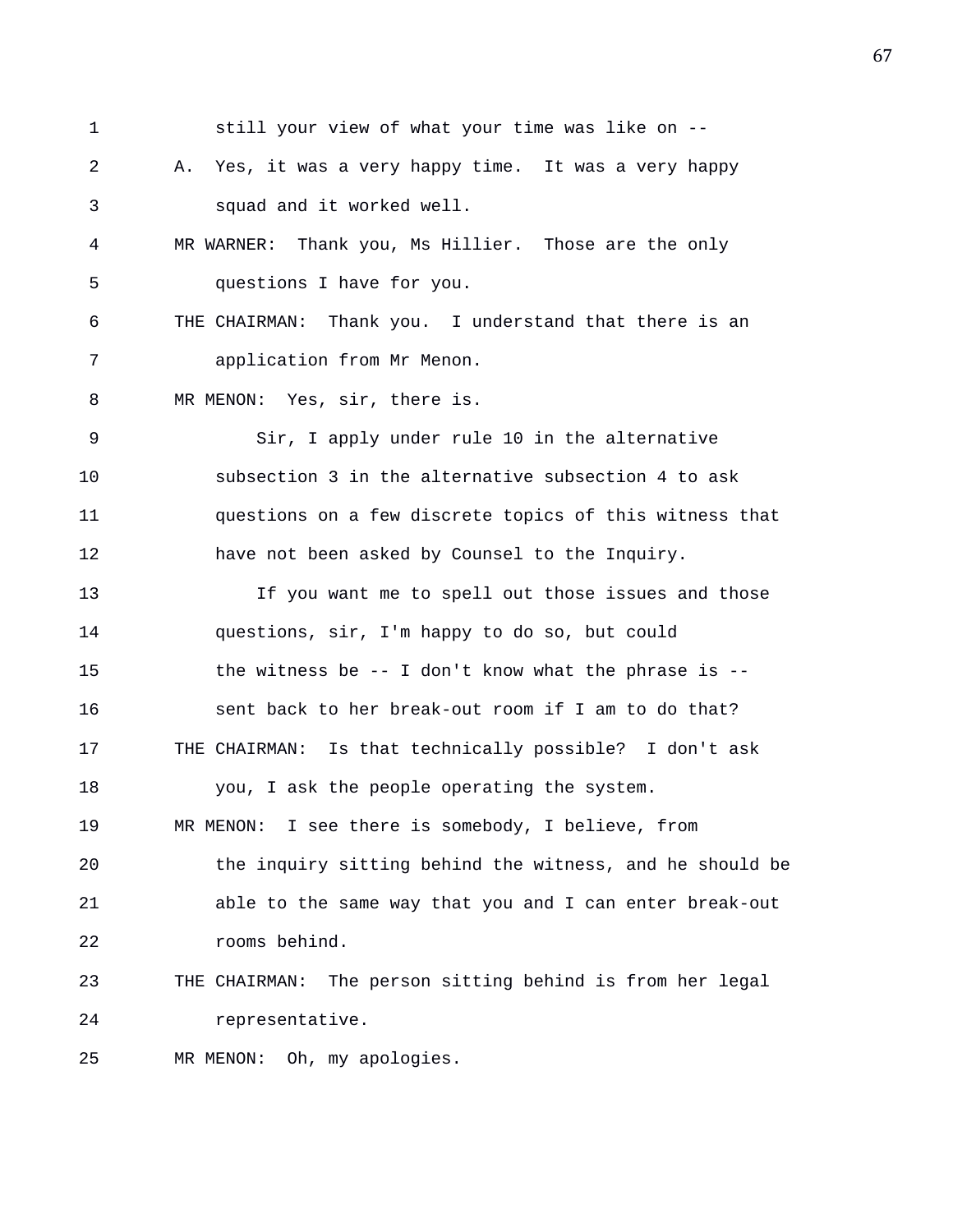1 still your view of what your time was like on --

2 A. Yes, it was a very happy time. It was a very happy

3 squad and it worked well.

4 MR WARNER: Thank you, Ms Hillier. Those are the only

5 questions I have for you.

6 THE CHAIRMAN: Thank you. I understand that there is an

7 application from Mr Menon.

8 MR MENON: Yes, sir, there is.

9 Sir, I apply under rule 10 in the alternative

10 subsection 3 in the alternative subsection 4 to ask

11 questions on a few discrete topics of this witness that

12 have not been asked by Counsel to the Inquiry.

13 If you want me to spell out those issues and those

14 questions, sir, I'm happy to do so, but could

15 the witness be -- I don't know what the phrase is --

16 sent back to her break-out room if I am to do that?

17 THE CHAIRMAN: Is that technically possible? I don't ask

18 you, I ask the people operating the system.

19 MR MENON: I see there is somebody, I believe, from

20 the inquiry sitting behind the witness, and he should be

21 able to the same way that you and I can enter break-out

22 rooms behind.

23 THE CHAIRMAN: The person sitting behind is from her legal

24 representative.

25 MR MENON: Oh, my apologies.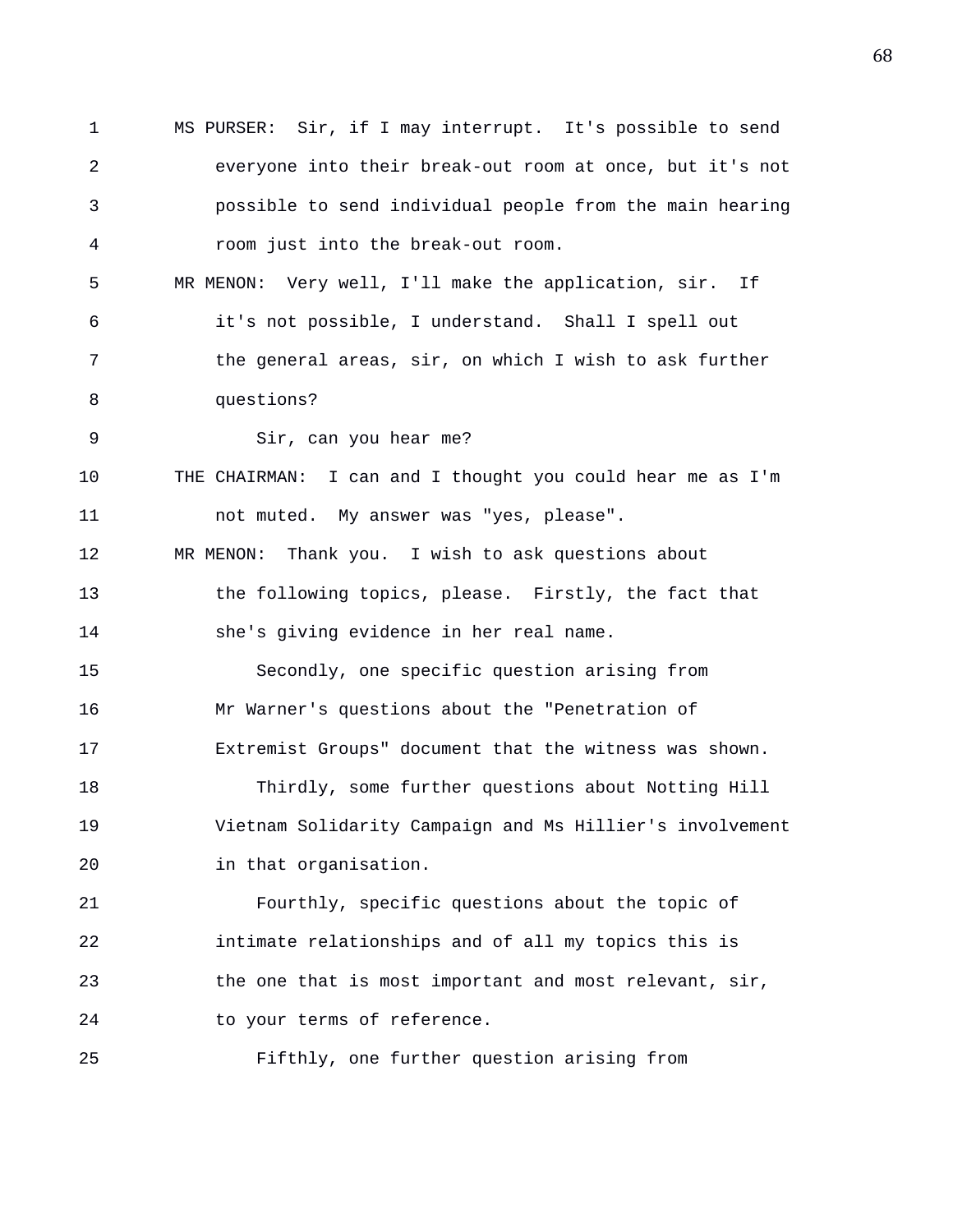MS PURSER: Sir, if I may interrupt. It's possible to send everyone into their break-out room at once, but it's not possible to send individual people from the main hearing room just into the break-out room.

MR MENON: Very well, I'll make the application, sir. If it's not possible, I understand. Shall I spell out the general areas, sir, on which I wish to ask further questions?

Sir, can you hear me?

THE CHAIRMAN: I can and I thought you could hear me as I'm not muted. My answer was "yes, please".

MR MENON: Thank you. I wish to ask questions about the following topics, please. Firstly, the fact that she's giving evidence in her real name.

Secondly, one specific question arising from Mr Warner's questions about the "Penetration of Extremist Groups" document that the witness was shown.

Thirdly, some further questions about Notting Hill Vietnam Solidarity Campaign and Ms Hillier's involvement in that organisation.

Fourthly, specific questions about the topic of intimate relationships and of all my topics this is the one that is most important and most relevant, sir, to your terms of reference.

Fifthly, one further question arising from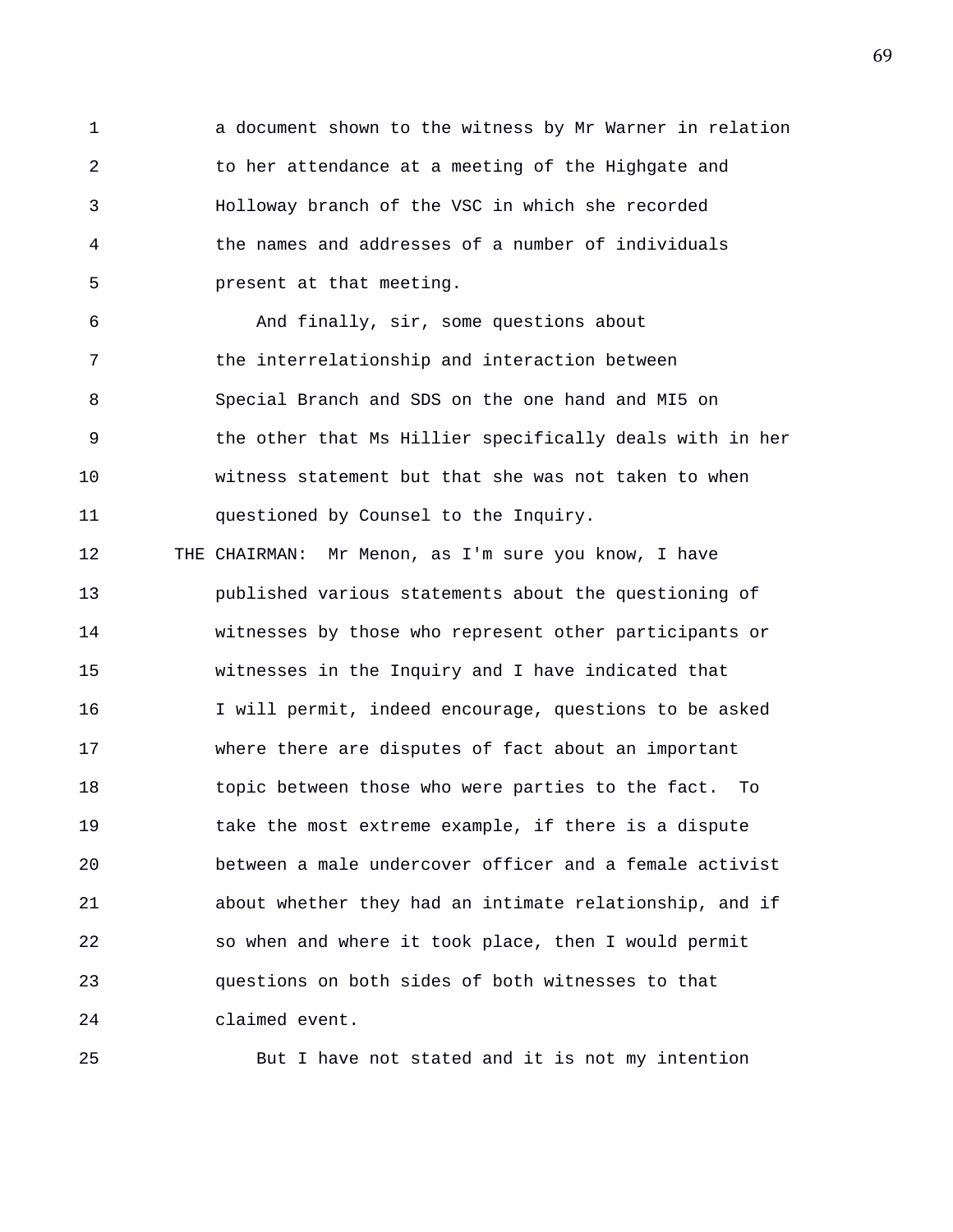a document shown to the witness by Mr Warner in relation to her attendance at a meeting of the Highgate and Holloway branch of the VSC in which she recorded the names and addresses of a number of individuals present at that meeting.

And finally, sir, some questions about the interrelationship and interaction between Special Branch and SDS on the one hand and MI5 on the other that Ms Hillier specifically deals with in her witness statement but that she was not taken to when questioned by Counsel to the Inquiry.

THE CHAIRMAN: Mr Menon, as I'm sure you know, I have published various statements about the questioning of witnesses by those who represent other participants or witnesses in the Inquiry and I have indicated that I will permit, indeed encourage, questions to be asked where there are disputes of fact about an important topic between those who were parties to the fact. To take the most extreme example, if there is a dispute between a male undercover officer and a female activist about whether they had an intimate relationship, and if so when and where it took place, then I would permit questions on both sides of both witnesses to that claimed event.

But I have not stated and it is not my intention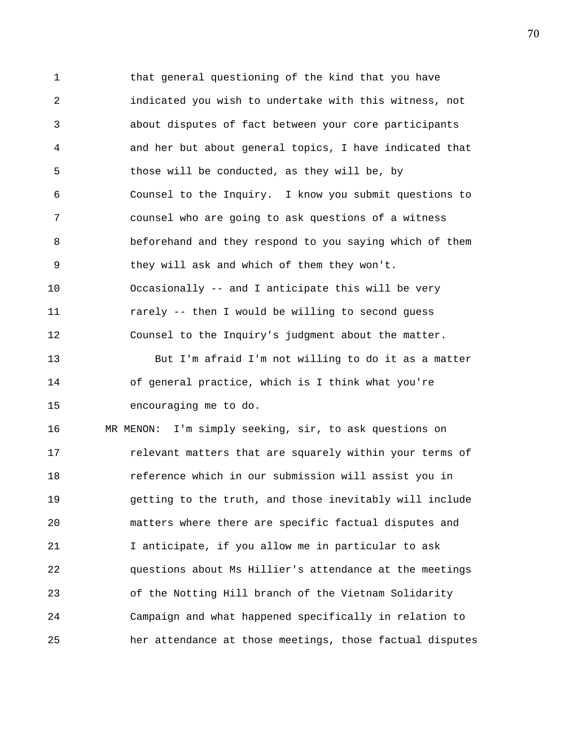that general questioning of the kind that you have indicated you wish to undertake with this witness, not about disputes of fact between your core participants and her but about general topics, I have indicated that those will be conducted, as they will be, by Counsel to the Inquiry. I know you submit questions to counsel who are going to ask questions of a witness beforehand and they respond to you saying which of them they will ask and which of them they won't. Occasionally -- and I anticipate this will be very rarely -- then I would be willing to second guess Counsel to the Inquiry's judgment about the matter.

But I'm afraid I'm not willing to do it as a matter of general practice, which is I think what you're encouraging me to do.

MR MENON: I'm simply seeking, sir, to ask questions on relevant matters that are squarely within your terms of reference which in our submission will assist you in getting to the truth, and those inevitably will include matters where there are specific factual disputes and I anticipate, if you allow me in particular to ask questions about Ms Hillier's attendance at the meetings of the Notting Hill branch of the Vietnam Solidarity Campaign and what happened specifically in relation to her attendance at those meetings, those factual disputes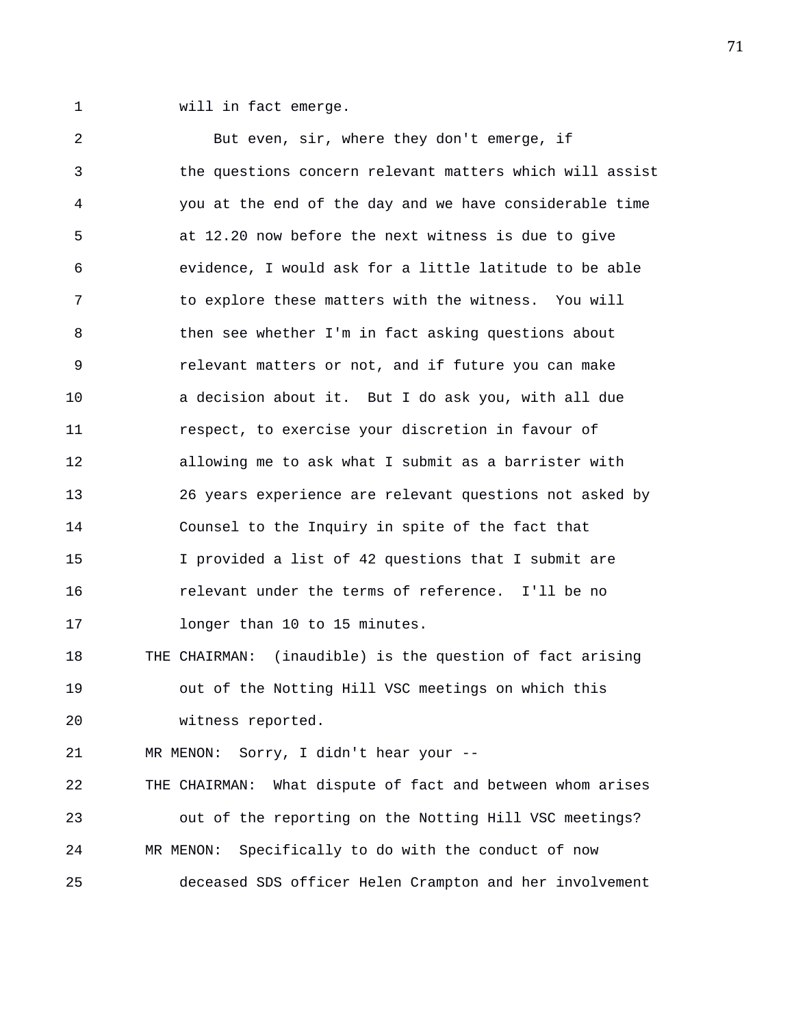will in fact emerge.

But even, sir, where they don't emerge, if the questions concern relevant matters which will assist you at the end of the day and we have considerable time at 12.20 now before the next witness is due to give evidence, I would ask for a little latitude to be able to explore these matters with the witness. You will then see whether I'm in fact asking questions about relevant matters or not, and if future you can make a decision about it. But I do ask you, with all due respect, to exercise your discretion in favour of allowing me to ask what I submit as a barrister with 26 years experience are relevant questions not asked by Counsel to the Inquiry in spite of the fact that I provided a list of 42 questions that I submit are relevant under the terms of reference. I'll be no longer than 10 to 15 minutes.

THE CHAIRMAN: (inaudible) is the question of fact arising out of the Notting Hill VSC meetings on which this witness reported.

MR MENON: Sorry, I didn't hear your --

THE CHAIRMAN: What dispute of fact and between whom arises out of the reporting on the Notting Hill VSC meetings?

MR MENON: Specifically to do with the conduct of now deceased SDS officer Helen Crampton and her involvement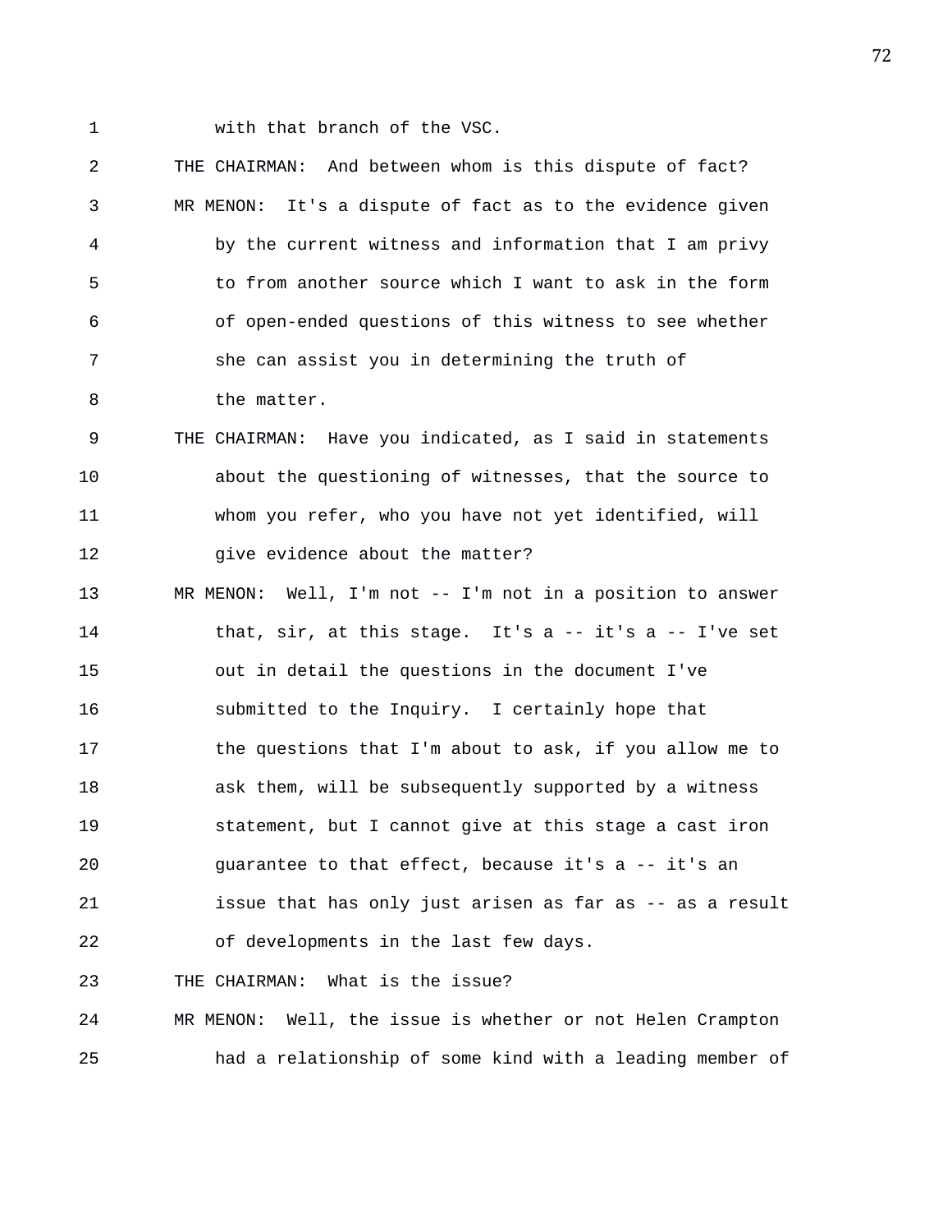with that branch of the VSC.

THE CHAIRMAN: And between whom is this dispute of fact?

MR MENON: It's a dispute of fact as to the evidence given by the current witness and information that I am privy to from another source which I want to ask in the form of open-ended questions of this witness to see whether she can assist you in determining the truth of the matter.

THE CHAIRMAN: Have you indicated, as I said in statements about the questioning of witnesses, that the source to whom you refer, who you have not yet identified, will give evidence about the matter?

MR MENON: Well, I'm not -- I'm not in a position to answer that, sir, at this stage. It's a -- it's a -- I've set out in detail the questions in the document I've submitted to the Inquiry. I certainly hope that the questions that I'm about to ask, if you allow me to ask them, will be subsequently supported by a witness statement, but I cannot give at this stage a cast iron guarantee to that effect, because it's a -- it's an issue that has only just arisen as far as -- as a result of developments in the last few days.

THE CHAIRMAN: What is the issue?

MR MENON: Well, the issue is whether or not Helen Crampton had a relationship of some kind with a leading member of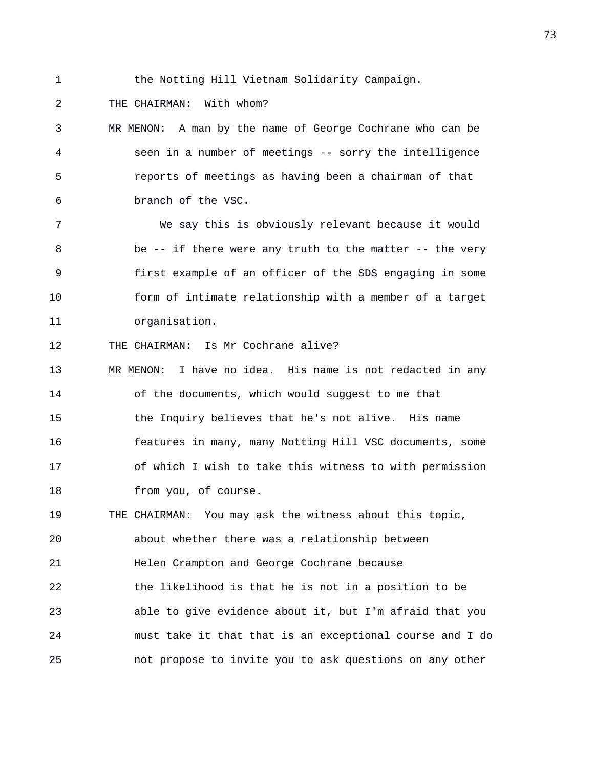the Notting Hill Vietnam Solidarity Campaign.

THE CHAIRMAN: With whom?

MR MENON: A man by the name of George Cochrane who can be seen in a number of meetings -- sorry the intelligence reports of meetings as having been a chairman of that branch of the VSC.

We say this is obviously relevant because it would be -- if there were any truth to the matter -- the very first example of an officer of the SDS engaging in some form of intimate relationship with a member of a target organisation.

THE CHAIRMAN: Is Mr Cochrane alive?

MR MENON: I have no idea. His name is not redacted in any of the documents, which would suggest to me that the Inquiry believes that he's not alive. His name features in many, many Notting Hill VSC documents, some of which I wish to take this witness to with permission from you, of course.

THE CHAIRMAN: You may ask the witness about this topic, about whether there was a relationship between Helen Crampton and George Cochrane because the likelihood is that he is not in a position to be able to give evidence about it, but I'm afraid that you must take it that that is an exceptional course and I do not propose to invite you to ask questions on any other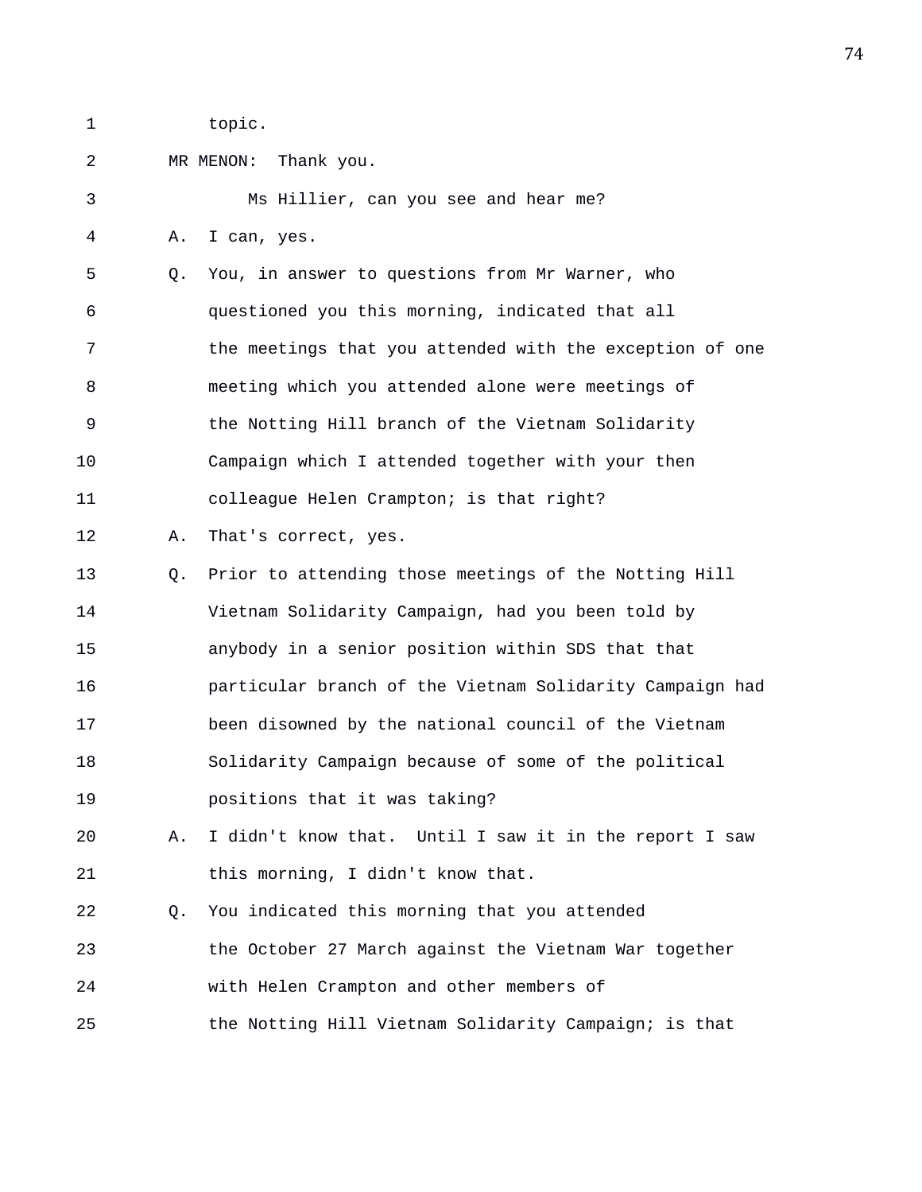1 topic.

2 MR MENON: Thank you.

3 Ms Hillier, can you see and hear me?

4 A. I can, yes.

5 Q. You, in answer to questions from Mr Warner, who

6 questioned you this morning, indicated that all

7 the meetings that you attended with the exception of one

8 meeting which you attended alone were meetings of

9 the Notting Hill branch of the Vietnam Solidarity

10 Campaign which I attended together with your then

11 colleague Helen Crampton; is that right?

12 A. That's correct, yes.

13 Q. Prior to attending those meetings of the Notting Hill

14 Vietnam Solidarity Campaign, had you been told by

15 anybody in a senior position within SDS that that

16 particular branch of the Vietnam Solidarity Campaign had

17 been disowned by the national council of the Vietnam

18 Solidarity Campaign because of some of the political

19 positions that it was taking?

20 A. I didn't know that. Until I saw it in the report I saw

21 this morning, I didn't know that.

22 Q. You indicated this morning that you attended

23 the October 27 March against the Vietnam War together

24 with Helen Crampton and other members of

25 the Notting Hill Vietnam Solidarity Campaign; is that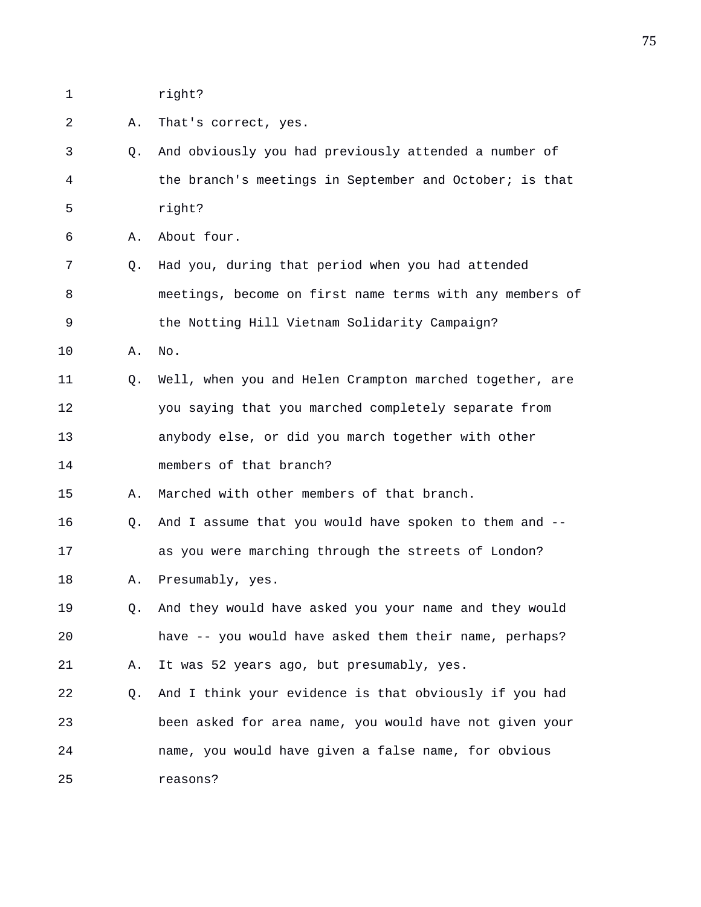right?

A. That's correct, yes.

Q. And obviously you had previously attended a number of the branch's meetings in September and October; is that right?

A. About four.

Q. Had you, during that period when you had attended meetings, become on first name terms with any members of the Notting Hill Vietnam Solidarity Campaign?

A. No.

Q. Well, when you and Helen Crampton marched together, are you saying that you marched completely separate from anybody else, or did you march together with other members of that branch?

A. Marched with other members of that branch.

Q. And I assume that you would have spoken to them and -- as you were marching through the streets of London?

A. Presumably, yes.

Q. And they would have asked you your name and they would have -- you would have asked them their name, perhaps?

A. It was 52 years ago, but presumably, yes.

Q. And I think your evidence is that obviously if you had been asked for area name, you would have not given your name, you would have given a false name, for obvious reasons?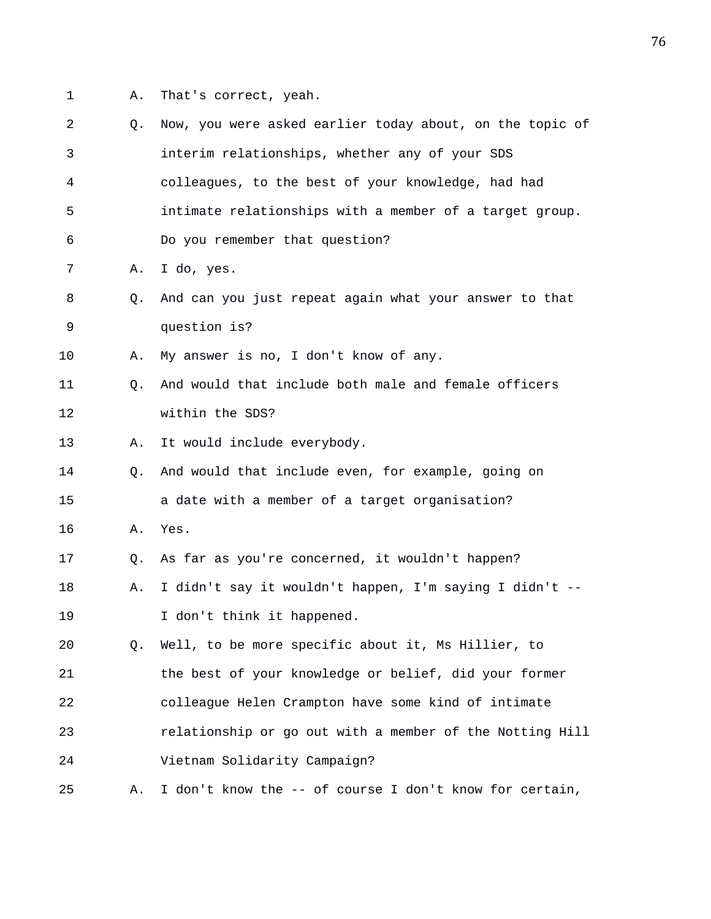1 A. That's correct, yeah.

2 Q. Now, you were asked earlier today about, on the topic of

3 interim relationships, whether any of your SDS

4 colleagues, to the best of your knowledge, had had

5 intimate relationships with a member of a target group.

6 Do you remember that question?

7 A. I do, yes.

8 Q. And can you just repeat again what your answer to that

9 question is?

10 A. My answer is no, I don't know of any.

11 Q. And would that include both male and female officers

12 within the SDS?

13 A. It would include everybody.

14 Q. And would that include even, for example, going on

15 a date with a member of a target organisation?

16 A. Yes.

17 Q. As far as you're concerned, it wouldn't happen?

18 A. I didn't say it wouldn't happen, I'm saying I didn't --

19 I don't think it happened.

20 Q. Well, to be more specific about it, Ms Hillier, to

21 the best of your knowledge or belief, did your former

22 colleague Helen Crampton have some kind of intimate

23 relationship or go out with a member of the Notting Hill

24 Vietnam Solidarity Campaign?

25 A. I don't know the -- of course I don't know for certain,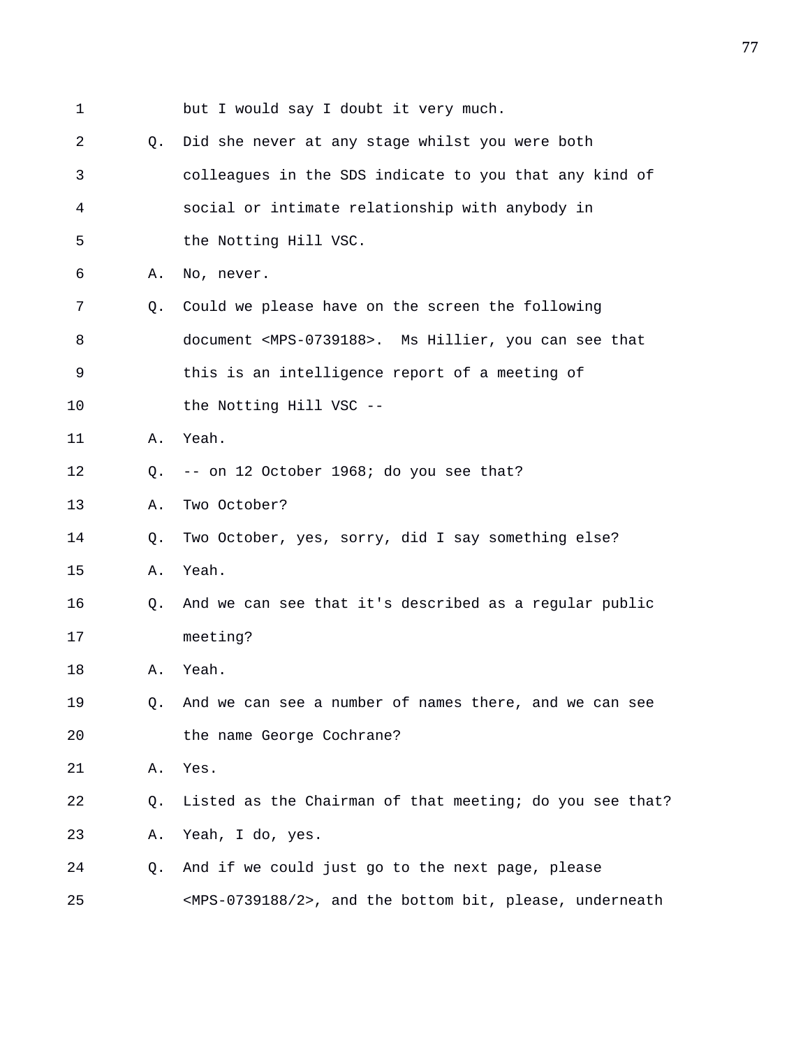1 but I would say I doubt it very much.

2 Q. Did she never at any stage whilst you were both

3 colleagues in the SDS indicate to you that any kind of

4 social or intimate relationship with anybody in

5 the Notting Hill VSC.

6 A. No, never.

7 Q. Could we please have on the screen the following

8 document <MPS-0739188>. Ms Hillier, you can see that

9 this is an intelligence report of a meeting of

10 the Notting Hill VSC --

11 A. Yeah.

12 Q. -- on 12 October 1968; do you see that?

13 A. Two October?

14 Q. Two October, yes, sorry, did I say something else?

15 A. Yeah.

16 Q. And we can see that it's described as a regular public

17 meeting?

18 A. Yeah.

19 Q. And we can see a number of names there, and we can see

20 the name George Cochrane?

21 A. Yes.

22 Q. Listed as the Chairman of that meeting; do you see that?

23 A. Yeah, I do, yes.

24 Q. And if we could just go to the next page, please

25 <MPS-0739188/2>, and the bottom bit, please, underneath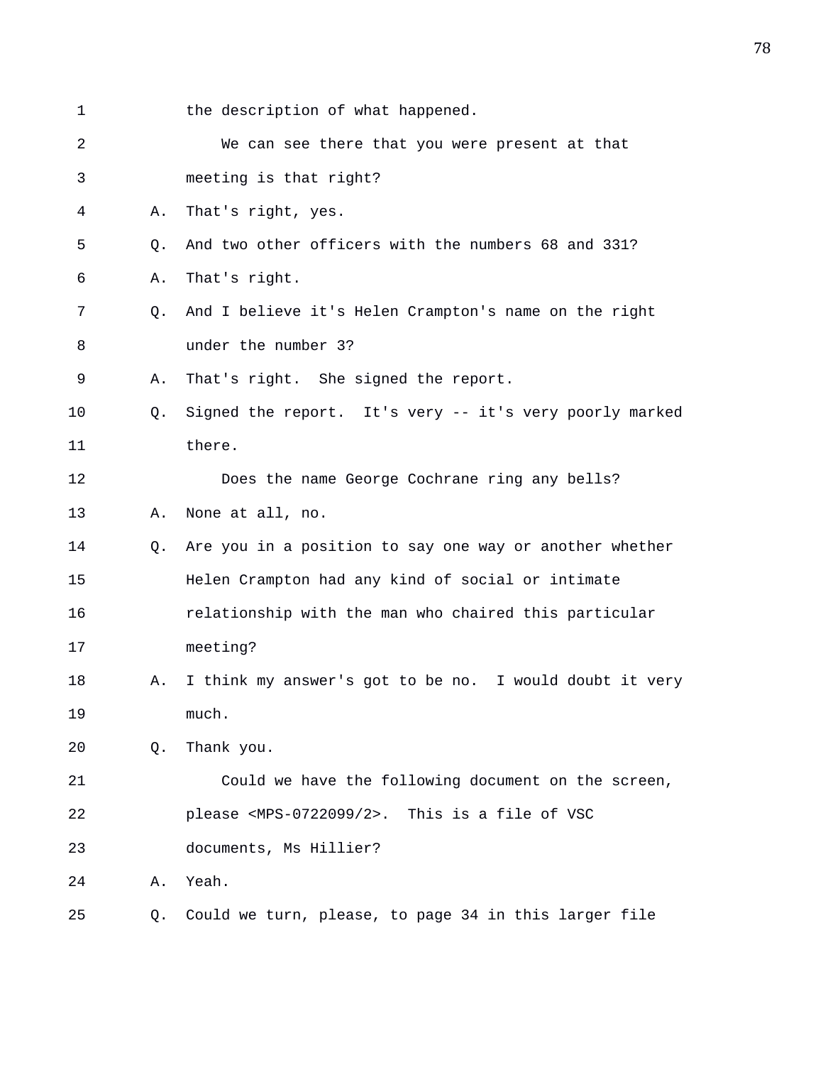1 the description of what happened.

2 We can see there that you were present at that

3 meeting is that right?

4 A. That's right, yes.

5 Q. And two other officers with the numbers 68 and 331?

6 A. That's right.

7 Q. And I believe it's Helen Crampton's name on the right

8 under the number 3?

9 A. That's right. She signed the report.

10 Q. Signed the report. It's very -- it's very poorly marked

11 there.

12 Does the name George Cochrane ring any bells?

13 A. None at all, no.

14 Q. Are you in a position to say one way or another whether

15 Helen Crampton had any kind of social or intimate

16 relationship with the man who chaired this particular

17 meeting?

18 A. I think my answer's got to be no. I would doubt it very

19 much.

20 Q. Thank you.

21 Could we have the following document on the screen,

22 please <MPS-0722099/2>. This is a file of VSC

23 documents, Ms Hillier?

24 A. Yeah.

25 Q. Could we turn, please, to page 34 in this larger file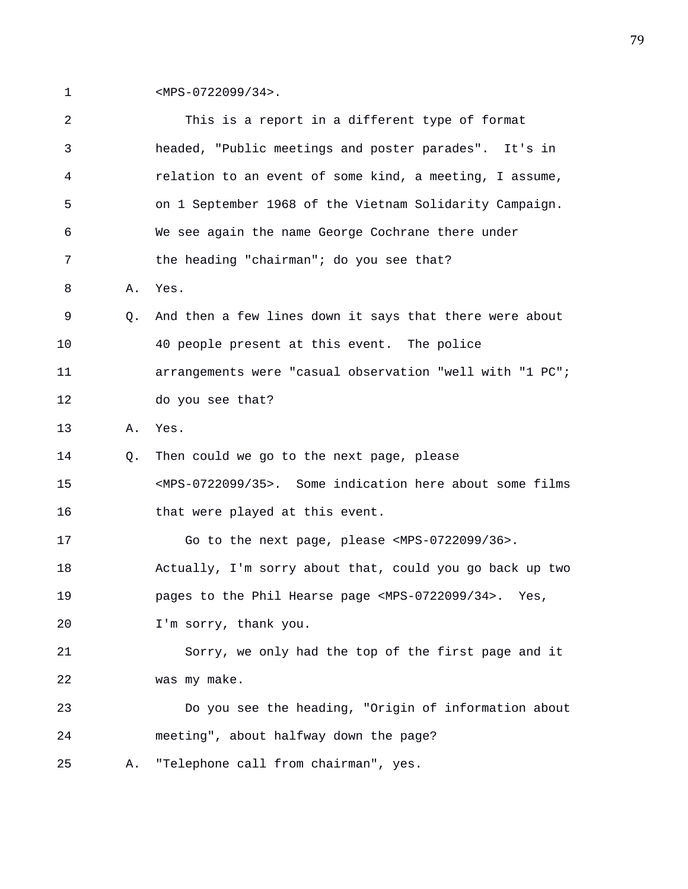1 <MPS-0722099/34>.

2 This is a report in a different type of format
3 headed, "Public meetings and poster parades". It's in
4 relation to an event of some kind, a meeting, I assume,
5 on 1 September 1968 of the Vietnam Solidarity Campaign.
6 We see again the name George Cochrane there under
7 the heading "chairman"; do you see that?

8 A. Yes.

9 Q. And then a few lines down it says that there were about
10 40 people present at this event. The police
11 arrangements were "casual observation "well with "1 PC";
12 do you see that?

13 A. Yes.

14 Q. Then could we go to the next page, please
15 <MPS-0722099/35>. Some indication here about some films
16 that were played at this event.

17 Go to the next page, please <MPS-0722099/36>.
18 Actually, I'm sorry about that, could you go back up two
19 pages to the Phil Hearse page <MPS-0722099/34>. Yes,
20 I'm sorry, thank you.

21 Sorry, we only had the top of the first page and it
22 was my make.

23 Do you see the heading, "Origin of information about
24 meeting", about halfway down the page?

25 A. "Telephone call from chairman", yes.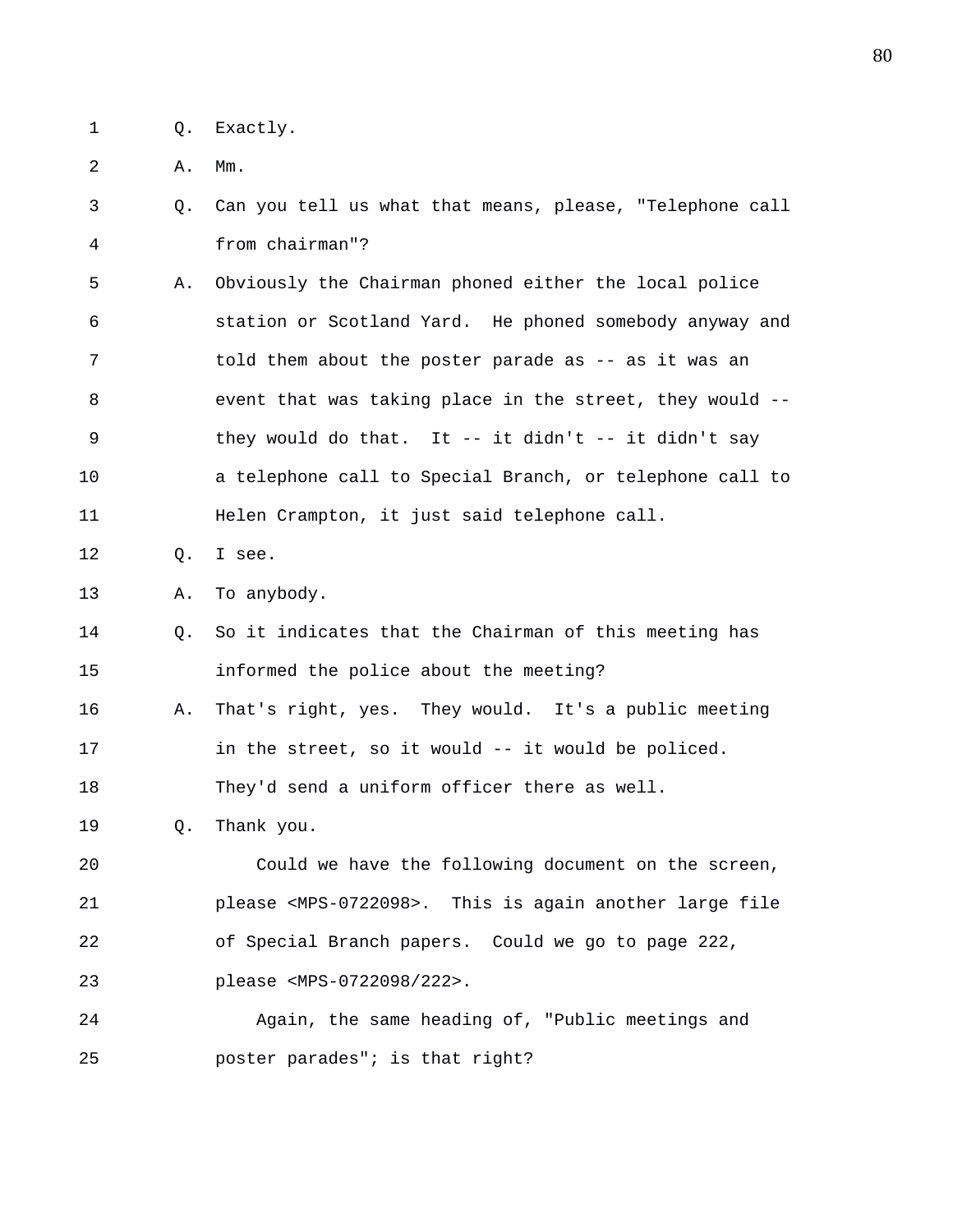1 Q. Exactly.

2 A. Mm.

3 Q. Can you tell us what that means, please, "Telephone call
4 from chairman"?

5 A. Obviously the Chairman phoned either the local police
6 station or Scotland Yard. He phoned somebody anyway and
7 told them about the poster parade as -- as it was an
8 event that was taking place in the street, they would --
9 they would do that. It -- it didn't -- it didn't say
10 a telephone call to Special Branch, or telephone call to
11 Helen Crampton, it just said telephone call.

12 Q. I see.

13 A. To anybody.

14 Q. So it indicates that the Chairman of this meeting has
15 informed the police about the meeting?

16 A. That's right, yes. They would. It's a public meeting
17 in the street, so it would -- it would be policed.
18 They'd send a uniform officer there as well.

19 Q. Thank you.

20 Could we have the following document on the screen,
21 please <MPS-0722098>. This is again another large file
22 of Special Branch papers. Could we go to page 222,
23 please <MPS-0722098/222>.

24 Again, the same heading of, "Public meetings and
25 poster parades"; is that right?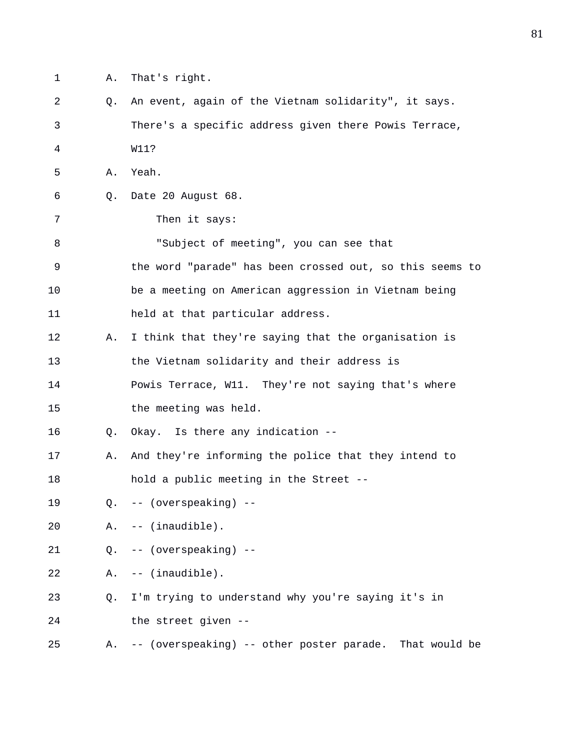1 A. That's right.

2 Q. An event, again of the Vietnam solidarity", it says.

3 There's a specific address given there Powis Terrace,

4 W11?

5 A. Yeah.

6 Q. Date 20 August 68.

7 Then it says:

8 "Subject of meeting", you can see that

9 the word "parade" has been crossed out, so this seems to

10 be a meeting on American aggression in Vietnam being

11 held at that particular address.

12 A. I think that they're saying that the organisation is

13 the Vietnam solidarity and their address is

14 Powis Terrace, W11. They're not saying that's where

15 the meeting was held.

16 Q. Okay. Is there any indication --

17 A. And they're informing the police that they intend to

18 hold a public meeting in the Street --

19 Q. -- (overspeaking) --

20 A. -- (inaudible).

21 Q. -- (overspeaking) --

22 A. -- (inaudible).

23 Q. I'm trying to understand why you're saying it's in

24 the street given --

25 A. -- (overspeaking) -- other poster parade. That would be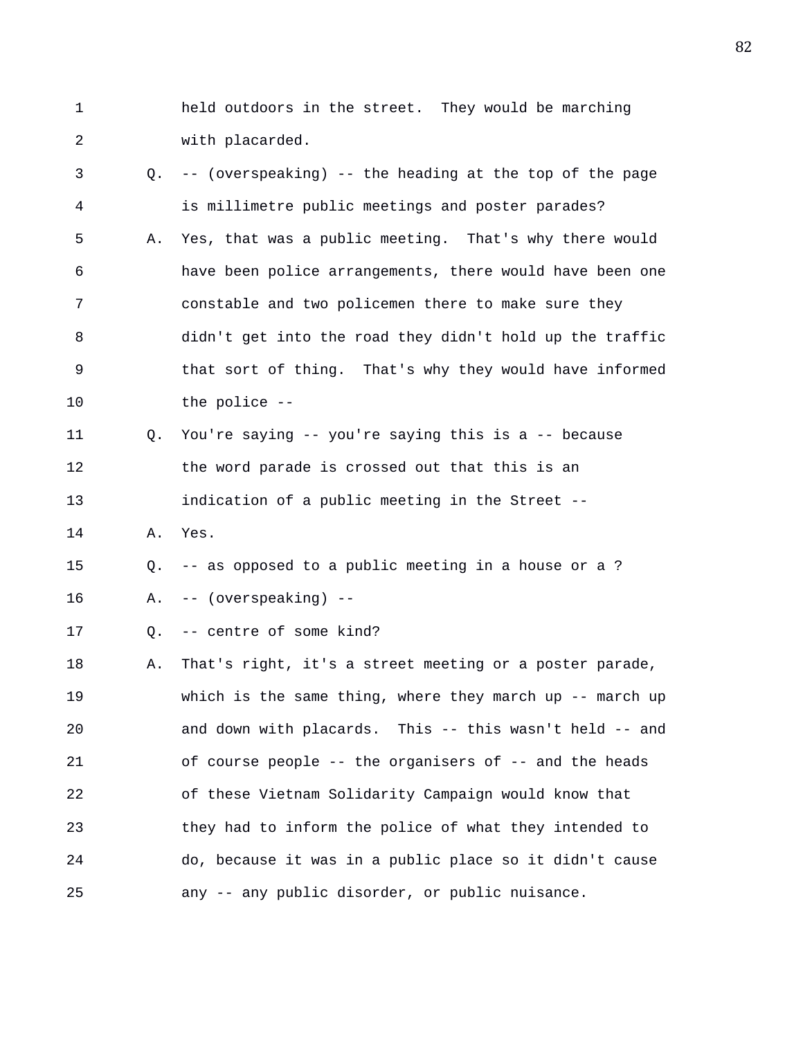1 held outdoors in the street. They would be marching
2 with placarded.
3 Q. -- (overspeaking) -- the heading at the top of the page
4 is millimetre public meetings and poster parades?
5 A. Yes, that was a public meeting. That's why there would
6 have been police arrangements, there would have been one
7 constable and two policemen there to make sure they
8 didn't get into the road they didn't hold up the traffic
9 that sort of thing. That's why they would have informed
10 the police --
11 Q. You're saying -- you're saying this is a -- because
12 the word parade is crossed out that this is an
13 indication of a public meeting in the Street --
14 A. Yes.
15 Q. -- as opposed to a public meeting in a house or a ?
16 A. -- (overspeaking) --
17 Q. -- centre of some kind?
18 A. That's right, it's a street meeting or a poster parade,
19 which is the same thing, where they march up -- march up
20 and down with placards. This -- this wasn't held -- and
21 of course people -- the organisers of -- and the heads
22 of these Vietnam Solidarity Campaign would know that
23 they had to inform the police of what they intended to
24 do, because it was in a public place so it didn't cause
25 any -- any public disorder, or public nuisance.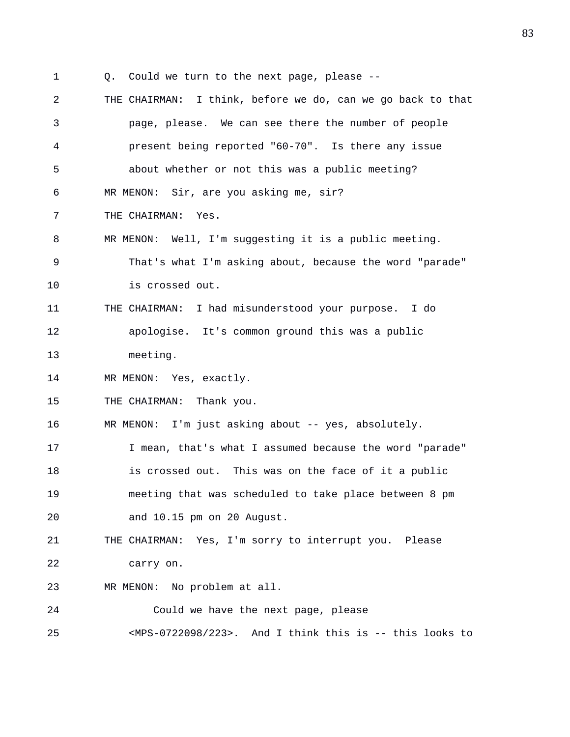1 Q. Could we turn to the next page, please --

2 THE CHAIRMAN: I think, before we do, can we go back to that

3 page, please. We can see there the number of people

4 present being reported "60-70". Is there any issue

5 about whether or not this was a public meeting?

6 MR MENON: Sir, are you asking me, sir?

7 THE CHAIRMAN: Yes.

8 MR MENON: Well, I'm suggesting it is a public meeting.

9 That's what I'm asking about, because the word "parade"

10 is crossed out.

11 THE CHAIRMAN: I had misunderstood your purpose. I do

12 apologise. It's common ground this was a public

13 meeting.

14 MR MENON: Yes, exactly.

15 THE CHAIRMAN: Thank you.

16 MR MENON: I'm just asking about -- yes, absolutely.

17 I mean, that's what I assumed because the word "parade"

18 is crossed out. This was on the face of it a public

19 meeting that was scheduled to take place between 8 pm

20 and 10.15 pm on 20 August.

21 THE CHAIRMAN: Yes, I'm sorry to interrupt you. Please

22 carry on.

23 MR MENON: No problem at all.

24 Could we have the next page, please

25 <MPS-0722098/223>. And I think this is -- this looks to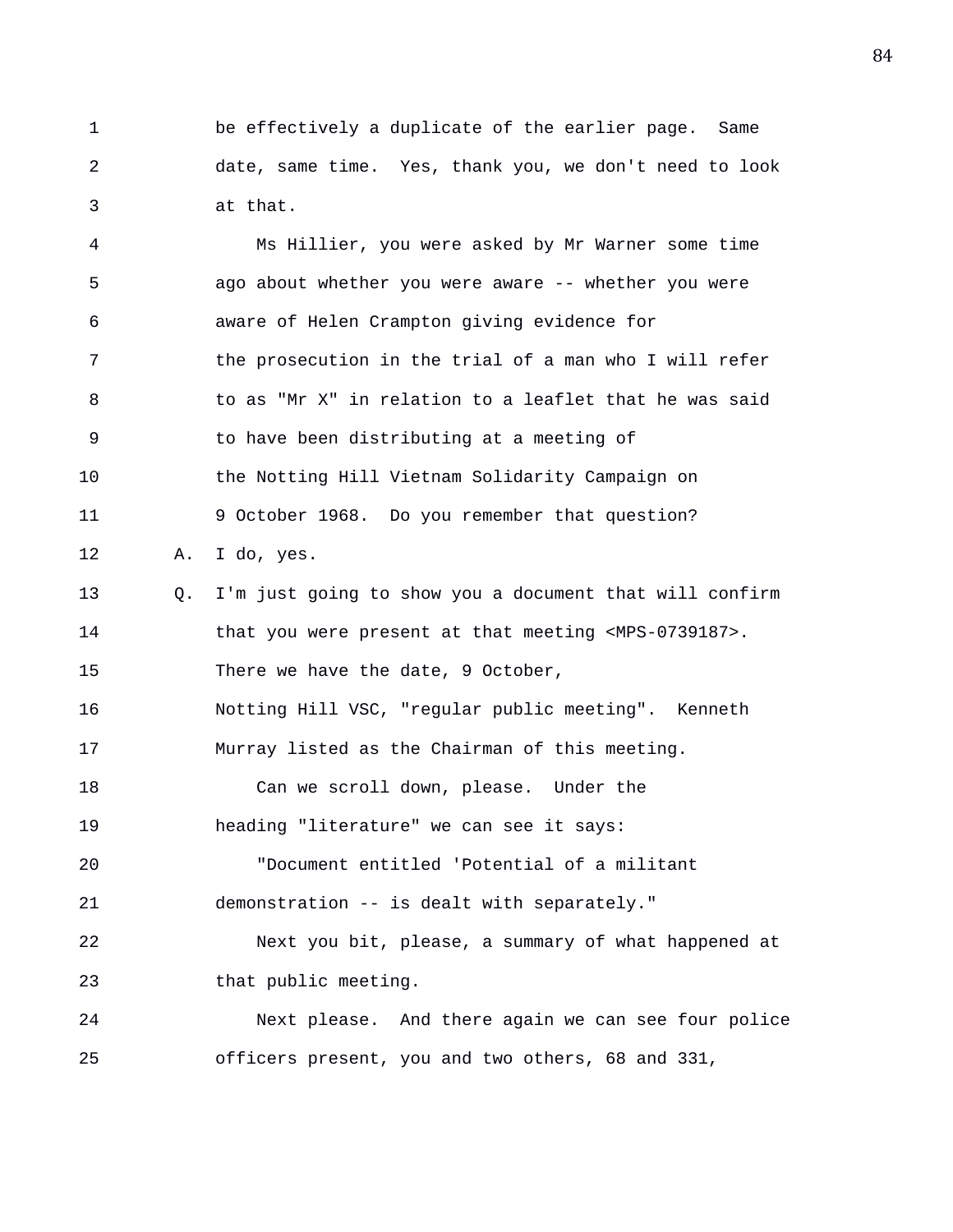1 be effectively a duplicate of the earlier page. Same
2 date, same time. Yes, thank you, we don't need to look
3 at that.
4 Ms Hillier, you were asked by Mr Warner some time
5 ago about whether you were aware -- whether you were
6 aware of Helen Crampton giving evidence for
7 the prosecution in the trial of a man who I will refer
8 to as "Mr X" in relation to a leaflet that he was said
9 to have been distributing at a meeting of
10 the Notting Hill Vietnam Solidarity Campaign on
11 9 October 1968. Do you remember that question?
12 A. I do, yes.
13 Q. I'm just going to show you a document that will confirm
14 that you were present at that meeting <MPS-0739187>.
15 There we have the date, 9 October,
16 Notting Hill VSC, "regular public meeting". Kenneth
17 Murray listed as the Chairman of this meeting.
18 Can we scroll down, please. Under the
19 heading "literature" we can see it says:
20 "Document entitled 'Potential of a militant
21 demonstration -- is dealt with separately."
22 Next you bit, please, a summary of what happened at
23 that public meeting.
24 Next please. And there again we can see four police
25 officers present, you and two others, 68 and 331,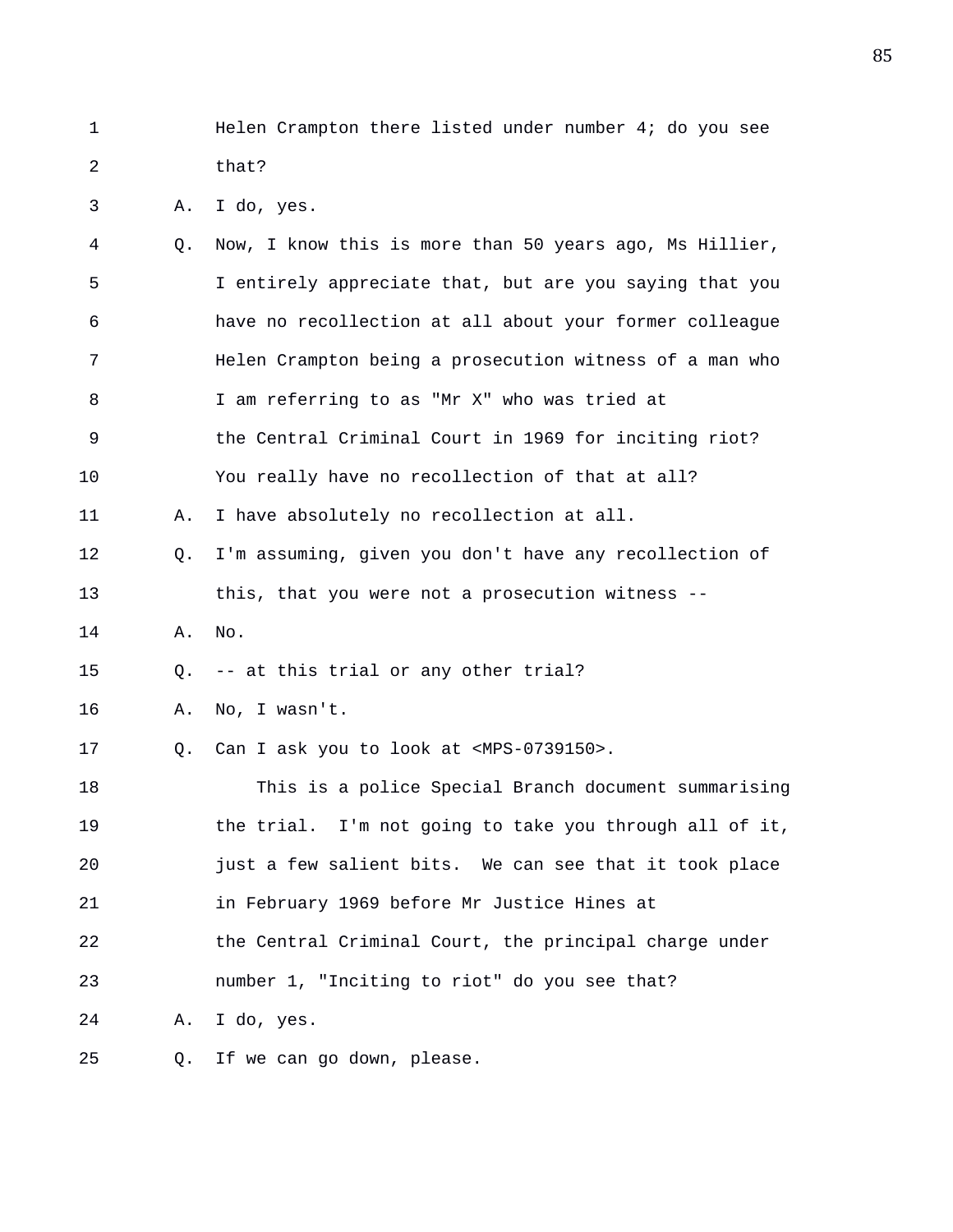1 Helen Crampton there listed under number 4; do you see
2 that?
3 A. I do, yes.
4 Q. Now, I know this is more than 50 years ago, Ms Hillier,
5 I entirely appreciate that, but are you saying that you
6 have no recollection at all about your former colleague
7 Helen Crampton being a prosecution witness of a man who
8 I am referring to as "Mr X" who was tried at
9 the Central Criminal Court in 1969 for inciting riot?
10 You really have no recollection of that at all?
11 A. I have absolutely no recollection at all.
12 Q. I'm assuming, given you don't have any recollection of
13 this, that you were not a prosecution witness --
14 A. No.
15 Q. -- at this trial or any other trial?
16 A. No, I wasn't.
17 Q. Can I ask you to look at <MPS-0739150>.
18 This is a police Special Branch document summarising
19 the trial. I'm not going to take you through all of it,
20 just a few salient bits. We can see that it took place
21 in February 1969 before Mr Justice Hines at
22 the Central Criminal Court, the principal charge under
23 number 1, "Inciting to riot" do you see that?
24 A. I do, yes.
25 Q. If we can go down, please.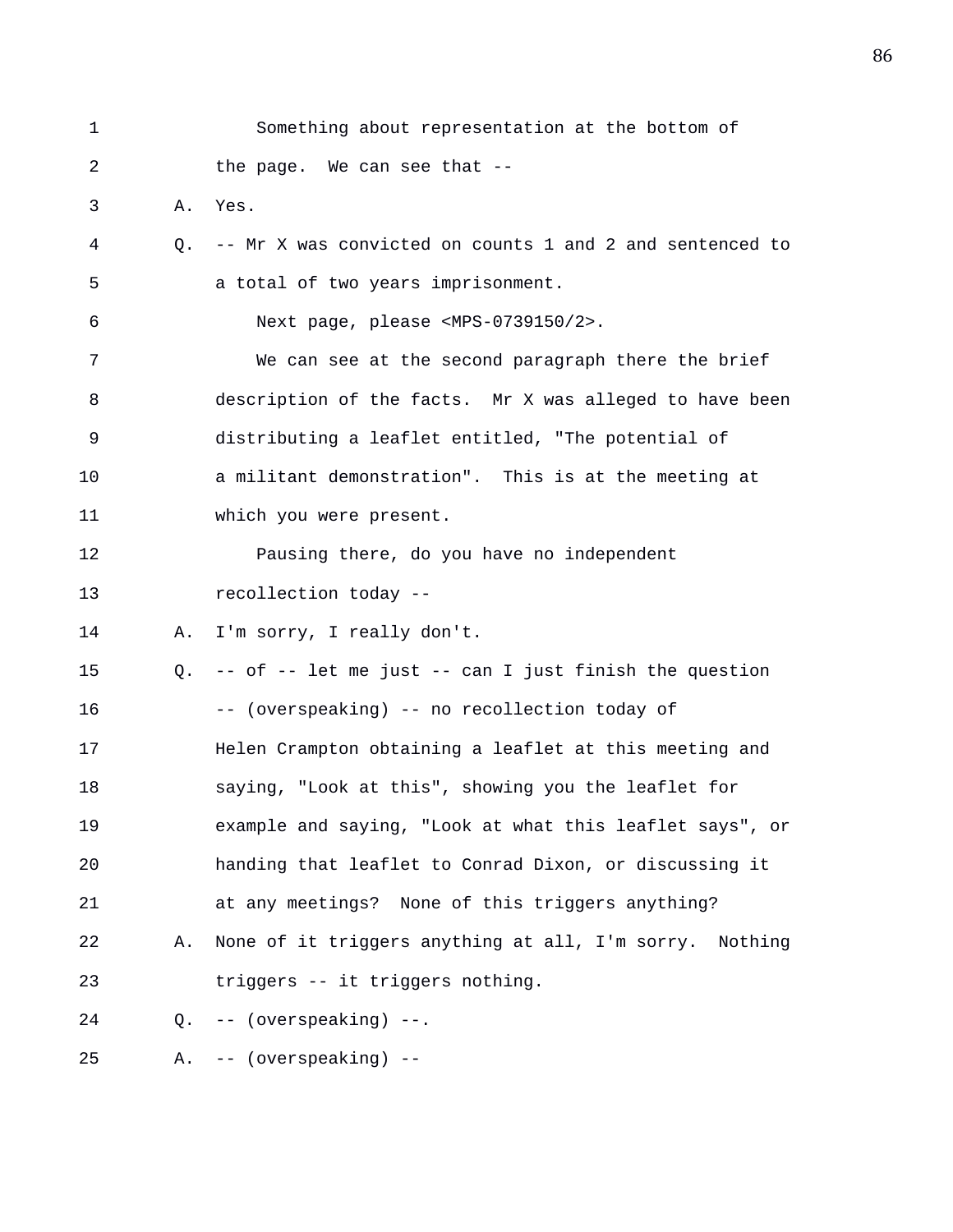1 Something about representation at the bottom of
2 the page. We can see that --
3 A. Yes.
4 Q. -- Mr X was convicted on counts 1 and 2 and sentenced to
5 a total of two years imprisonment.
6 Next page, please <MPS-0739150/2>.
7 We can see at the second paragraph there the brief
8 description of the facts. Mr X was alleged to have been
9 distributing a leaflet entitled, "The potential of
10 a militant demonstration". This is at the meeting at
11 which you were present.
12 Pausing there, do you have no independent
13 recollection today --
14 A. I'm sorry, I really don't.
15 Q. -- of -- let me just -- can I just finish the question
16 -- (overspeaking) -- no recollection today of
17 Helen Crampton obtaining a leaflet at this meeting and
18 saying, "Look at this", showing you the leaflet for
19 example and saying, "Look at what this leaflet says", or
20 handing that leaflet to Conrad Dixon, or discussing it
21 at any meetings? None of this triggers anything?
22 A. None of it triggers anything at all, I'm sorry. Nothing
23 triggers -- it triggers nothing.
24 Q. -- (overspeaking) --.
25 A. -- (overspeaking) --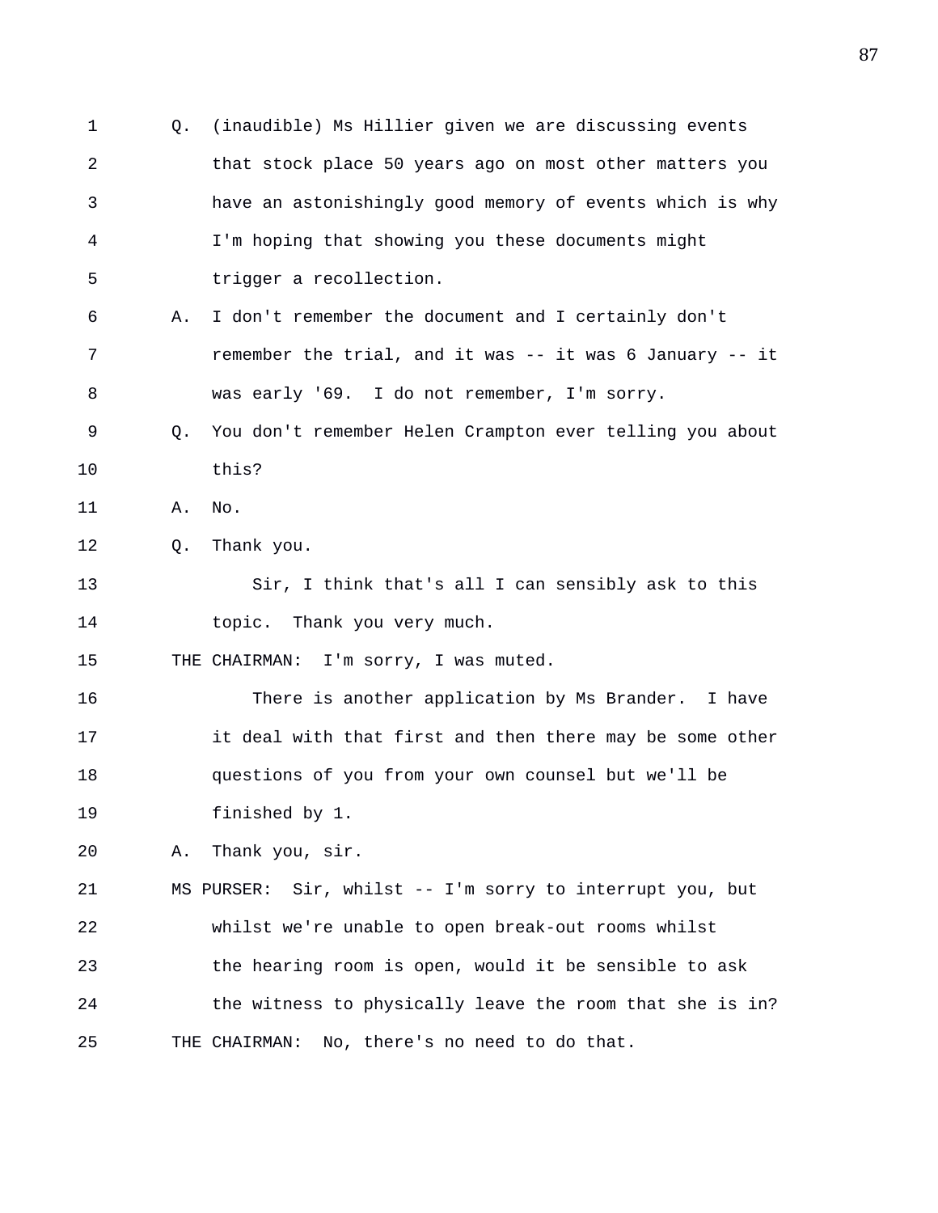Q. (inaudible) Ms Hillier given we are discussing events that stock place 50 years ago on most other matters you have an astonishingly good memory of events which is why I'm hoping that showing you these documents might trigger a recollection.

A. I don't remember the document and I certainly don't remember the trial, and it was -- it was 6 January -- it was early '69. I do not remember, I'm sorry.

Q. You don't remember Helen Crampton ever telling you about this?

A. No.

Q. Thank you.

Sir, I think that's all I can sensibly ask to this topic. Thank you very much.

THE CHAIRMAN: I'm sorry, I was muted.

There is another application by Ms Brander. I have it deal with that first and then there may be some other questions of you from your own counsel but we'll be finished by 1.

A. Thank you, sir.

MS PURSER: Sir, whilst -- I'm sorry to interrupt you, but whilst we're unable to open break-out rooms whilst the hearing room is open, would it be sensible to ask the witness to physically leave the room that she is in?

THE CHAIRMAN: No, there's no need to do that.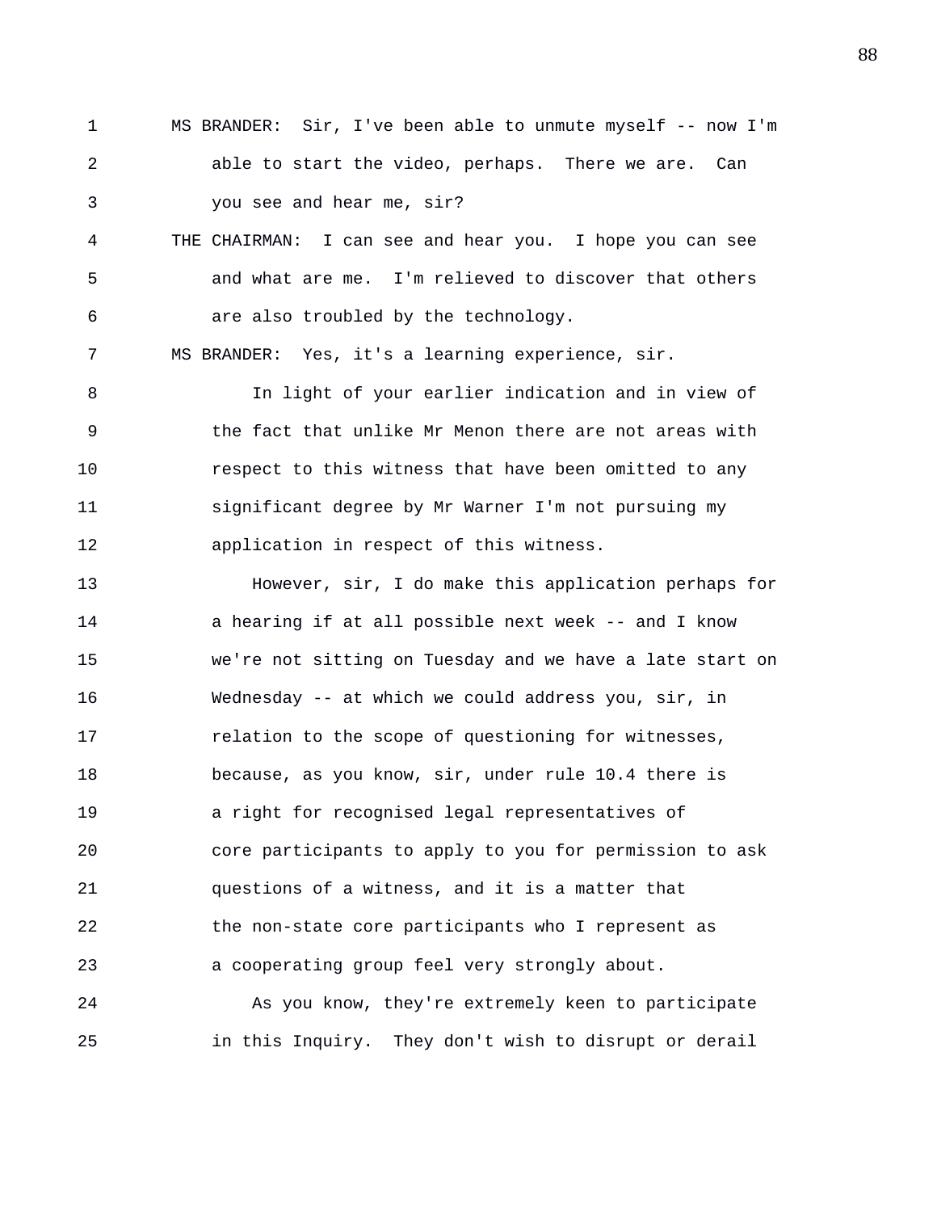1 MS BRANDER: Sir, I've been able to unmute myself -- now I'm
2 able to start the video, perhaps. There we are. Can
3 you see and hear me, sir?
4 THE CHAIRMAN: I can see and hear you. I hope you can see
5 and what are me. I'm relieved to discover that others
6 are also troubled by the technology.
7 MS BRANDER: Yes, it's a learning experience, sir.
8 In light of your earlier indication and in view of
9 the fact that unlike Mr Menon there are not areas with
10 respect to this witness that have been omitted to any
11 significant degree by Mr Warner I'm not pursuing my
12 application in respect of this witness.
13 However, sir, I do make this application perhaps for
14 a hearing if at all possible next week -- and I know
15 we're not sitting on Tuesday and we have a late start on
16 Wednesday -- at which we could address you, sir, in
17 relation to the scope of questioning for witnesses,
18 because, as you know, sir, under rule 10.4 there is
19 a right for recognised legal representatives of
20 core participants to apply to you for permission to ask
21 questions of a witness, and it is a matter that
22 the non-state core participants who I represent as
23 a cooperating group feel very strongly about.
24 As you know, they're extremely keen to participate
25 in this Inquiry. They don't wish to disrupt or derail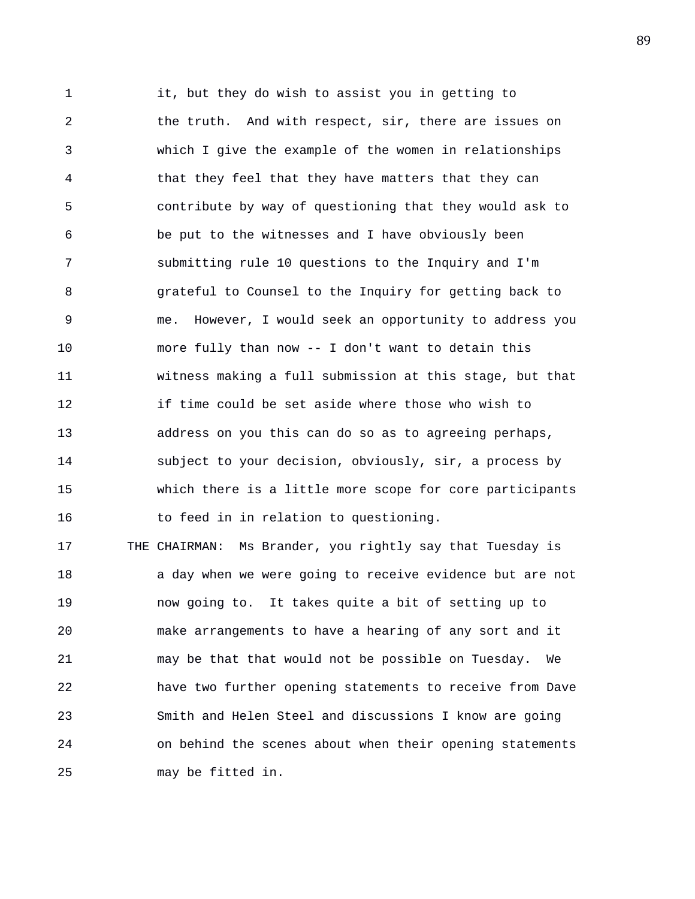it, but they do wish to assist you in getting to the truth. And with respect, sir, there are issues on which I give the example of the women in relationships that they feel that they have matters that they can contribute by way of questioning that they would ask to be put to the witnesses and I have obviously been submitting rule 10 questions to the Inquiry and I'm grateful to Counsel to the Inquiry for getting back to me. However, I would seek an opportunity to address you more fully than now -- I don't want to detain this witness making a full submission at this stage, but that if time could be set aside where those who wish to address on you this can do so as to agreeing perhaps, subject to your decision, obviously, sir, a process by which there is a little more scope for core participants to feed in in relation to questioning.

THE CHAIRMAN: Ms Brander, you rightly say that Tuesday is a day when we were going to receive evidence but are not now going to. It takes quite a bit of setting up to make arrangements to have a hearing of any sort and it may be that that would not be possible on Tuesday. We have two further opening statements to receive from Dave Smith and Helen Steel and discussions I know are going on behind the scenes about when their opening statements may be fitted in.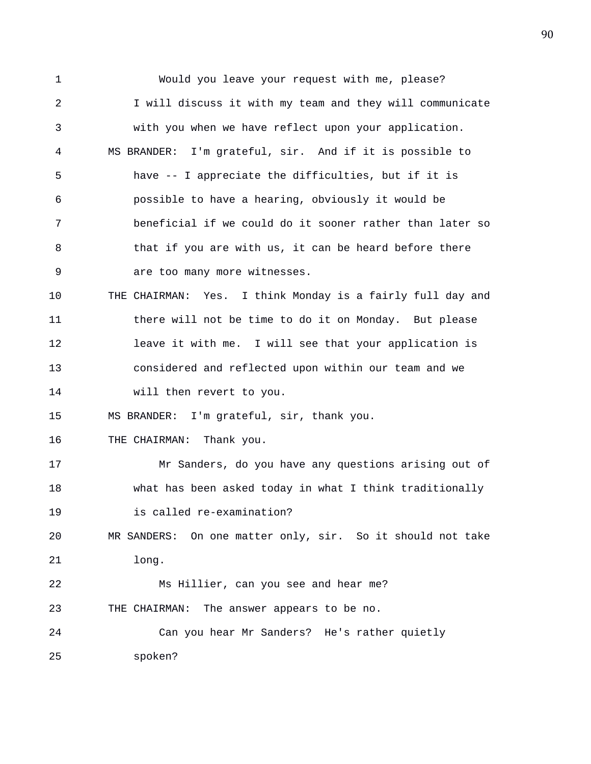Would you leave your request with me, please? I will discuss it with my team and they will communicate with you when we have reflect upon your application.

MS BRANDER: I'm grateful, sir. And if it is possible to have -- I appreciate the difficulties, but if it is possible to have a hearing, obviously it would be beneficial if we could do it sooner rather than later so that if you are with us, it can be heard before there are too many more witnesses.

THE CHAIRMAN: Yes. I think Monday is a fairly full day and there will not be time to do it on Monday. But please leave it with me. I will see that your application is considered and reflected upon within our team and we will then revert to you.

MS BRANDER: I'm grateful, sir, thank you.

THE CHAIRMAN: Thank you.

Mr Sanders, do you have any questions arising out of what has been asked today in what I think traditionally is called re-examination?

MR SANDERS: On one matter only, sir. So it should not take long.

Ms Hillier, can you see and hear me?

THE CHAIRMAN: The answer appears to be no.

Can you hear Mr Sanders? He's rather quietly spoken?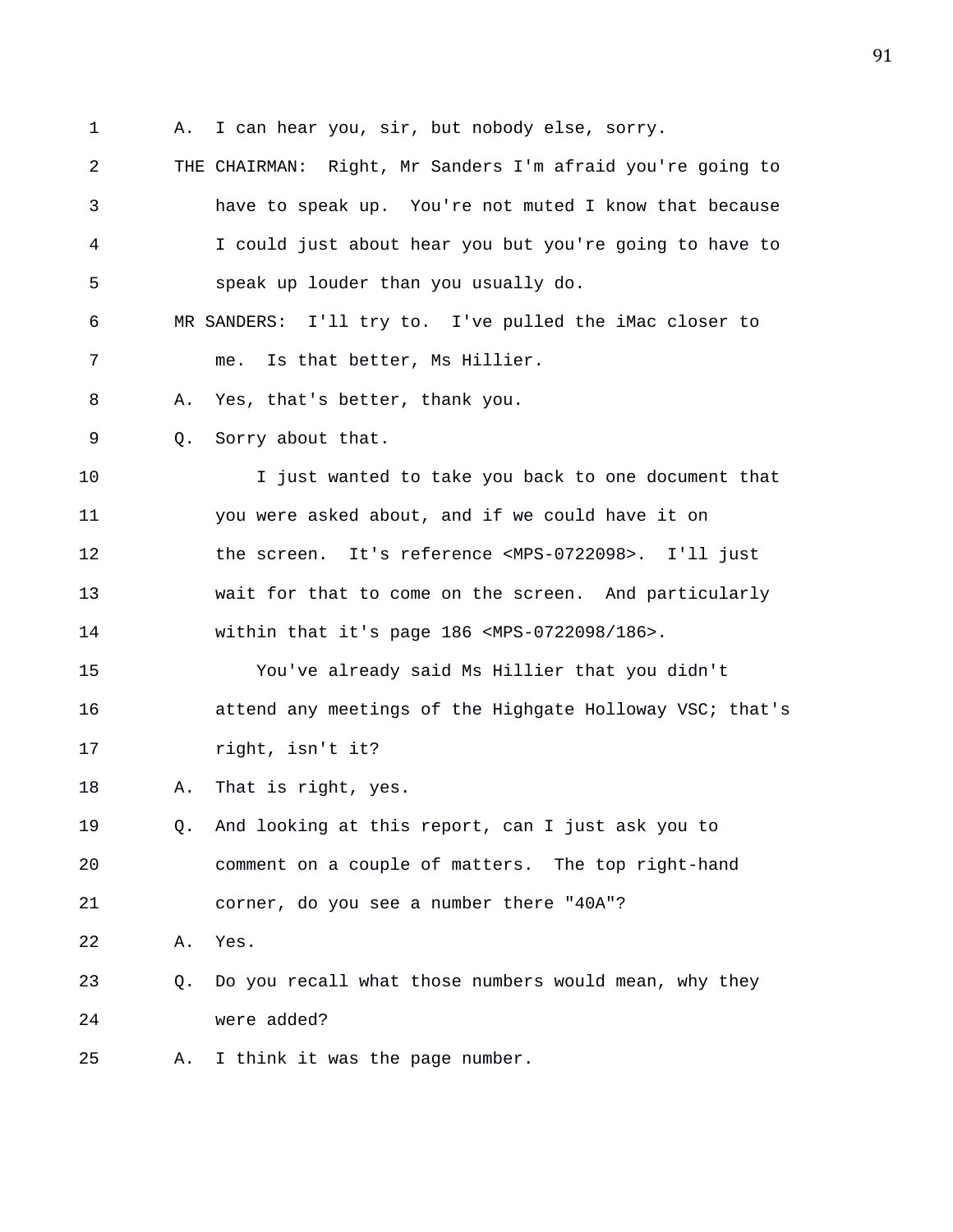A. I can hear you, sir, but nobody else, sorry.

THE CHAIRMAN: Right, Mr Sanders I'm afraid you're going to have to speak up. You're not muted I know that because I could just about hear you but you're going to have to speak up louder than you usually do.

MR SANDERS: I'll try to. I've pulled the iMac closer to me. Is that better, Ms Hillier.

A. Yes, that's better, thank you.

Q. Sorry about that.

I just wanted to take you back to one document that you were asked about, and if we could have it on the screen. It's reference <MPS-0722098>. I'll just wait for that to come on the screen. And particularly within that it's page 186 <MPS-0722098/186>.

You've already said Ms Hillier that you didn't attend any meetings of the Highgate Holloway VSC; that's right, isn't it?

A. That is right, yes.

Q. And looking at this report, can I just ask you to comment on a couple of matters. The top right-hand corner, do you see a number there "40A"?

A. Yes.

Q. Do you recall what those numbers would mean, why they were added?

A. I think it was the page number.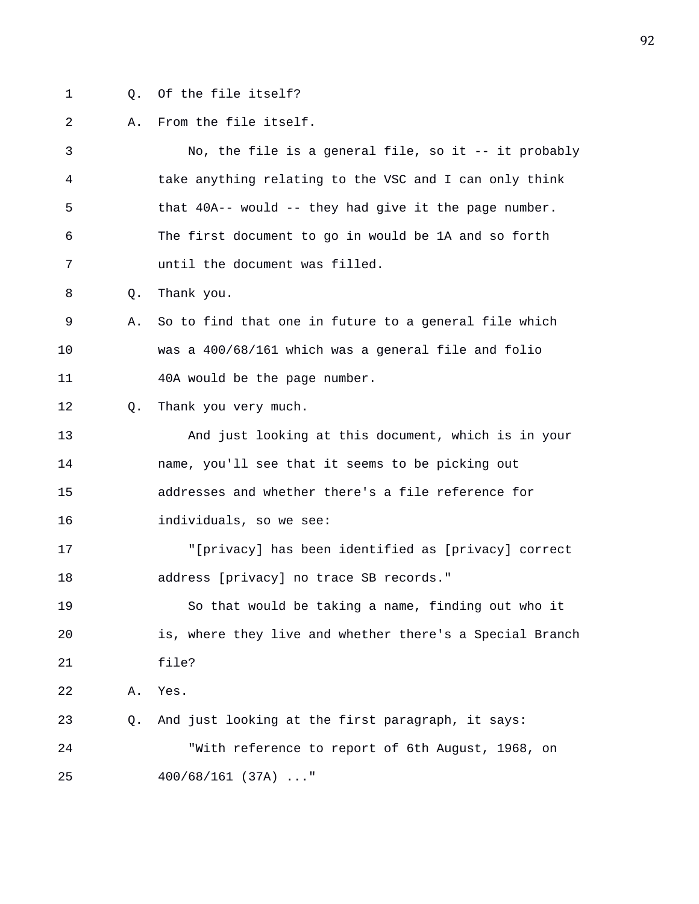Q. Of the file itself?

A. From the file itself.

No, the file is a general file, so it -- it probably take anything relating to the VSC and I can only think that 40A-- would -- they had give it the page number. The first document to go in would be 1A and so forth until the document was filled.

Q. Thank you.

A. So to find that one in future to a general file which was a 400/68/161 which was a general file and folio 40A would be the page number.

Q. Thank you very much.

And just looking at this document, which is in your name, you'll see that it seems to be picking out addresses and whether there's a file reference for individuals, so we see:

"[privacy] has been identified as [privacy] correct address [privacy] no trace SB records."

So that would be taking a name, finding out who it is, where they live and whether there's a Special Branch file?

A. Yes.

Q. And just looking at the first paragraph, it says:

"With reference to report of 6th August, 1968, on 400/68/161 (37A) ..."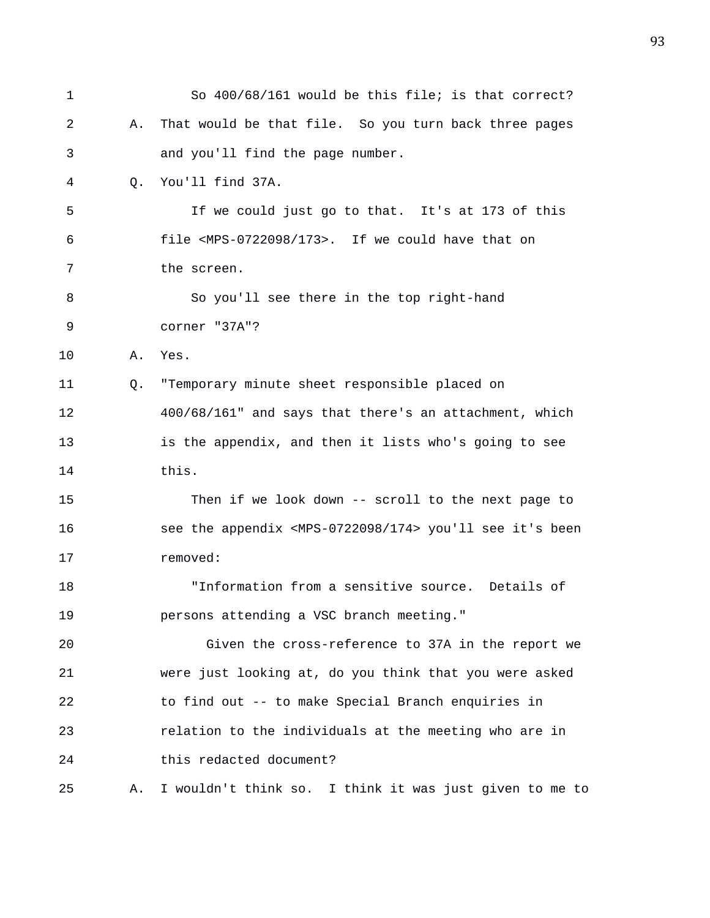1 So 400/68/161 would be this file; is that correct?

2 A. That would be that file. So you turn back three pages

3 and you'll find the page number.

4 Q. You'll find 37A.

5 If we could just go to that. It's at 173 of this

6 file <MPS-0722098/173>. If we could have that on

7 the screen.

8 So you'll see there in the top right-hand

9 corner "37A"?

10 A. Yes.

11 Q. "Temporary minute sheet responsible placed on

12 400/68/161" and says that there's an attachment, which

13 is the appendix, and then it lists who's going to see

14 this.

15 Then if we look down -- scroll to the next page to

16 see the appendix <MPS-0722098/174> you'll see it's been

17 removed:

18 "Information from a sensitive source. Details of

19 persons attending a VSC branch meeting."

20 Given the cross-reference to 37A in the report we

21 were just looking at, do you think that you were asked

22 to find out -- to make Special Branch enquiries in

23 relation to the individuals at the meeting who are in

24 this redacted document?

25 A. I wouldn't think so. I think it was just given to me to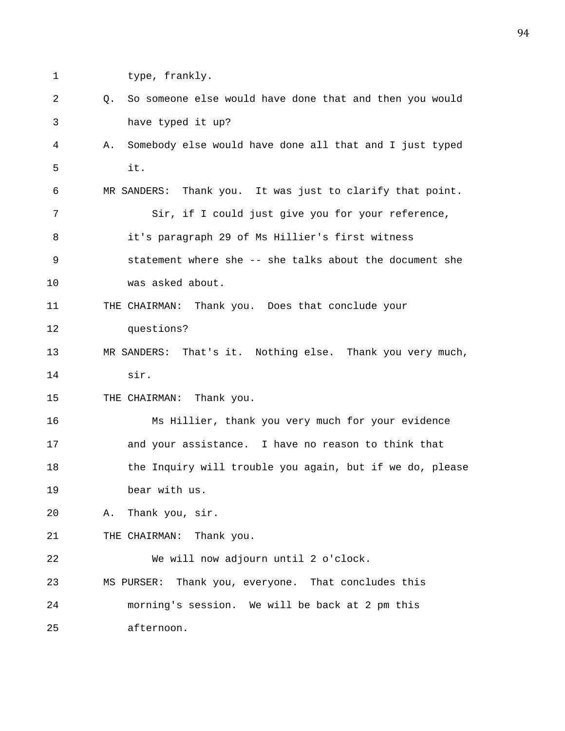type, frankly.

Q. So someone else would have done that and then you would have typed it up?

A. Somebody else would have done all that and I just typed it.

MR SANDERS: Thank you. It was just to clarify that point.

Sir, if I could just give you for your reference, it's paragraph 29 of Ms Hillier's first witness statement where she -- she talks about the document she was asked about.

THE CHAIRMAN: Thank you. Does that conclude your questions?

MR SANDERS: That's it. Nothing else. Thank you very much, sir.

THE CHAIRMAN: Thank you.

Ms Hillier, thank you very much for your evidence and your assistance. I have no reason to think that the Inquiry will trouble you again, but if we do, please bear with us.

A. Thank you, sir.

THE CHAIRMAN: Thank you.

We will now adjourn until 2 o'clock.

MS PURSER: Thank you, everyone. That concludes this morning's session. We will be back at 2 pm this afternoon.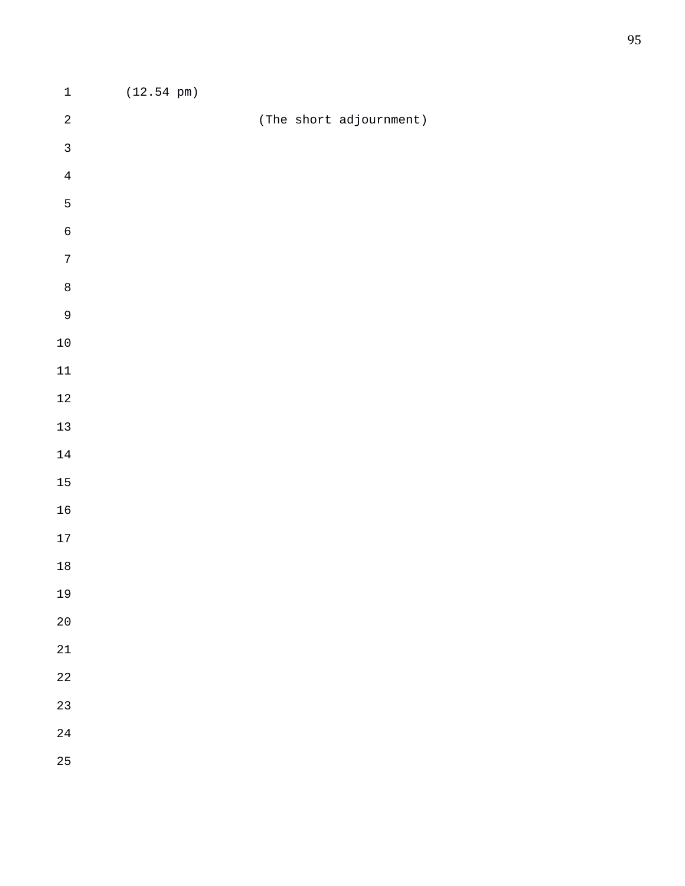(12.54 pm)

(The short adjournment)